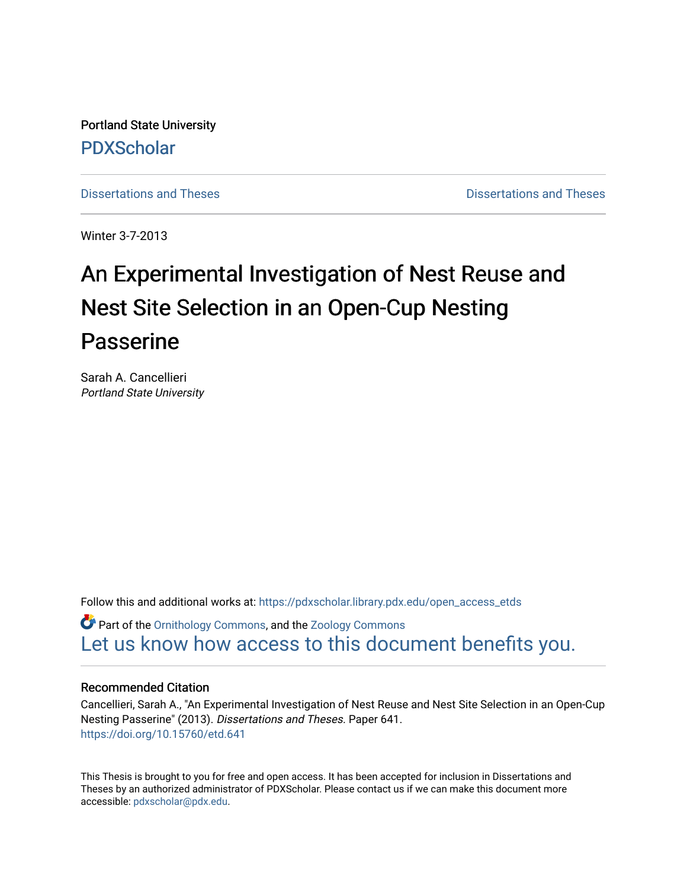Portland State University

PDXScholar

Dissertations and Theses | Dissertations and Theses

Winter 3-7-2013

# An Experimental Investigation of Nest Reuse and Nest Site Selection in an Open-Cup Nesting Passerine

Sarah A. Cancellieri
*Portland State University*

Follow this and additional works at: https://pdxscholar.library.pdx.edu/open_access_etds

Part of the Ornithology Commons, and the Zoology Commons

Let us know how access to this document benefits you.

### Recommended Citation

Cancellieri, Sarah A., "An Experimental Investigation of Nest Reuse and Nest Site Selection in an Open-Cup Nesting Passerine" (2013). *Dissertations and Theses.* Paper 641.
https://doi.org/10.15760/etd.641

This Thesis is brought to you for free and open access. It has been accepted for inclusion in Dissertations and Theses by an authorized administrator of PDXScholar. Please contact us if we can make this document more accessible: pdxscholar@pdx.edu.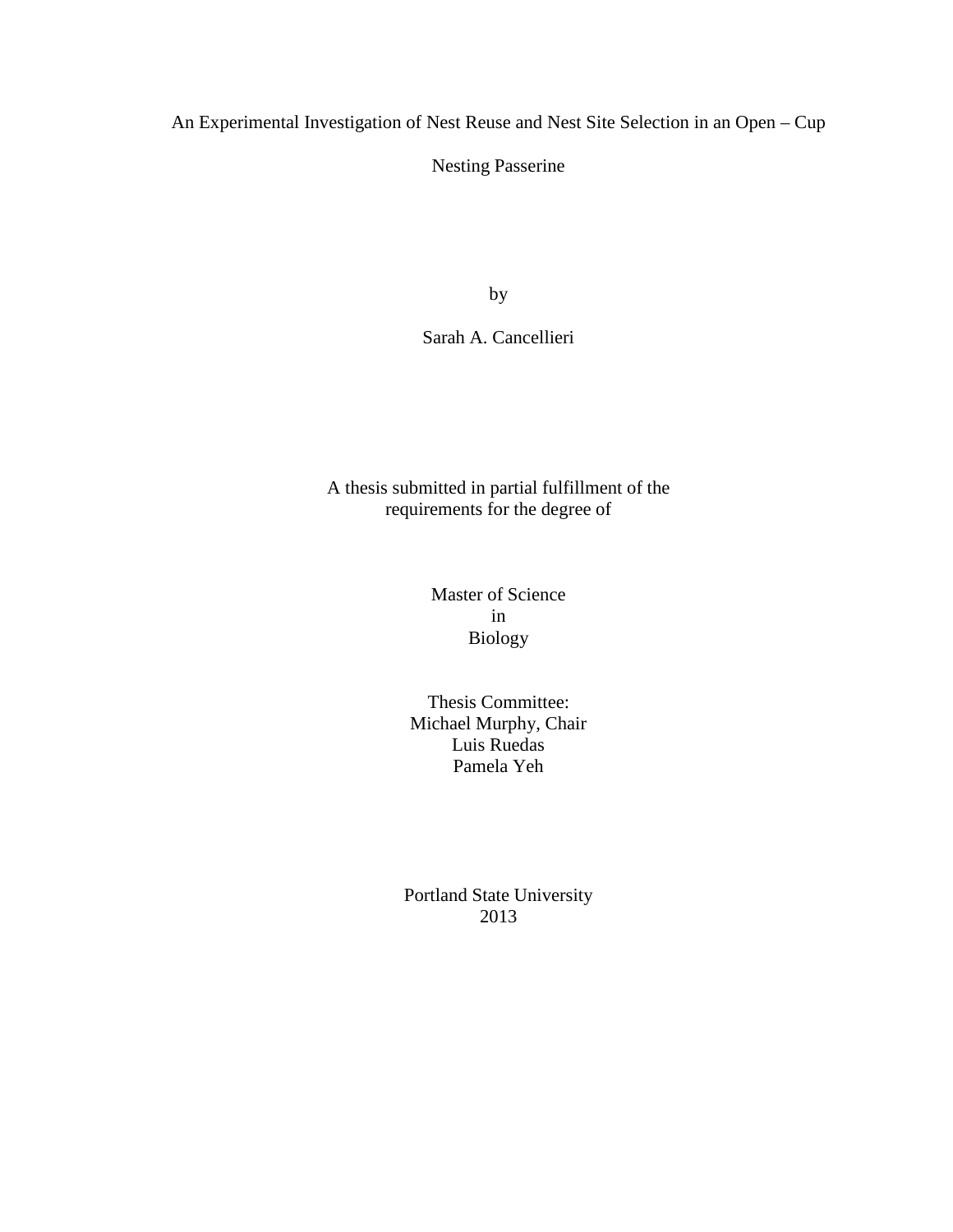# An Experimental Investigation of Nest Reuse and Nest Site Selection in an Open – Cup Nesting Passerine

by

Sarah A. Cancellieri

A thesis submitted in partial fulfillment of the requirements for the degree of

Master of Science
in
Biology

Thesis Committee:
Michael Murphy, Chair
Luis Ruedas
Pamela Yeh

Portland State University
2013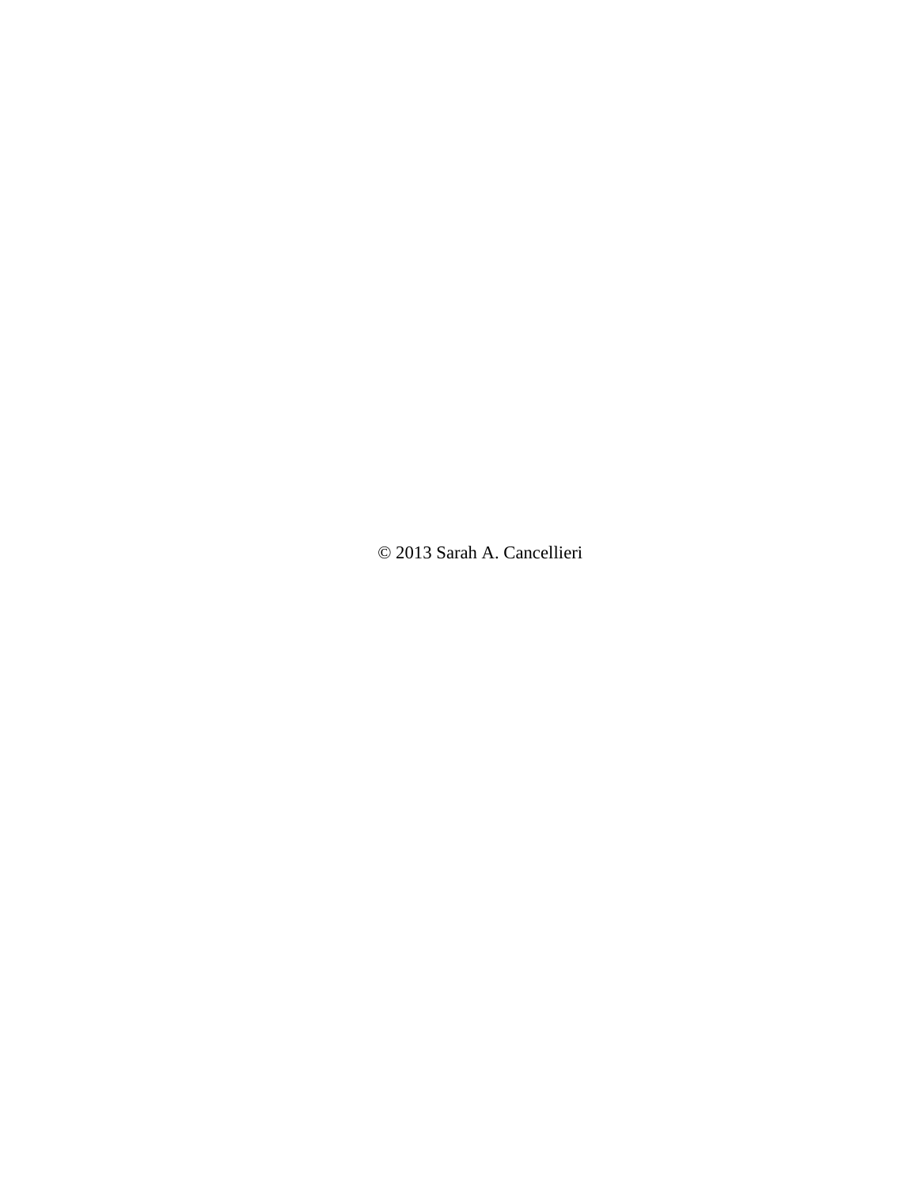© 2013 Sarah A. Cancellieri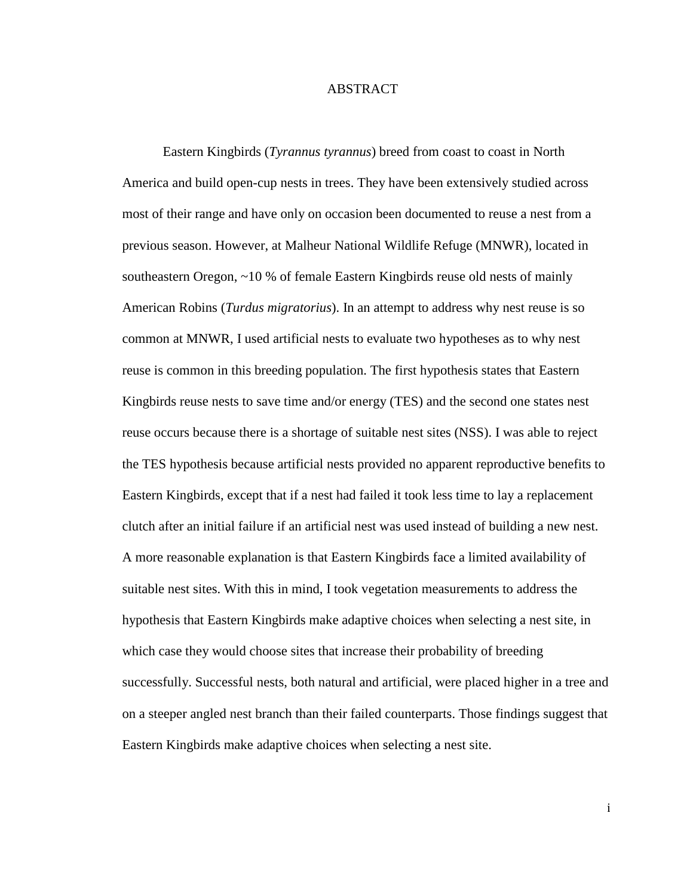# ABSTRACT

Eastern Kingbirds (*Tyrannus tyrannus*) breed from coast to coast in North America and build open-cup nests in trees. They have been extensively studied across most of their range and have only on occasion been documented to reuse a nest from a previous season. However, at Malheur National Wildlife Refuge (MNWR), located in southeastern Oregon, ~10 % of female Eastern Kingbirds reuse old nests of mainly American Robins (*Turdus migratorius*). In an attempt to address why nest reuse is so common at MNWR, I used artificial nests to evaluate two hypotheses as to why nest reuse is common in this breeding population. The first hypothesis states that Eastern Kingbirds reuse nests to save time and/or energy (TES) and the second one states nest reuse occurs because there is a shortage of suitable nest sites (NSS). I was able to reject the TES hypothesis because artificial nests provided no apparent reproductive benefits to Eastern Kingbirds, except that if a nest had failed it took less time to lay a replacement clutch after an initial failure if an artificial nest was used instead of building a new nest. A more reasonable explanation is that Eastern Kingbirds face a limited availability of suitable nest sites. With this in mind, I took vegetation measurements to address the hypothesis that Eastern Kingbirds make adaptive choices when selecting a nest site, in which case they would choose sites that increase their probability of breeding successfully. Successful nests, both natural and artificial, were placed higher in a tree and on a steeper angled nest branch than their failed counterparts. Those findings suggest that Eastern Kingbirds make adaptive choices when selecting a nest site.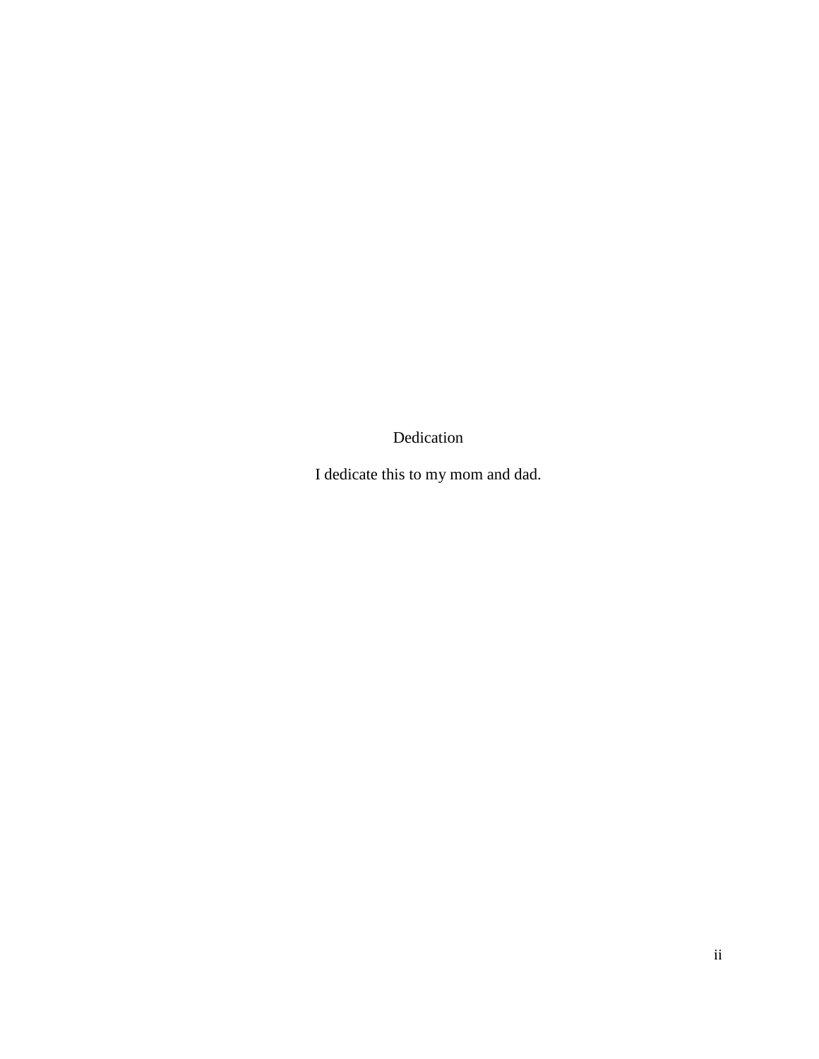# Dedication

I dedicate this to my mom and dad.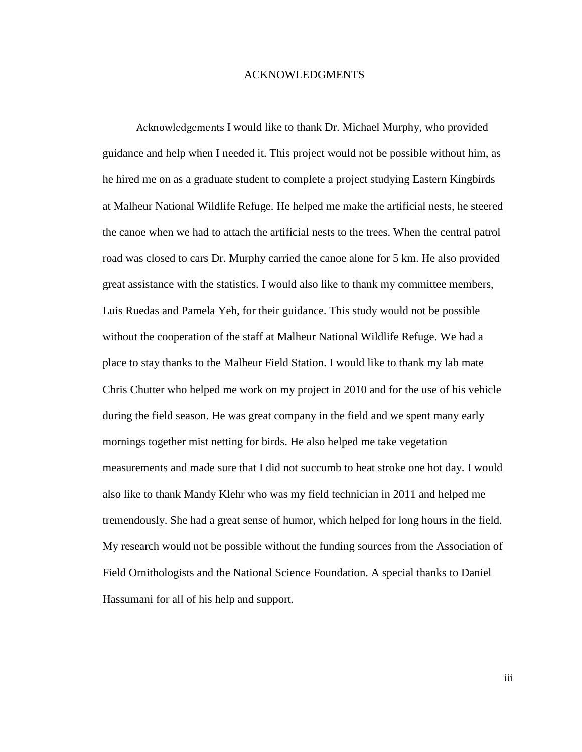# ACKNOWLEDGMENTS

Acknowledgements I would like to thank Dr. Michael Murphy, who provided guidance and help when I needed it. This project would not be possible without him, as he hired me on as a graduate student to complete a project studying Eastern Kingbirds at Malheur National Wildlife Refuge. He helped me make the artificial nests, he steered the canoe when we had to attach the artificial nests to the trees. When the central patrol road was closed to cars Dr. Murphy carried the canoe alone for 5 km. He also provided great assistance with the statistics. I would also like to thank my committee members, Luis Ruedas and Pamela Yeh, for their guidance. This study would not be possible without the cooperation of the staff at Malheur National Wildlife Refuge. We had a place to stay thanks to the Malheur Field Station. I would like to thank my lab mate Chris Chutter who helped me work on my project in 2010 and for the use of his vehicle during the field season. He was great company in the field and we spent many early mornings together mist netting for birds. He also helped me take vegetation measurements and made sure that I did not succumb to heat stroke one hot day. I would also like to thank Mandy Klehr who was my field technician in 2011 and helped me tremendously. She had a great sense of humor, which helped for long hours in the field. My research would not be possible without the funding sources from the Association of Field Ornithologists and the National Science Foundation. A special thanks to Daniel Hassumani for all of his help and support.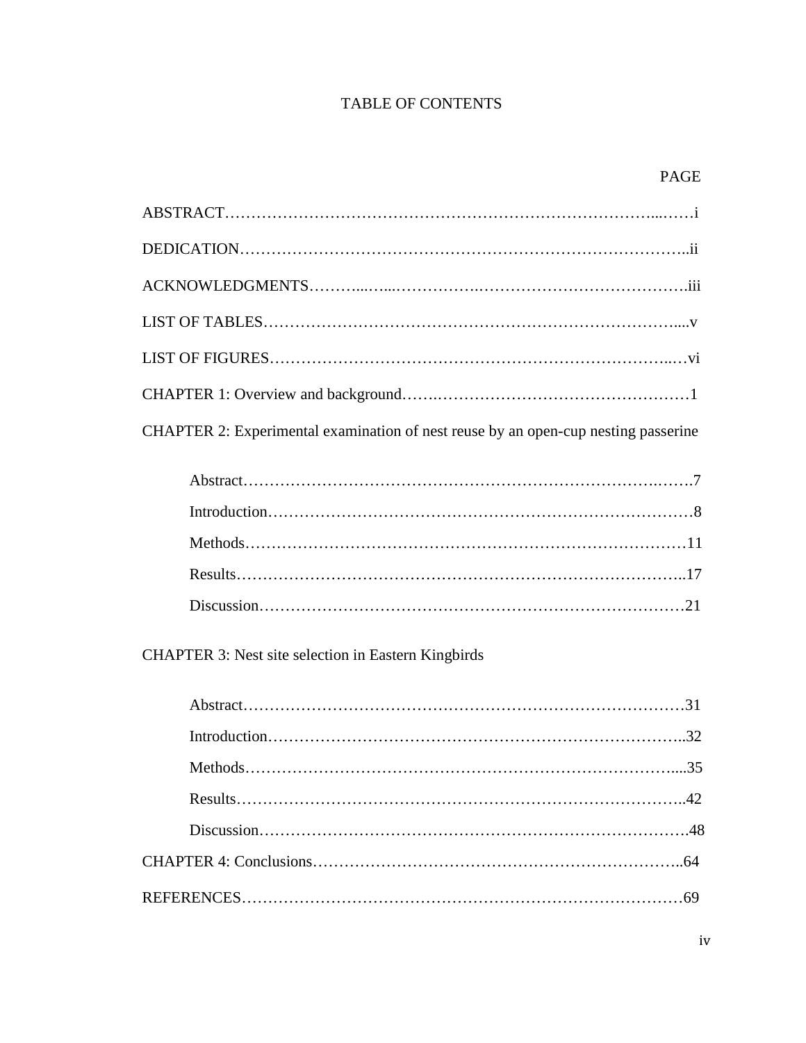# TABLE OF CONTENTS

PAGE

ABSTRACT……………………………………………………………………………i

DEDICATION…………………………………………………………………………ii

ACKNOWLEDGMENTS……………………………………………………………iii

LIST OF TABLES……………………………………………………………………v

LIST OF FIGURES…………………………………………………………………vi

CHAPTER 1: Overview and background……………………………………………1

CHAPTER 2: Experimental examination of nest reuse by an open-cup nesting passerine

- Abstract……………………………………………………………………7
- Introduction………………………………………………………………8
- Methods…………………………………………………………………11
- Results……………………………………………………………………17
- Discussion………………………………………………………………21

CHAPTER 3: Nest site selection in Eastern Kingbirds

- Abstract…………………………………………………………………31
- Introduction……………………………………………………………32
- Methods…………………………………………………………………35
- Results……………………………………………………………………42
- Discussion………………………………………………………………48

CHAPTER 4: Conclusions……………………………………………………………64

REFERENCES…………………………………………………………………………69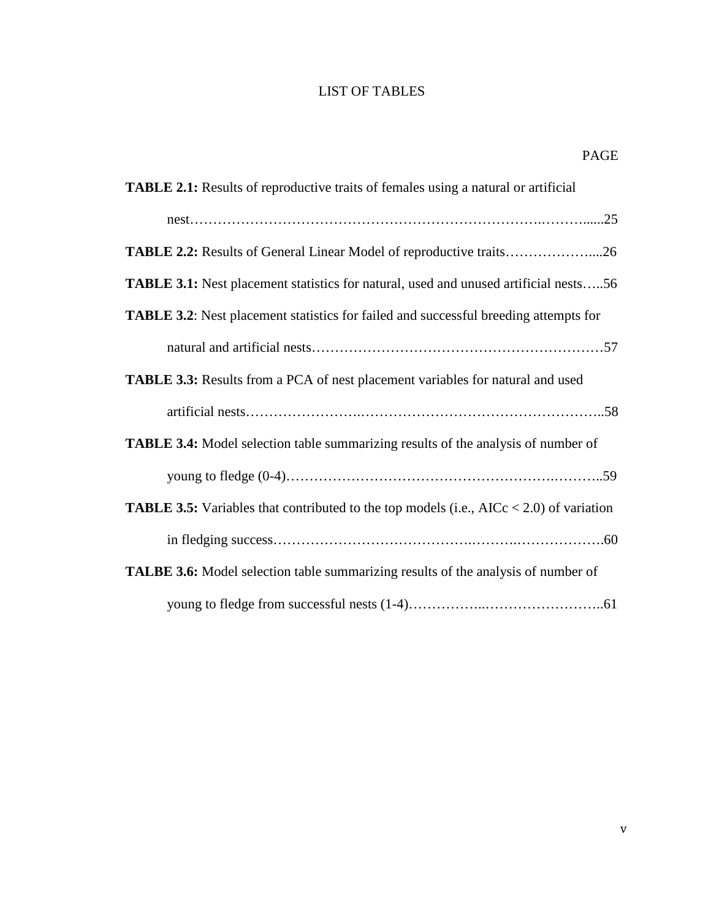# LIST OF TABLES

PAGE

**TABLE 2.1:** Results of reproductive traits of females using a natural or artificial nest……………………………………………………………………….……….....25

**TABLE 2.2:** Results of General Linear Model of reproductive traits………………....26

**TABLE 3.1:** Nest placement statistics for natural, used and unused artificial nests…..56

**TABLE 3.2**: Nest placement statistics for failed and successful breeding attempts for natural and artificial nests………………………………………………………57

**TABLE 3.3:** Results from a PCA of nest placement variables for natural and used artificial nests……………………..……………………………………………..58

**TABLE 3.4:** Model selection table summarizing results of the analysis of number of young to fledge (0-4)……………………………………………….………..59

**TABLE 3.5:** Variables that contributed to the top models (i.e., AICc < 2.0) of variation in fledging success………………………………….……….……………….60

**TALBE 3.6:** Model selection table summarizing results of the analysis of number of young to fledge from successful nests (1-4)……………..……………………..61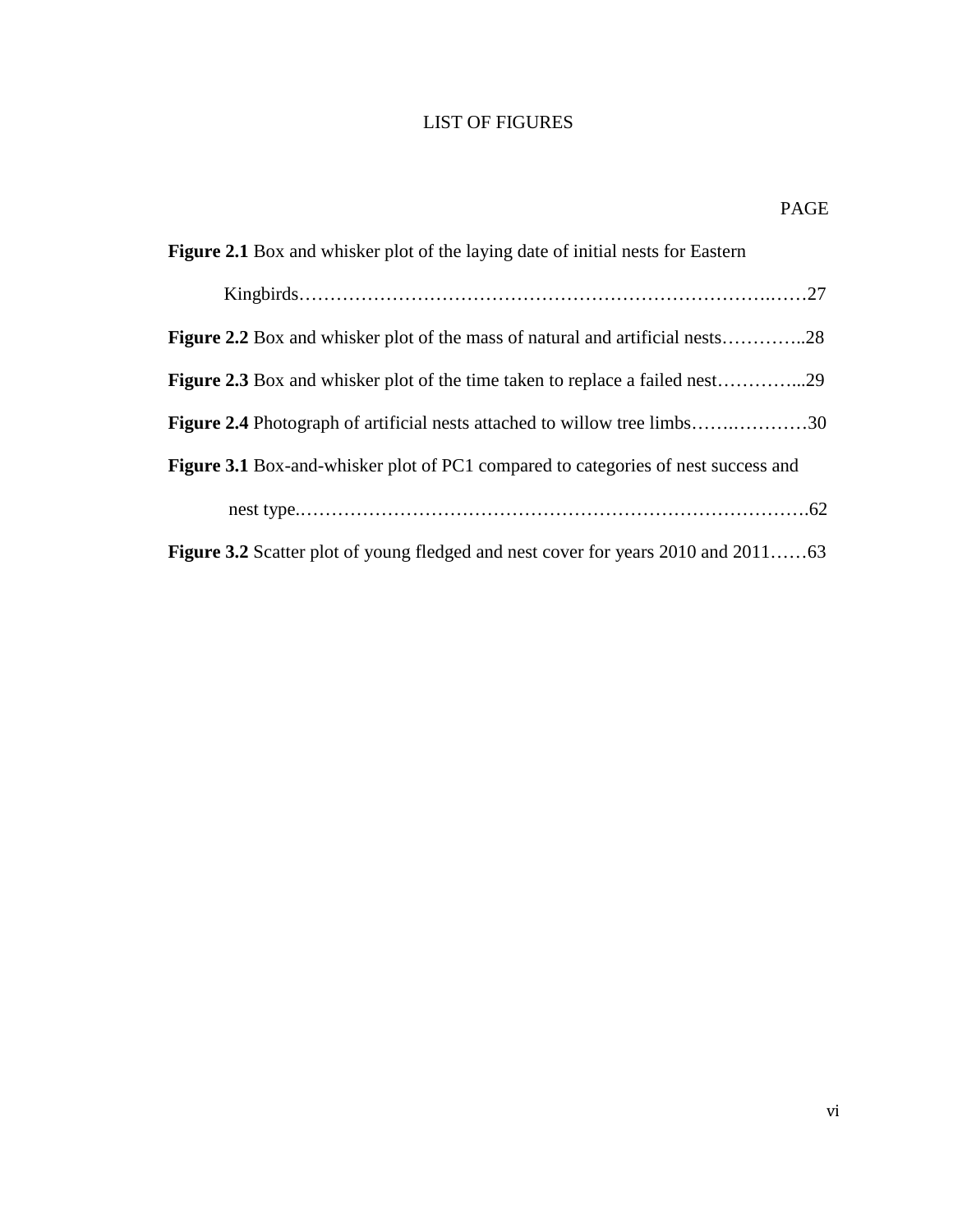# LIST OF FIGURES

PAGE

**Figure 2.1** Box and whisker plot of the laying date of initial nests for Eastern Kingbirds……………………………………………………………………….……27

**Figure 2.2** Box and whisker plot of the mass of natural and artificial nests…………..28

**Figure 2.3** Box and whisker plot of the time taken to replace a failed nest…………...29

**Figure 2.4** Photograph of artificial nests attached to willow tree limbs…….…………30

**Figure 3.1** Box-and-whisker plot of PC1 compared to categories of nest success and nest type.……………………………………………………………………….62

**Figure 3.2** Scatter plot of young fledged and nest cover for years 2010 and 2011……63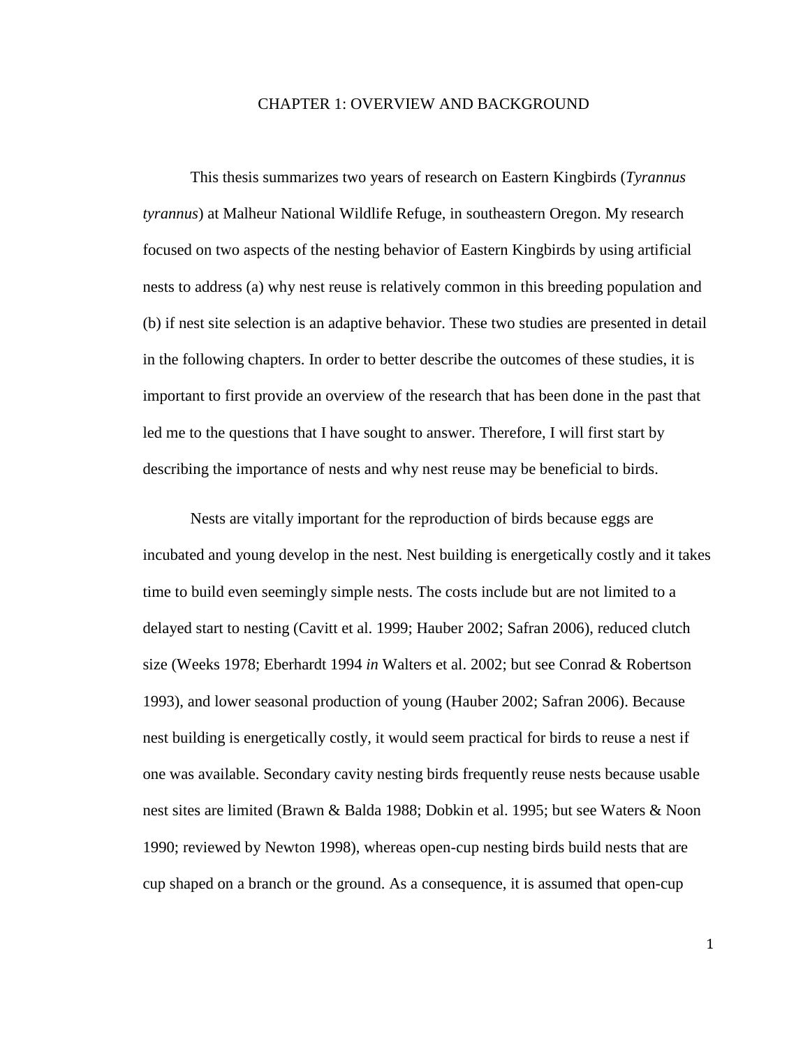# CHAPTER 1: OVERVIEW AND BACKGROUND

This thesis summarizes two years of research on Eastern Kingbirds (*Tyrannus tyrannus*) at Malheur National Wildlife Refuge, in southeastern Oregon. My research focused on two aspects of the nesting behavior of Eastern Kingbirds by using artificial nests to address (a) why nest reuse is relatively common in this breeding population and (b) if nest site selection is an adaptive behavior. These two studies are presented in detail in the following chapters. In order to better describe the outcomes of these studies, it is important to first provide an overview of the research that has been done in the past that led me to the questions that I have sought to answer. Therefore, I will first start by describing the importance of nests and why nest reuse may be beneficial to birds.

Nests are vitally important for the reproduction of birds because eggs are incubated and young develop in the nest. Nest building is energetically costly and it takes time to build even seemingly simple nests. The costs include but are not limited to a delayed start to nesting (Cavitt et al. 1999; Hauber 2002; Safran 2006), reduced clutch size (Weeks 1978; Eberhardt 1994 *in* Walters et al. 2002; but see Conrad & Robertson 1993), and lower seasonal production of young (Hauber 2002; Safran 2006). Because nest building is energetically costly, it would seem practical for birds to reuse a nest if one was available. Secondary cavity nesting birds frequently reuse nests because usable nest sites are limited (Brawn & Balda 1988; Dobkin et al. 1995; but see Waters & Noon 1990; reviewed by Newton 1998), whereas open-cup nesting birds build nests that are cup shaped on a branch or the ground. As a consequence, it is assumed that open-cup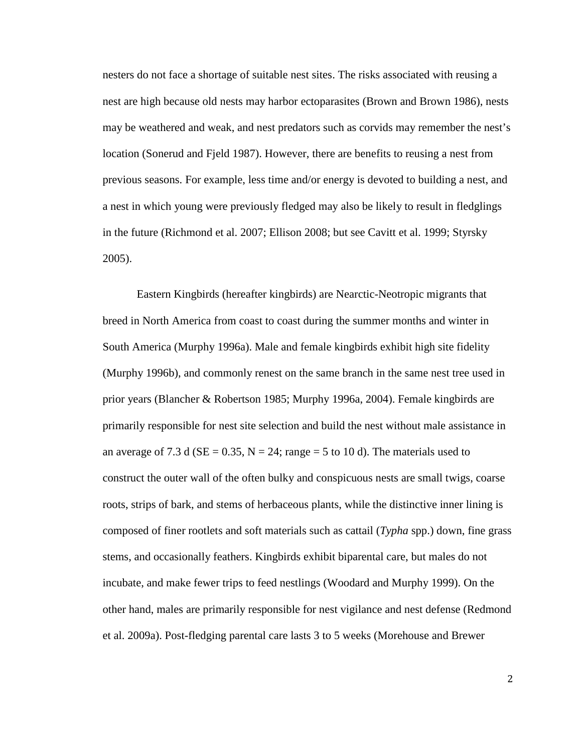nesters do not face a shortage of suitable nest sites. The risks associated with reusing a nest are high because old nests may harbor ectoparasites (Brown and Brown 1986), nests may be weathered and weak, and nest predators such as corvids may remember the nest's location (Sonerud and Fjeld 1987). However, there are benefits to reusing a nest from previous seasons. For example, less time and/or energy is devoted to building a nest, and a nest in which young were previously fledged may also be likely to result in fledglings in the future (Richmond et al. 2007; Ellison 2008; but see Cavitt et al. 1999; Styrsky 2005).

Eastern Kingbirds (hereafter kingbirds) are Nearctic-Neotropic migrants that breed in North America from coast to coast during the summer months and winter in South America (Murphy 1996a). Male and female kingbirds exhibit high site fidelity (Murphy 1996b), and commonly renest on the same branch in the same nest tree used in prior years (Blancher & Robertson 1985; Murphy 1996a, 2004). Female kingbirds are primarily responsible for nest site selection and build the nest without male assistance in an average of 7.3 d (SE = 0.35, N = 24; range = 5 to 10 d). The materials used to construct the outer wall of the often bulky and conspicuous nests are small twigs, coarse roots, strips of bark, and stems of herbaceous plants, while the distinctive inner lining is composed of finer rootlets and soft materials such as cattail (*Typha* spp.) down, fine grass stems, and occasionally feathers. Kingbirds exhibit biparental care, but males do not incubate, and make fewer trips to feed nestlings (Woodard and Murphy 1999). On the other hand, males are primarily responsible for nest vigilance and nest defense (Redmond et al. 2009a). Post-fledging parental care lasts 3 to 5 weeks (Morehouse and Brewer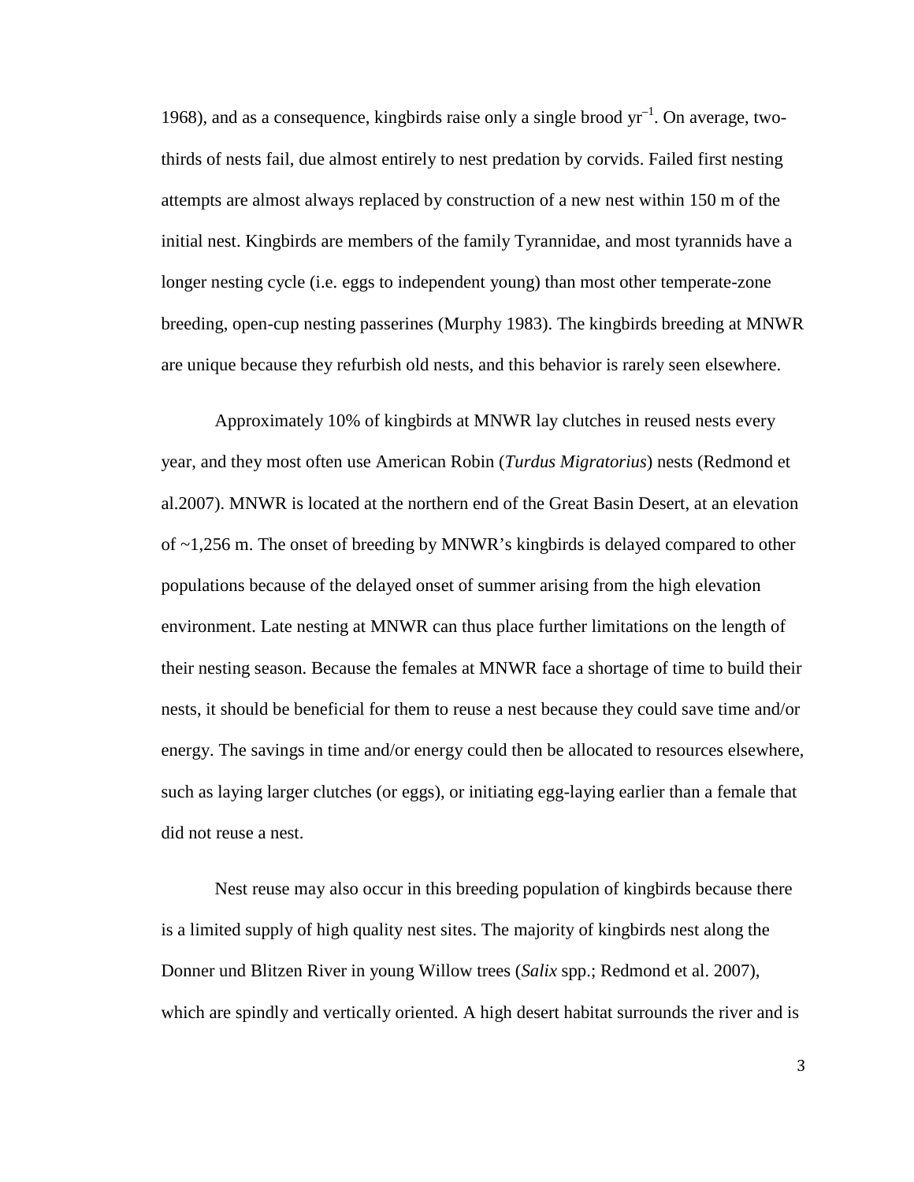1968), and as a consequence, kingbirds raise only a single brood $yr^{-1}$. On average, two-thirds of nests fail, due almost entirely to nest predation by corvids. Failed first nesting attempts are almost always replaced by construction of a new nest within 150 m of the initial nest. Kingbirds are members of the family Tyrannidae, and most tyrannids have a longer nesting cycle (i.e. eggs to independent young) than most other temperate-zone breeding, open-cup nesting passerines (Murphy 1983). The kingbirds breeding at MNWR are unique because they refurbish old nests, and this behavior is rarely seen elsewhere.

Approximately 10% of kingbirds at MNWR lay clutches in reused nests every year, and they most often use American Robin (*Turdus Migratorius*) nests (Redmond et al.2007). MNWR is located at the northern end of the Great Basin Desert, at an elevation of ~1,256 m. The onset of breeding by MNWR's kingbirds is delayed compared to other populations because of the delayed onset of summer arising from the high elevation environment. Late nesting at MNWR can thus place further limitations on the length of their nesting season. Because the females at MNWR face a shortage of time to build their nests, it should be beneficial for them to reuse a nest because they could save time and/or energy. The savings in time and/or energy could then be allocated to resources elsewhere, such as laying larger clutches (or eggs), or initiating egg-laying earlier than a female that did not reuse a nest.

Nest reuse may also occur in this breeding population of kingbirds because there is a limited supply of high quality nest sites. The majority of kingbirds nest along the Donner und Blitzen River in young Willow trees (*Salix* spp.; Redmond et al. 2007), which are spindly and vertically oriented. A high desert habitat surrounds the river and is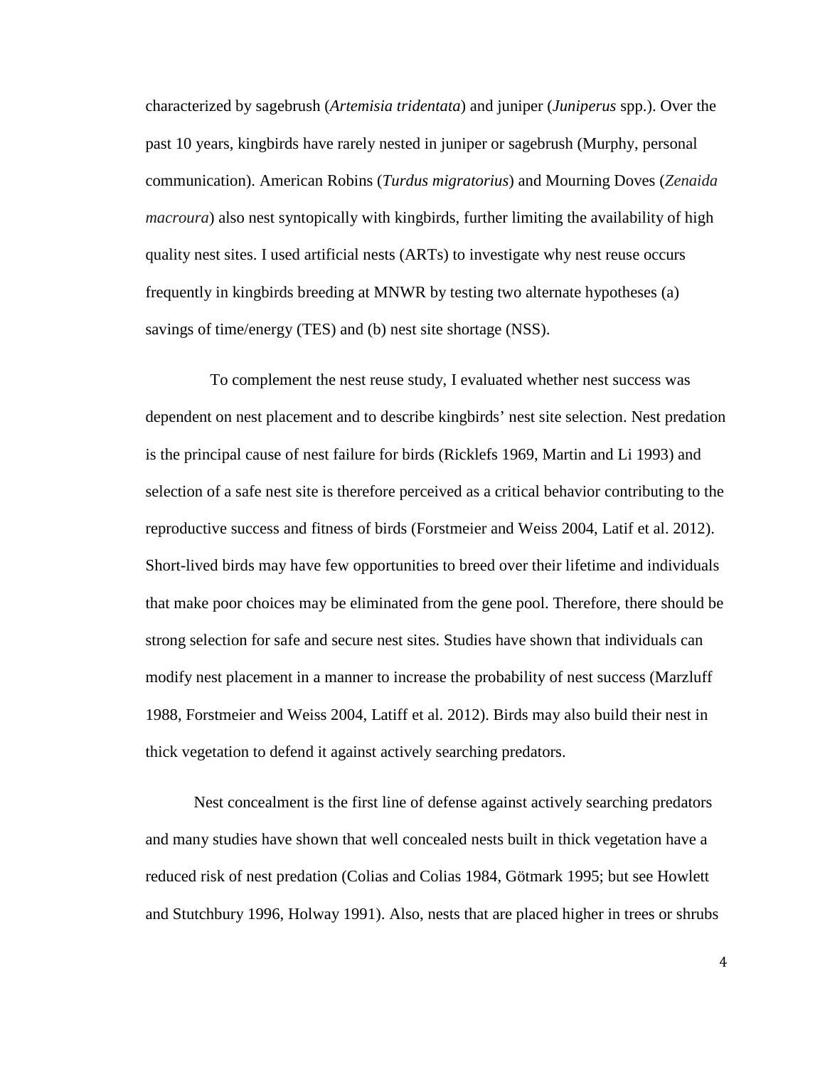characterized by sagebrush (*Artemisia tridentata*) and juniper (*Juniperus* spp.). Over the past 10 years, kingbirds have rarely nested in juniper or sagebrush (Murphy, personal communication). American Robins (*Turdus migratorius*) and Mourning Doves (*Zenaida macroura*) also nest syntopically with kingbirds, further limiting the availability of high quality nest sites. I used artificial nests (ARTs) to investigate why nest reuse occurs frequently in kingbirds breeding at MNWR by testing two alternate hypotheses (a) savings of time/energy (TES) and (b) nest site shortage (NSS).

To complement the nest reuse study, I evaluated whether nest success was dependent on nest placement and to describe kingbirds' nest site selection. Nest predation is the principal cause of nest failure for birds (Ricklefs 1969, Martin and Li 1993) and selection of a safe nest site is therefore perceived as a critical behavior contributing to the reproductive success and fitness of birds (Forstmeier and Weiss 2004, Latif et al. 2012). Short-lived birds may have few opportunities to breed over their lifetime and individuals that make poor choices may be eliminated from the gene pool. Therefore, there should be strong selection for safe and secure nest sites. Studies have shown that individuals can modify nest placement in a manner to increase the probability of nest success (Marzluff 1988, Forstmeier and Weiss 2004, Latiff et al. 2012). Birds may also build their nest in thick vegetation to defend it against actively searching predators.

Nest concealment is the first line of defense against actively searching predators and many studies have shown that well concealed nests built in thick vegetation have a reduced risk of nest predation (Colias and Colias 1984, Götmark 1995; but see Howlett and Stutchbury 1996, Holway 1991). Also, nests that are placed higher in trees or shrubs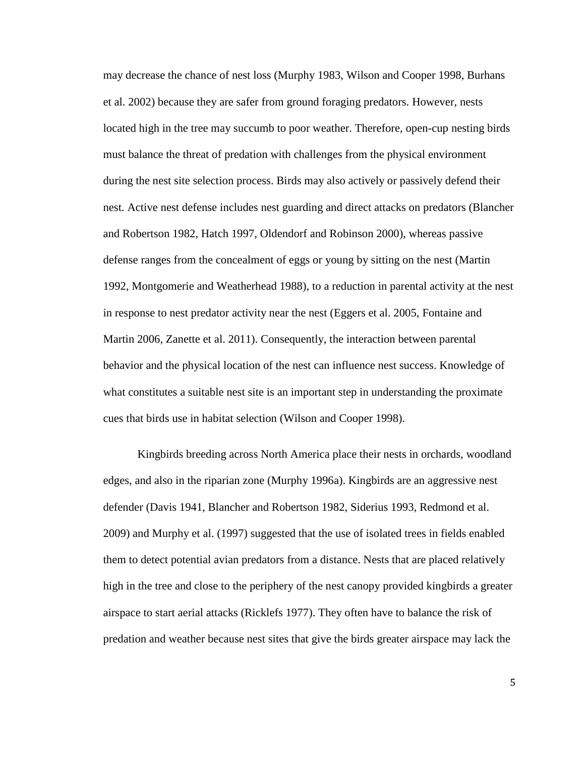may decrease the chance of nest loss (Murphy 1983, Wilson and Cooper 1998, Burhans et al. 2002) because they are safer from ground foraging predators. However, nests located high in the tree may succumb to poor weather. Therefore, open-cup nesting birds must balance the threat of predation with challenges from the physical environment during the nest site selection process. Birds may also actively or passively defend their nest. Active nest defense includes nest guarding and direct attacks on predators (Blancher and Robertson 1982, Hatch 1997, Oldendorf and Robinson 2000), whereas passive defense ranges from the concealment of eggs or young by sitting on the nest (Martin 1992, Montgomerie and Weatherhead 1988), to a reduction in parental activity at the nest in response to nest predator activity near the nest (Eggers et al. 2005, Fontaine and Martin 2006, Zanette et al. 2011). Consequently, the interaction between parental behavior and the physical location of the nest can influence nest success. Knowledge of what constitutes a suitable nest site is an important step in understanding the proximate cues that birds use in habitat selection (Wilson and Cooper 1998).

Kingbirds breeding across North America place their nests in orchards, woodland edges, and also in the riparian zone (Murphy 1996a). Kingbirds are an aggressive nest defender (Davis 1941, Blancher and Robertson 1982, Siderius 1993, Redmond et al. 2009) and Murphy et al. (1997) suggested that the use of isolated trees in fields enabled them to detect potential avian predators from a distance. Nests that are placed relatively high in the tree and close to the periphery of the nest canopy provided kingbirds a greater airspace to start aerial attacks (Ricklefs 1977). They often have to balance the risk of predation and weather because nest sites that give the birds greater airspace may lack the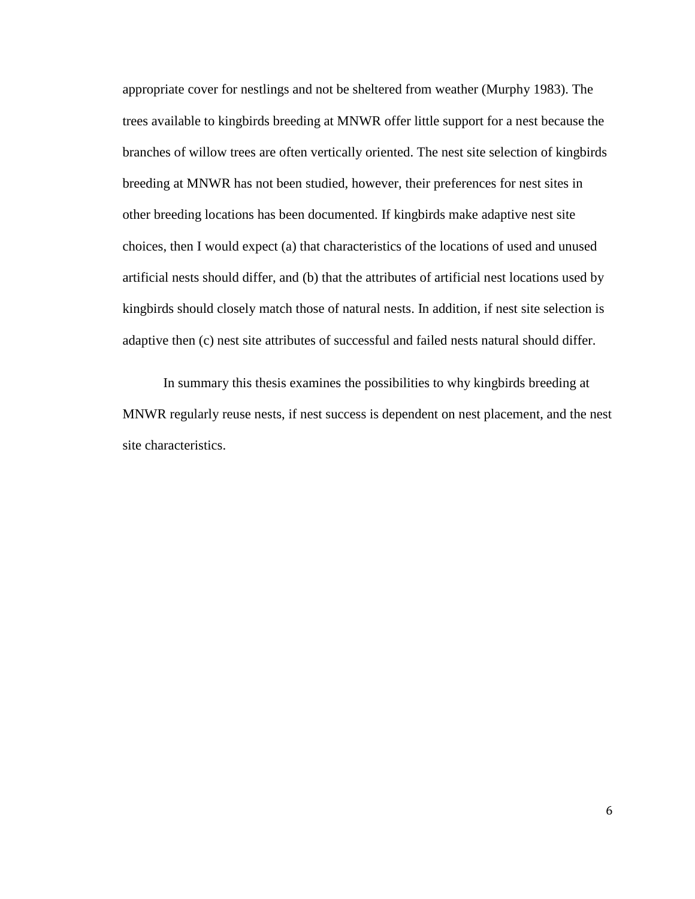appropriate cover for nestlings and not be sheltered from weather (Murphy 1983). The trees available to kingbirds breeding at MNWR offer little support for a nest because the branches of willow trees are often vertically oriented. The nest site selection of kingbirds breeding at MNWR has not been studied, however, their preferences for nest sites in other breeding locations has been documented. If kingbirds make adaptive nest site choices, then I would expect (a) that characteristics of the locations of used and unused artificial nests should differ, and (b) that the attributes of artificial nest locations used by kingbirds should closely match those of natural nests. In addition, if nest site selection is adaptive then (c) nest site attributes of successful and failed nests natural should differ.

In summary this thesis examines the possibilities to why kingbirds breeding at MNWR regularly reuse nests, if nest success is dependent on nest placement, and the nest site characteristics.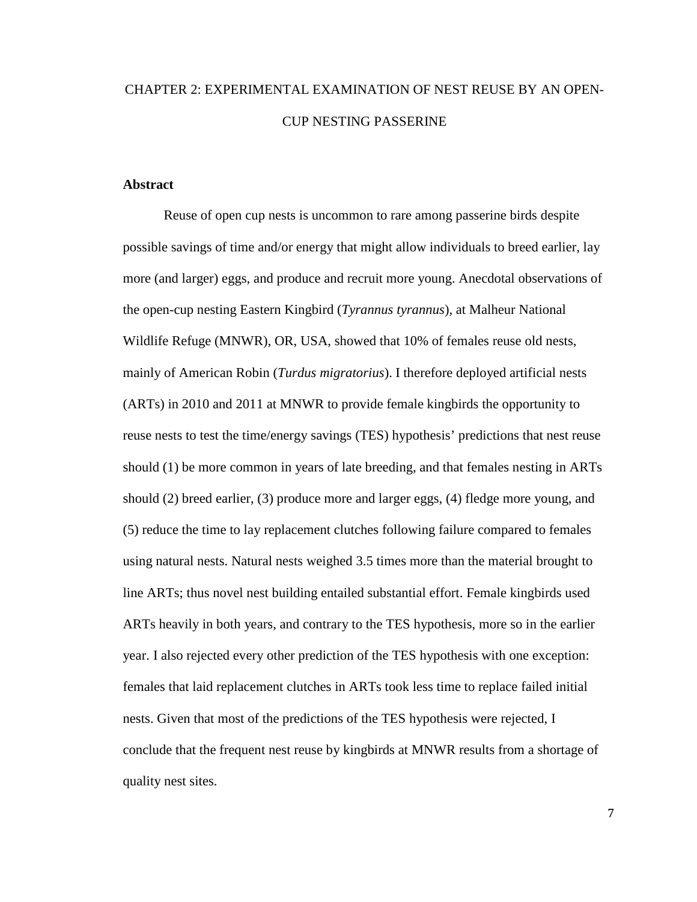# CHAPTER 2: EXPERIMENTAL EXAMINATION OF NEST REUSE BY AN OPEN-CUP NESTING PASSERINE

## Abstract

Reuse of open cup nests is uncommon to rare among passerine birds despite possible savings of time and/or energy that might allow individuals to breed earlier, lay more (and larger) eggs, and produce and recruit more young. Anecdotal observations of the open-cup nesting Eastern Kingbird (*Tyrannus tyrannus*), at Malheur National Wildlife Refuge (MNWR), OR, USA, showed that 10% of females reuse old nests, mainly of American Robin (*Turdus migratorius*). I therefore deployed artificial nests (ARTs) in 2010 and 2011 at MNWR to provide female kingbirds the opportunity to reuse nests to test the time/energy savings (TES) hypothesis' predictions that nest reuse should (1) be more common in years of late breeding, and that females nesting in ARTs should (2) breed earlier, (3) produce more and larger eggs, (4) fledge more young, and (5) reduce the time to lay replacement clutches following failure compared to females using natural nests. Natural nests weighed 3.5 times more than the material brought to line ARTs; thus novel nest building entailed substantial effort. Female kingbirds used ARTs heavily in both years, and contrary to the TES hypothesis, more so in the earlier year. I also rejected every other prediction of the TES hypothesis with one exception: females that laid replacement clutches in ARTs took less time to replace failed initial nests. Given that most of the predictions of the TES hypothesis were rejected, I conclude that the frequent nest reuse by kingbirds at MNWR results from a shortage of quality nest sites.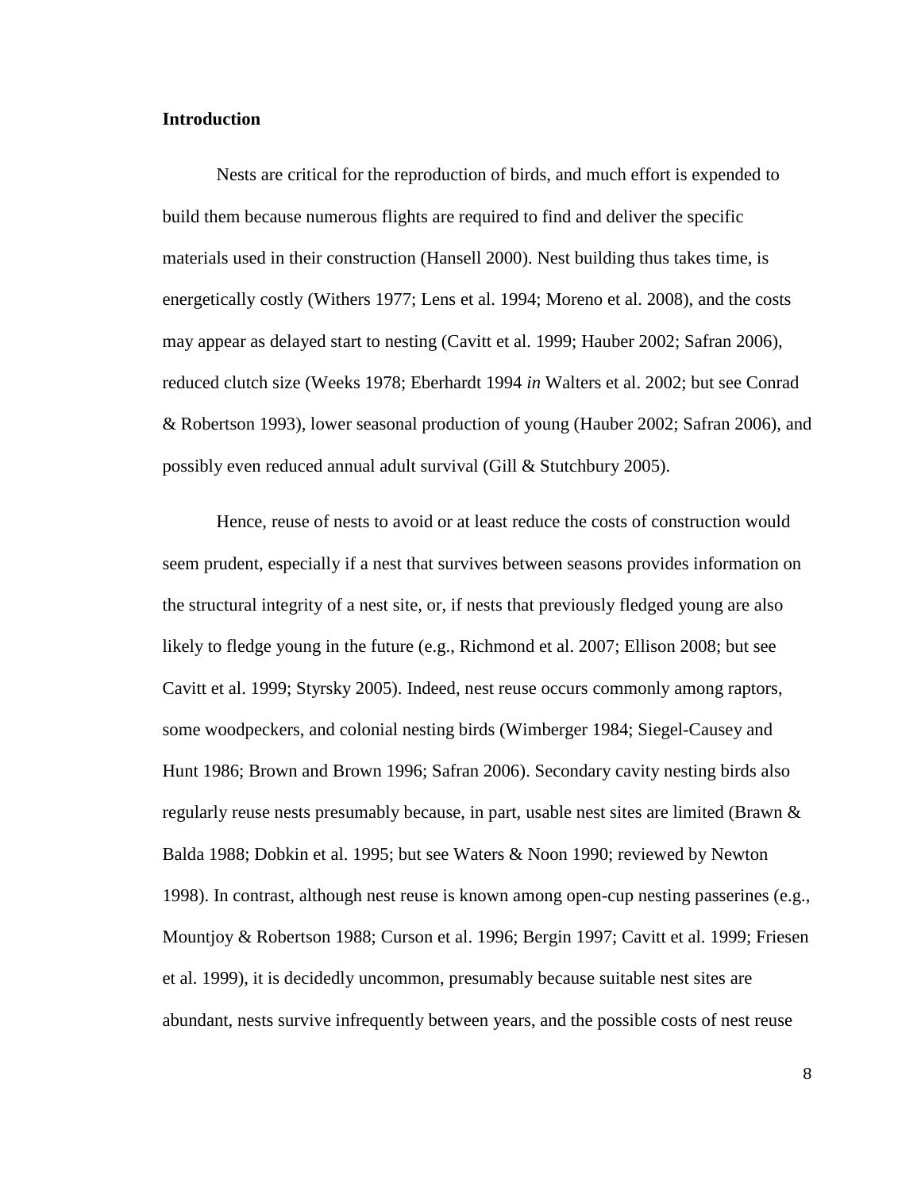**Introduction**

Nests are critical for the reproduction of birds, and much effort is expended to build them because numerous flights are required to find and deliver the specific materials used in their construction (Hansell 2000). Nest building thus takes time, is energetically costly (Withers 1977; Lens et al. 1994; Moreno et al. 2008), and the costs may appear as delayed start to nesting (Cavitt et al. 1999; Hauber 2002; Safran 2006), reduced clutch size (Weeks 1978; Eberhardt 1994 *in* Walters et al. 2002; but see Conrad & Robertson 1993), lower seasonal production of young (Hauber 2002; Safran 2006), and possibly even reduced annual adult survival (Gill & Stutchbury 2005).

Hence, reuse of nests to avoid or at least reduce the costs of construction would seem prudent, especially if a nest that survives between seasons provides information on the structural integrity of a nest site, or, if nests that previously fledged young are also likely to fledge young in the future (e.g., Richmond et al. 2007; Ellison 2008; but see Cavitt et al. 1999; Styrsky 2005). Indeed, nest reuse occurs commonly among raptors, some woodpeckers, and colonial nesting birds (Wimberger 1984; Siegel-Causey and Hunt 1986; Brown and Brown 1996; Safran 2006). Secondary cavity nesting birds also regularly reuse nests presumably because, in part, usable nest sites are limited (Brawn & Balda 1988; Dobkin et al. 1995; but see Waters & Noon 1990; reviewed by Newton 1998). In contrast, although nest reuse is known among open-cup nesting passerines (e.g., Mountjoy & Robertson 1988; Curson et al. 1996; Bergin 1997; Cavitt et al. 1999; Friesen et al. 1999), it is decidedly uncommon, presumably because suitable nest sites are abundant, nests survive infrequently between years, and the possible costs of nest reuse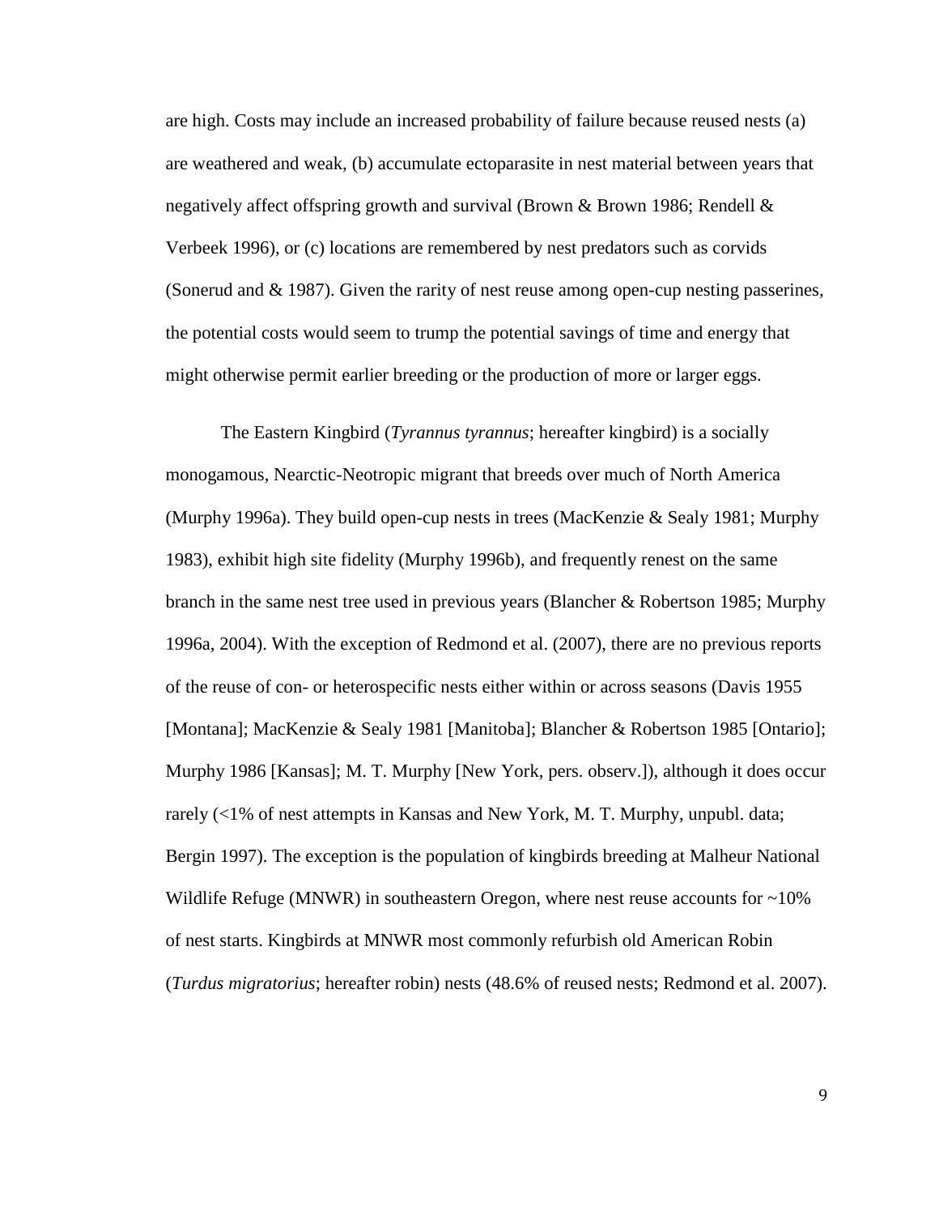are high. Costs may include an increased probability of failure because reused nests (a) are weathered and weak, (b) accumulate ectoparasite in nest material between years that negatively affect offspring growth and survival (Brown & Brown 1986; Rendell & Verbeek 1996), or (c) locations are remembered by nest predators such as corvids (Sonerud and & 1987). Given the rarity of nest reuse among open-cup nesting passerines, the potential costs would seem to trump the potential savings of time and energy that might otherwise permit earlier breeding or the production of more or larger eggs.

The Eastern Kingbird (*Tyrannus tyrannus*; hereafter kingbird) is a socially monogamous, Nearctic-Neotropic migrant that breeds over much of North America (Murphy 1996a). They build open-cup nests in trees (MacKenzie & Sealy 1981; Murphy 1983), exhibit high site fidelity (Murphy 1996b), and frequently renest on the same branch in the same nest tree used in previous years (Blancher & Robertson 1985; Murphy 1996a, 2004). With the exception of Redmond et al. (2007), there are no previous reports of the reuse of con- or heterospecific nests either within or across seasons (Davis 1955 [Montana]; MacKenzie & Sealy 1981 [Manitoba]; Blancher & Robertson 1985 [Ontario]; Murphy 1986 [Kansas]; M. T. Murphy [New York, pers. observ.]), although it does occur rarely (<1% of nest attempts in Kansas and New York, M. T. Murphy, unpubl. data; Bergin 1997). The exception is the population of kingbirds breeding at Malheur National Wildlife Refuge (MNWR) in southeastern Oregon, where nest reuse accounts for ~10% of nest starts. Kingbirds at MNWR most commonly refurbish old American Robin (*Turdus migratorius*; hereafter robin) nests (48.6% of reused nests; Redmond et al. 2007).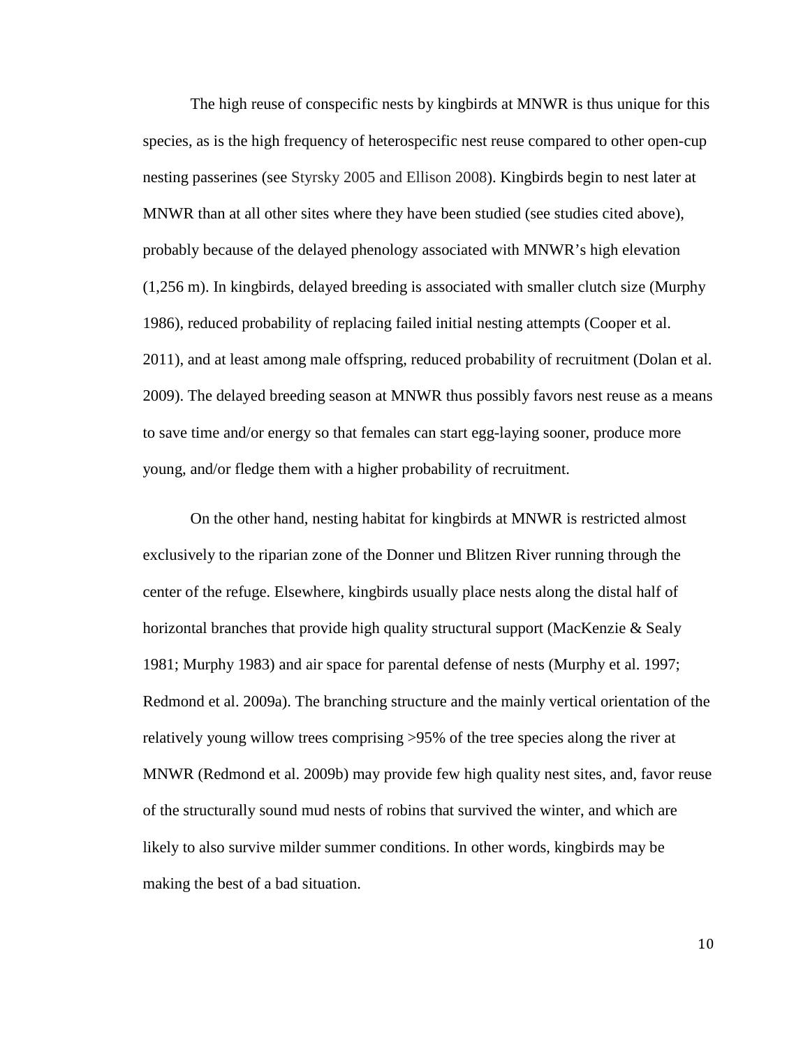The high reuse of conspecific nests by kingbirds at MNWR is thus unique for this species, as is the high frequency of heterospecific nest reuse compared to other open-cup nesting passerines (see Styrsky 2005 and Ellison 2008). Kingbirds begin to nest later at MNWR than at all other sites where they have been studied (see studies cited above), probably because of the delayed phenology associated with MNWR's high elevation (1,256 m). In kingbirds, delayed breeding is associated with smaller clutch size (Murphy 1986), reduced probability of replacing failed initial nesting attempts (Cooper et al. 2011), and at least among male offspring, reduced probability of recruitment (Dolan et al. 2009). The delayed breeding season at MNWR thus possibly favors nest reuse as a means to save time and/or energy so that females can start egg-laying sooner, produce more young, and/or fledge them with a higher probability of recruitment.

On the other hand, nesting habitat for kingbirds at MNWR is restricted almost exclusively to the riparian zone of the Donner und Blitzen River running through the center of the refuge. Elsewhere, kingbirds usually place nests along the distal half of horizontal branches that provide high quality structural support (MacKenzie & Sealy 1981; Murphy 1983) and air space for parental defense of nests (Murphy et al. 1997; Redmond et al. 2009a). The branching structure and the mainly vertical orientation of the relatively young willow trees comprising >95% of the tree species along the river at MNWR (Redmond et al. 2009b) may provide few high quality nest sites, and, favor reuse of the structurally sound mud nests of robins that survived the winter, and which are likely to also survive milder summer conditions. In other words, kingbirds may be making the best of a bad situation.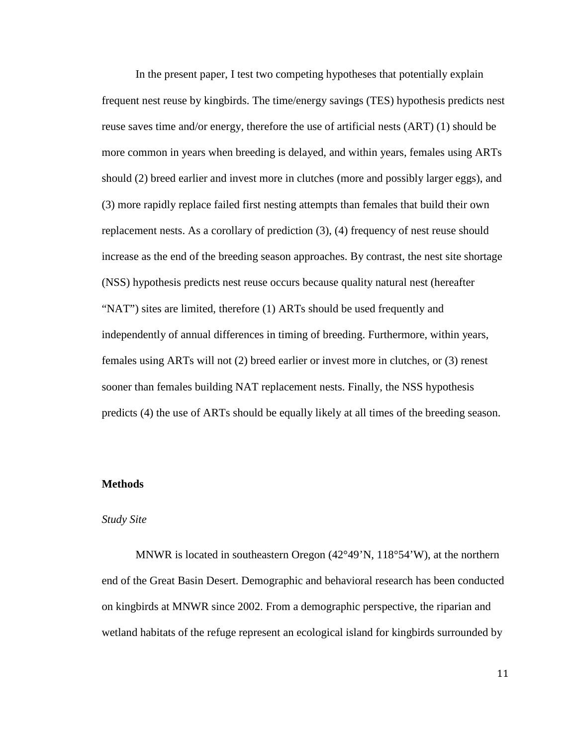In the present paper, I test two competing hypotheses that potentially explain frequent nest reuse by kingbirds. The time/energy savings (TES) hypothesis predicts nest reuse saves time and/or energy, therefore the use of artificial nests (ART) (1) should be more common in years when breeding is delayed, and within years, females using ARTs should (2) breed earlier and invest more in clutches (more and possibly larger eggs), and (3) more rapidly replace failed first nesting attempts than females that build their own replacement nests. As a corollary of prediction (3), (4) frequency of nest reuse should increase as the end of the breeding season approaches. By contrast, the nest site shortage (NSS) hypothesis predicts nest reuse occurs because quality natural nest (hereafter "NAT") sites are limited, therefore (1) ARTs should be used frequently and independently of annual differences in timing of breeding. Furthermore, within years, females using ARTs will not (2) breed earlier or invest more in clutches, or (3) renest sooner than females building NAT replacement nests. Finally, the NSS hypothesis predicts (4) the use of ARTs should be equally likely at all times of the breeding season.

## Methods

### *Study Site*

MNWR is located in southeastern Oregon (42°49'N, 118°54'W), at the northern end of the Great Basin Desert. Demographic and behavioral research has been conducted on kingbirds at MNWR since 2002. From a demographic perspective, the riparian and wetland habitats of the refuge represent an ecological island for kingbirds surrounded by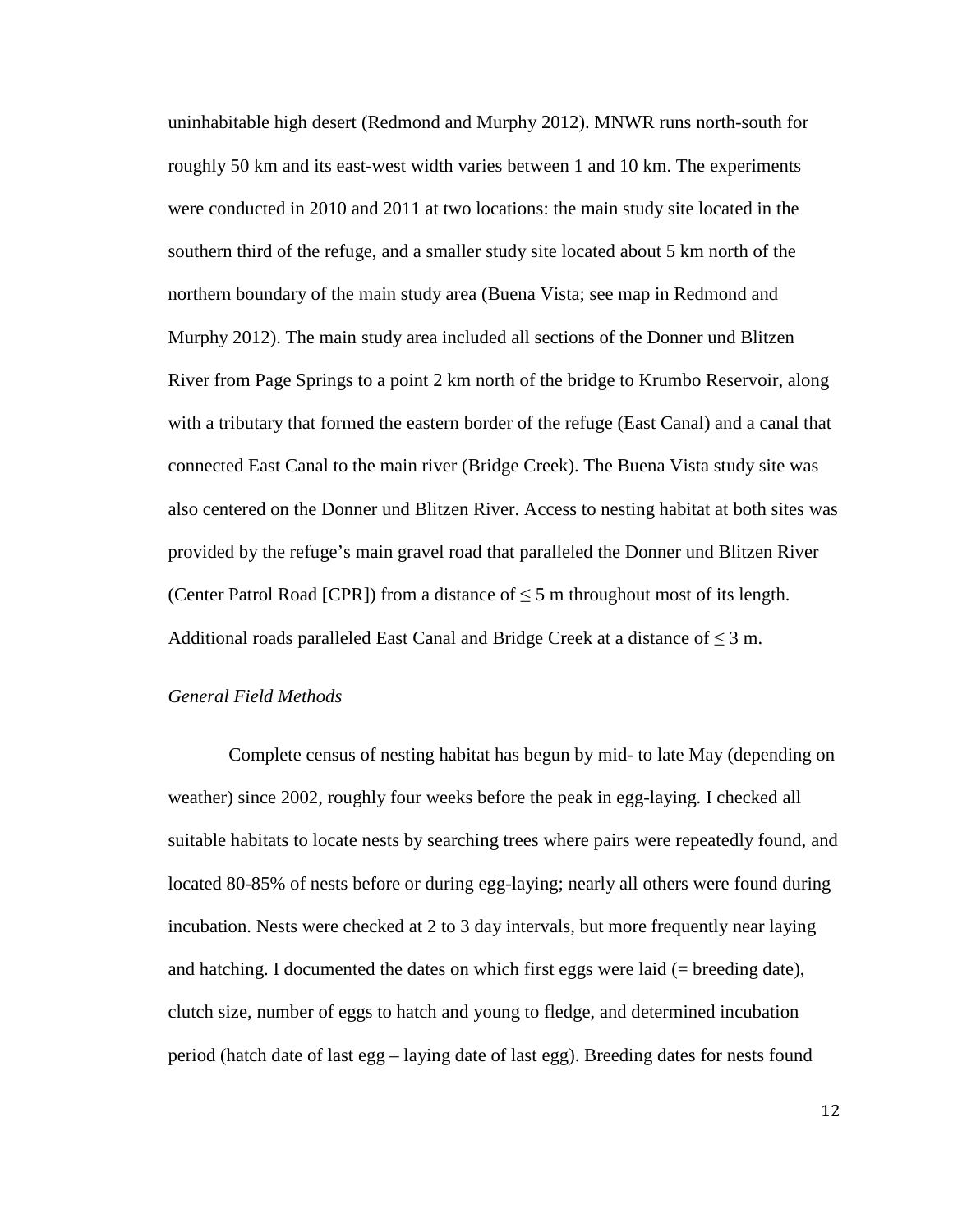uninhabitable high desert (Redmond and Murphy 2012). MNWR runs north-south for roughly 50 km and its east-west width varies between 1 and 10 km. The experiments were conducted in 2010 and 2011 at two locations: the main study site located in the southern third of the refuge, and a smaller study site located about 5 km north of the northern boundary of the main study area (Buena Vista; see map in Redmond and Murphy 2012). The main study area included all sections of the Donner und Blitzen River from Page Springs to a point 2 km north of the bridge to Krumbo Reservoir, along with a tributary that formed the eastern border of the refuge (East Canal) and a canal that connected East Canal to the main river (Bridge Creek). The Buena Vista study site was also centered on the Donner und Blitzen River. Access to nesting habitat at both sites was provided by the refuge's main gravel road that paralleled the Donner und Blitzen River (Center Patrol Road [CPR]) from a distance of $\leq 5$ m throughout most of its length. Additional roads paralleled East Canal and Bridge Creek at a distance of $\leq 3$ m.

### *General Field Methods*

Complete census of nesting habitat has begun by mid- to late May (depending on weather) since 2002, roughly four weeks before the peak in egg-laying. I checked all suitable habitats to locate nests by searching trees where pairs were repeatedly found, and located 80-85% of nests before or during egg-laying; nearly all others were found during incubation. Nests were checked at 2 to 3 day intervals, but more frequently near laying and hatching. I documented the dates on which first eggs were laid (= breeding date), clutch size, number of eggs to hatch and young to fledge, and determined incubation period (hatch date of last egg – laying date of last egg). Breeding dates for nests found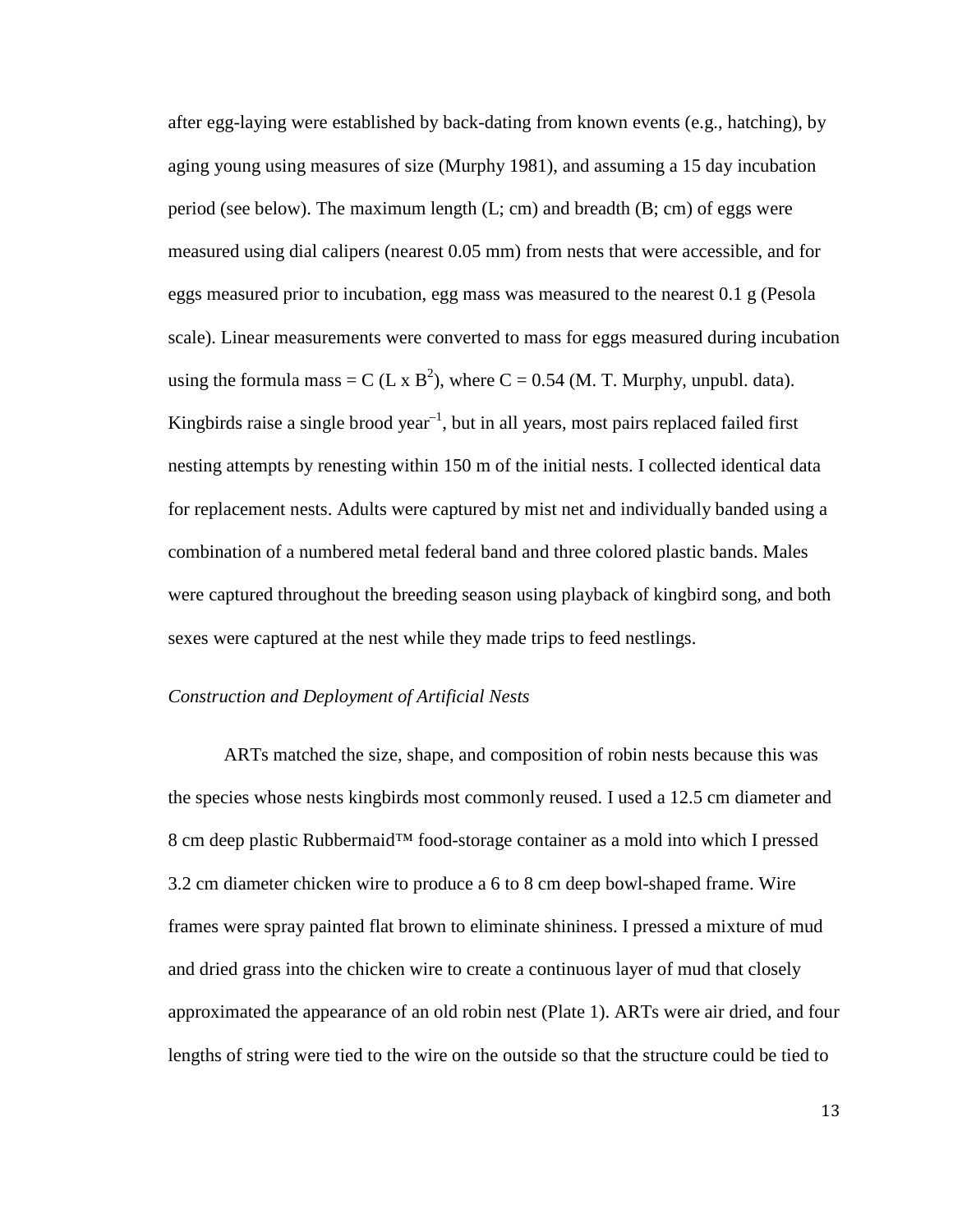after egg-laying were established by back-dating from known events (e.g., hatching), by aging young using measures of size (Murphy 1981), and assuming a 15 day incubation period (see below). The maximum length (L; cm) and breadth (B; cm) of eggs were measured using dial calipers (nearest 0.05 mm) from nests that were accessible, and for eggs measured prior to incubation, egg mass was measured to the nearest 0.1 g (Pesola scale). Linear measurements were converted to mass for eggs measured during incubation using the formula mass = C ($L \times B^2$), where C = 0.54 (M. T. Murphy, unpubl. data). Kingbirds raise a single brood year$^{-1}$, but in all years, most pairs replaced failed first nesting attempts by renesting within 150 m of the initial nests. I collected identical data for replacement nests. Adults were captured by mist net and individually banded using a combination of a numbered metal federal band and three colored plastic bands. Males were captured throughout the breeding season using playback of kingbird song, and both sexes were captured at the nest while they made trips to feed nestlings.

### *Construction and Deployment of Artificial Nests*

ARTs matched the size, shape, and composition of robin nests because this was the species whose nests kingbirds most commonly reused. I used a 12.5 cm diameter and 8 cm deep plastic Rubbermaid™ food-storage container as a mold into which I pressed 3.2 cm diameter chicken wire to produce a 6 to 8 cm deep bowl-shaped frame. Wire frames were spray painted flat brown to eliminate shininess. I pressed a mixture of mud and dried grass into the chicken wire to create a continuous layer of mud that closely approximated the appearance of an old robin nest (Plate 1). ARTs were air dried, and four lengths of string were tied to the wire on the outside so that the structure could be tied to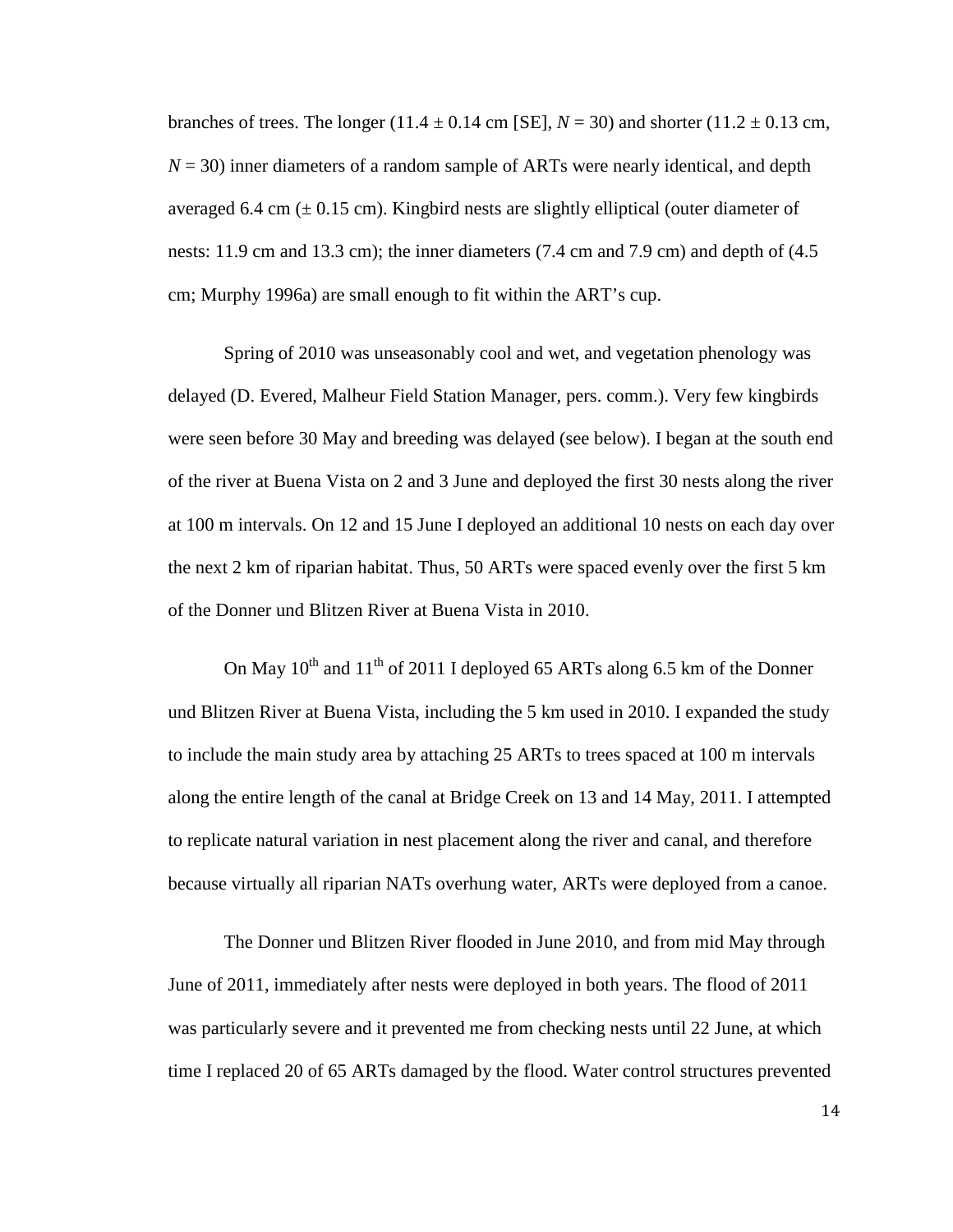branches of trees. The longer (11.4 ± 0.14 cm [SE], *N* = 30) and shorter (11.2 ± 0.13 cm, *N* = 30) inner diameters of a random sample of ARTs were nearly identical, and depth averaged 6.4 cm (± 0.15 cm). Kingbird nests are slightly elliptical (outer diameter of nests: 11.9 cm and 13.3 cm); the inner diameters (7.4 cm and 7.9 cm) and depth of (4.5 cm; Murphy 1996a) are small enough to fit within the ART's cup.

Spring of 2010 was unseasonably cool and wet, and vegetation phenology was delayed (D. Evered, Malheur Field Station Manager, pers. comm.). Very few kingbirds were seen before 30 May and breeding was delayed (see below). I began at the south end of the river at Buena Vista on 2 and 3 June and deployed the first 30 nests along the river at 100 m intervals. On 12 and 15 June I deployed an additional 10 nests on each day over the next 2 km of riparian habitat. Thus, 50 ARTs were spaced evenly over the first 5 km of the Donner und Blitzen River at Buena Vista in 2010.

On May 10$^{th}$ and 11$^{th}$ of 2011 I deployed 65 ARTs along 6.5 km of the Donner und Blitzen River at Buena Vista, including the 5 km used in 2010. I expanded the study to include the main study area by attaching 25 ARTs to trees spaced at 100 m intervals along the entire length of the canal at Bridge Creek on 13 and 14 May, 2011. I attempted to replicate natural variation in nest placement along the river and canal, and therefore because virtually all riparian NATs overhung water, ARTs were deployed from a canoe.

The Donner und Blitzen River flooded in June 2010, and from mid May through June of 2011, immediately after nests were deployed in both years. The flood of 2011 was particularly severe and it prevented me from checking nests until 22 June, at which time I replaced 20 of 65 ARTs damaged by the flood. Water control structures prevented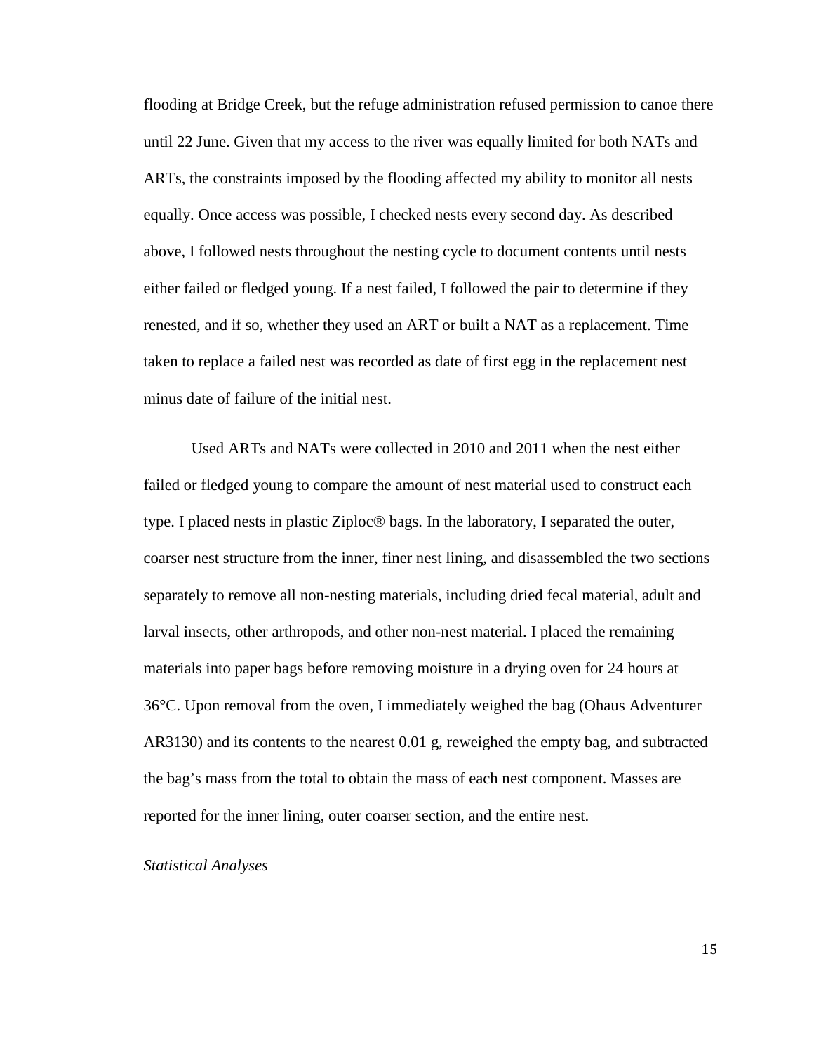flooding at Bridge Creek, but the refuge administration refused permission to canoe there until 22 June. Given that my access to the river was equally limited for both NATs and ARTs, the constraints imposed by the flooding affected my ability to monitor all nests equally. Once access was possible, I checked nests every second day. As described above, I followed nests throughout the nesting cycle to document contents until nests either failed or fledged young. If a nest failed, I followed the pair to determine if they renested, and if so, whether they used an ART or built a NAT as a replacement. Time taken to replace a failed nest was recorded as date of first egg in the replacement nest minus date of failure of the initial nest.

Used ARTs and NATs were collected in 2010 and 2011 when the nest either failed or fledged young to compare the amount of nest material used to construct each type. I placed nests in plastic Ziploc® bags. In the laboratory, I separated the outer, coarser nest structure from the inner, finer nest lining, and disassembled the two sections separately to remove all non-nesting materials, including dried fecal material, adult and larval insects, other arthropods, and other non-nest material. I placed the remaining materials into paper bags before removing moisture in a drying oven for 24 hours at 36°C. Upon removal from the oven, I immediately weighed the bag (Ohaus Adventurer AR3130) and its contents to the nearest 0.01 g, reweighed the empty bag, and subtracted the bag's mass from the total to obtain the mass of each nest component. Masses are reported for the inner lining, outer coarser section, and the entire nest.

*Statistical Analyses*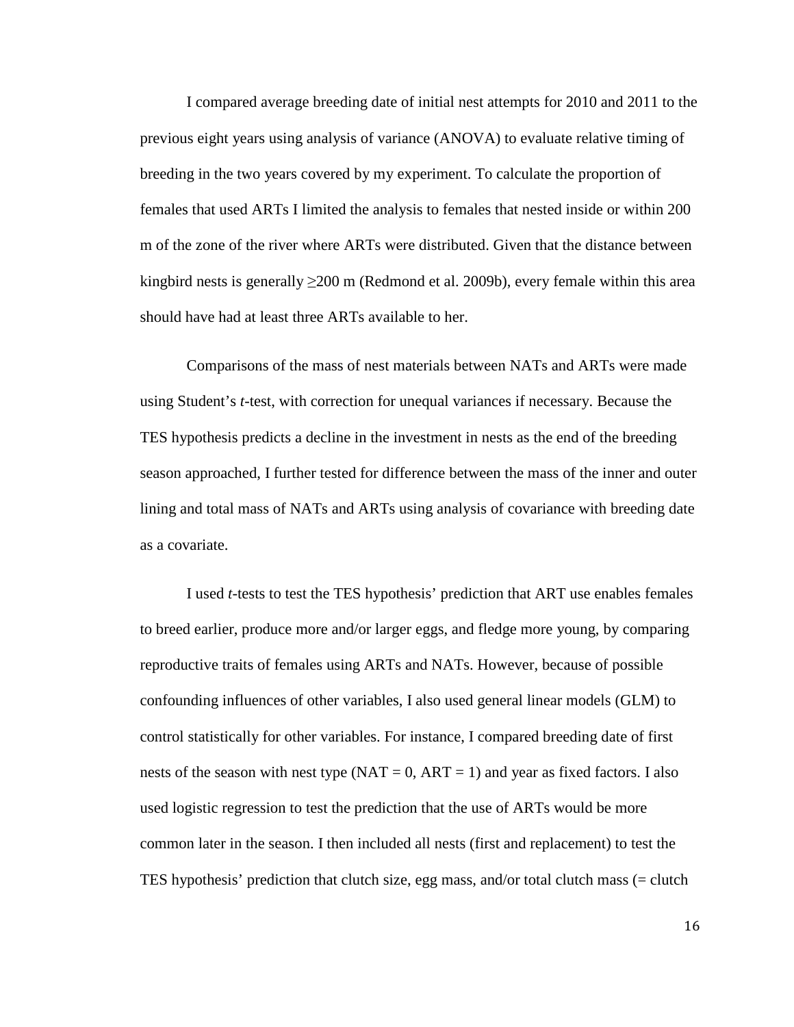I compared average breeding date of initial nest attempts for 2010 and 2011 to the previous eight years using analysis of variance (ANOVA) to evaluate relative timing of breeding in the two years covered by my experiment. To calculate the proportion of females that used ARTs I limited the analysis to females that nested inside or within 200 m of the zone of the river where ARTs were distributed. Given that the distance between kingbird nests is generally $\geq$200 m (Redmond et al. 2009b), every female within this area should have had at least three ARTs available to her.

Comparisons of the mass of nest materials between NATs and ARTs were made using Student's *t*-test, with correction for unequal variances if necessary. Because the TES hypothesis predicts a decline in the investment in nests as the end of the breeding season approached, I further tested for difference between the mass of the inner and outer lining and total mass of NATs and ARTs using analysis of covariance with breeding date as a covariate.

I used *t*-tests to test the TES hypothesis' prediction that ART use enables females to breed earlier, produce more and/or larger eggs, and fledge more young, by comparing reproductive traits of females using ARTs and NATs. However, because of possible confounding influences of other variables, I also used general linear models (GLM) to control statistically for other variables. For instance, I compared breeding date of first nests of the season with nest type (NAT = 0, ART = 1) and year as fixed factors. I also used logistic regression to test the prediction that the use of ARTs would be more common later in the season. I then included all nests (first and replacement) to test the TES hypothesis' prediction that clutch size, egg mass, and/or total clutch mass (= clutch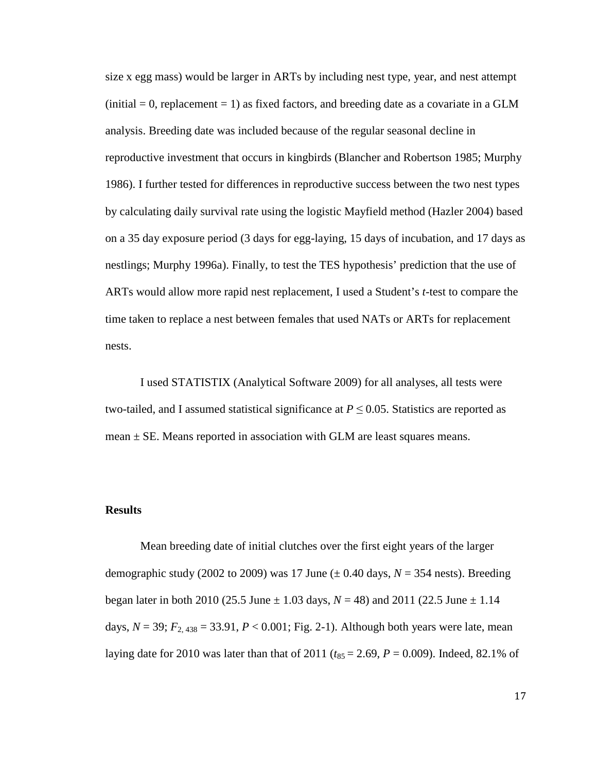size x egg mass) would be larger in ARTs by including nest type, year, and nest attempt (initial = 0, replacement = 1) as fixed factors, and breeding date as a covariate in a GLM analysis. Breeding date was included because of the regular seasonal decline in reproductive investment that occurs in kingbirds (Blancher and Robertson 1985; Murphy 1986). I further tested for differences in reproductive success between the two nest types by calculating daily survival rate using the logistic Mayfield method (Hazler 2004) based on a 35 day exposure period (3 days for egg-laying, 15 days of incubation, and 17 days as nestlings; Murphy 1996a). Finally, to test the TES hypothesis' prediction that the use of ARTs would allow more rapid nest replacement, I used a Student's *t*-test to compare the time taken to replace a nest between females that used NATs or ARTs for replacement nests.

I used STATISTIX (Analytical Software 2009) for all analyses, all tests were two-tailed, and I assumed statistical significance at $P \leq 0.05$. Statistics are reported as mean ± SE. Means reported in association with GLM are least squares means.

## Results

Mean breeding date of initial clutches over the first eight years of the larger demographic study (2002 to 2009) was 17 June (± 0.40 days, $N = 354$ nests). Breeding began later in both 2010 (25.5 June ± 1.03 days, $N = 48$) and 2011 (22.5 June ± 1.14 days, $N = 39$; $F_{2, 438} = 33.91$, $P < 0.001$; Fig. 2-1). Although both years were late, mean laying date for 2010 was later than that of 2011 ($t_{85} = 2.69$, $P = 0.009$). Indeed, 82.1% of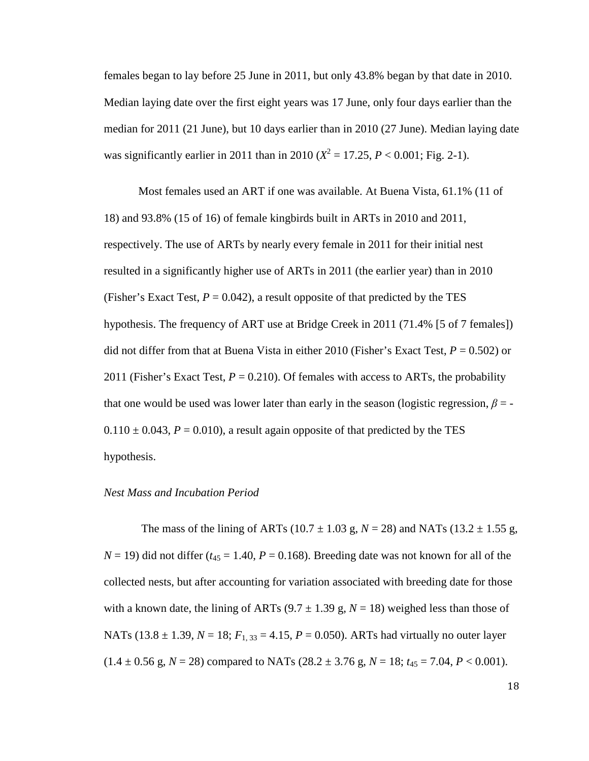females began to lay before 25 June in 2011, but only 43.8% began by that date in 2010. Median laying date over the first eight years was 17 June, only four days earlier than the median for 2011 (21 June), but 10 days earlier than in 2010 (27 June). Median laying date was significantly earlier in 2011 than in 2010 ($X^2 = 17.25$, $P < 0.001$; Fig. 2-1).

Most females used an ART if one was available. At Buena Vista, 61.1% (11 of 18) and 93.8% (15 of 16) of female kingbirds built in ARTs in 2010 and 2011, respectively. The use of ARTs by nearly every female in 2011 for their initial nest resulted in a significantly higher use of ARTs in 2011 (the earlier year) than in 2010 (Fisher's Exact Test, $P = 0.042$), a result opposite of that predicted by the TES hypothesis. The frequency of ART use at Bridge Creek in 2011 (71.4% [5 of 7 females]) did not differ from that at Buena Vista in either 2010 (Fisher's Exact Test, $P = 0.502$) or 2011 (Fisher's Exact Test, $P = 0.210$). Of females with access to ARTs, the probability that one would be used was lower later than early in the season (logistic regression, $\beta = -0.110 \pm 0.043$, $P = 0.010$), a result again opposite of that predicted by the TES hypothesis.

### *Nest Mass and Incubation Period*

The mass of the lining of ARTs ($10.7 \pm 1.03$ g, $N = 28$) and NATs ($13.2 \pm 1.55$ g, $N = 19$) did not differ ($t_{45} = 1.40$, $P = 0.168$). Breeding date was not known for all of the collected nests, but after accounting for variation associated with breeding date for those with a known date, the lining of ARTs ($9.7 \pm 1.39$ g, $N = 18$) weighed less than those of NATs ($13.8 \pm 1.39$, $N = 18$; $F_{1, 33} = 4.15$, $P = 0.050$). ARTs had virtually no outer layer ($1.4 \pm 0.56$ g, $N = 28$) compared to NATs ($28.2 \pm 3.76$ g, $N = 18$; $t_{45} = 7.04$, $P < 0.001$).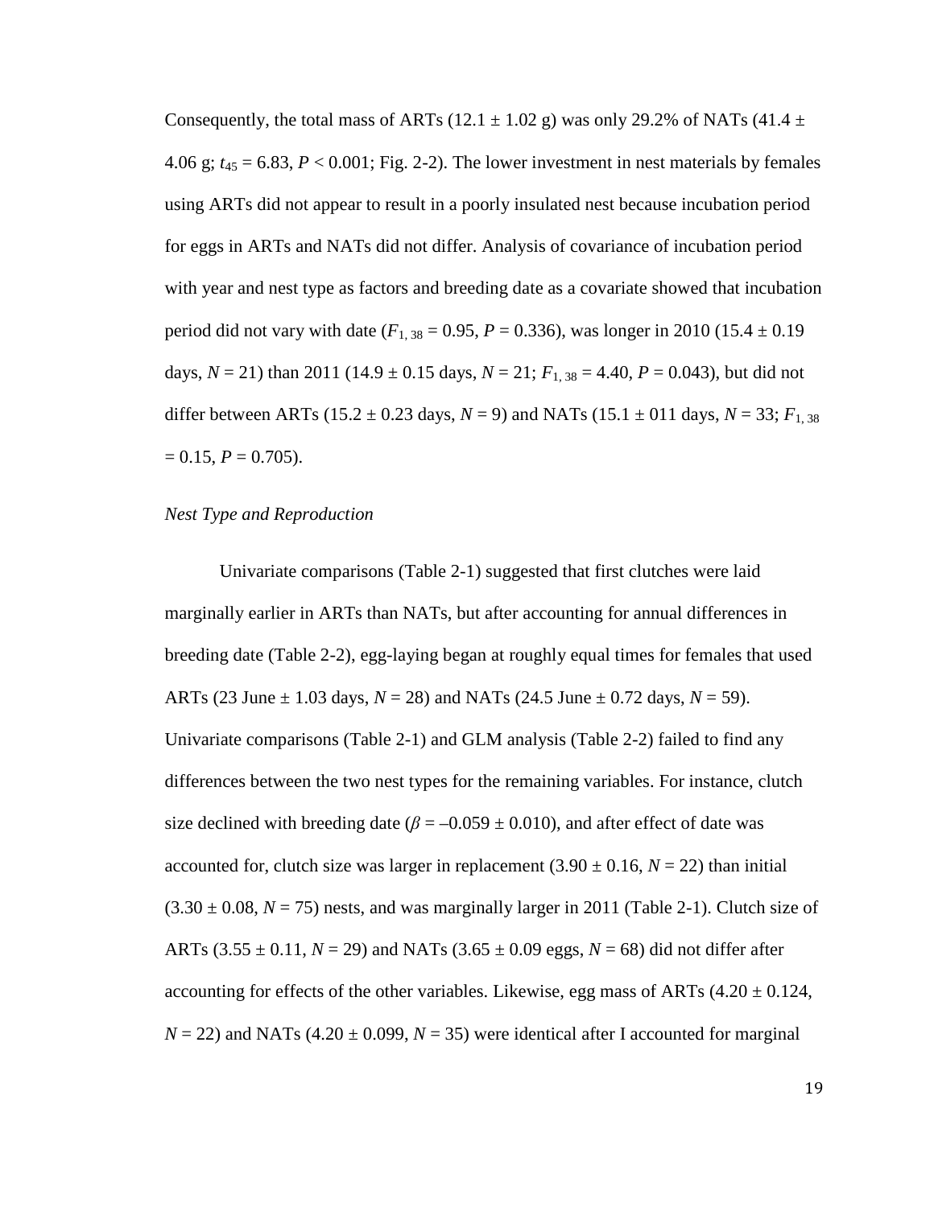Consequently, the total mass of ARTs (12.1 ± 1.02 g) was only 29.2% of NATs (41.4 ± 4.06 g; $t_{45} = 6.83$, $P < 0.001$; Fig. 2-2). The lower investment in nest materials by females using ARTs did not appear to result in a poorly insulated nest because incubation period for eggs in ARTs and NATs did not differ. Analysis of covariance of incubation period with year and nest type as factors and breeding date as a covariate showed that incubation period did not vary with date ($F_{1, 38} = 0.95$, $P = 0.336$), was longer in 2010 (15.4 ± 0.19 days, $N = 21$) than 2011 (14.9 ± 0.15 days, $N = 21$; $F_{1, 38} = 4.40$, $P = 0.043$), but did not differ between ARTs (15.2 ± 0.23 days, $N = 9$) and NATs (15.1 ± 011 days, $N = 33$; $F_{1, 38} = 0.15$, $P = 0.705$).

*Nest Type and Reproduction*

Univariate comparisons (Table 2-1) suggested that first clutches were laid marginally earlier in ARTs than NATs, but after accounting for annual differences in breeding date (Table 2-2), egg-laying began at roughly equal times for females that used ARTs (23 June ± 1.03 days, $N = 28$) and NATs (24.5 June ± 0.72 days, $N = 59$). Univariate comparisons (Table 2-1) and GLM analysis (Table 2-2) failed to find any differences between the two nest types for the remaining variables. For instance, clutch size declined with breeding date ($\beta = -0.059 \pm 0.010$), and after effect of date was accounted for, clutch size was larger in replacement (3.90 ± 0.16, $N = 22$) than initial (3.30 ± 0.08, $N = 75$) nests, and was marginally larger in 2011 (Table 2-1). Clutch size of ARTs (3.55 ± 0.11, $N = 29$) and NATs (3.65 ± 0.09 eggs, $N = 68$) did not differ after accounting for effects of the other variables. Likewise, egg mass of ARTs (4.20 ± 0.124, $N = 22$) and NATs (4.20 ± 0.099, $N = 35$) were identical after I accounted for marginal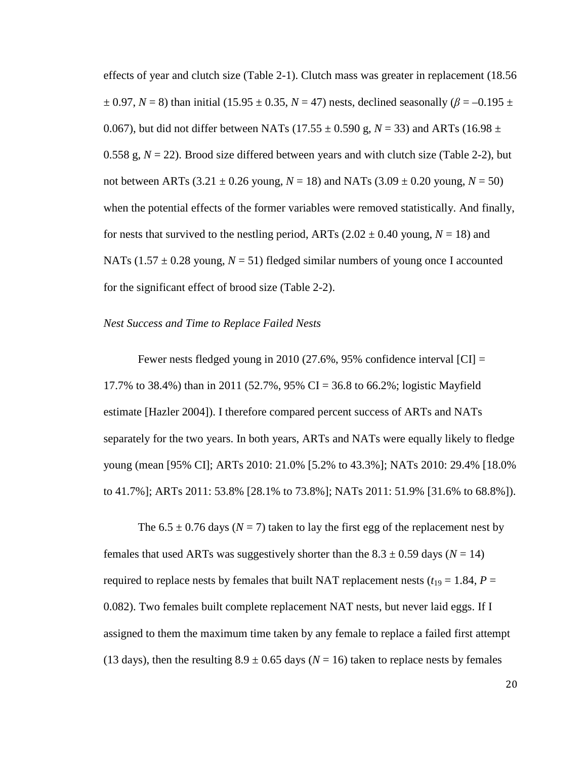effects of year and clutch size (Table 2-1). Clutch mass was greater in replacement (18.56 ± 0.97, $N$ = 8) than initial (15.95 ± 0.35, $N$ = 47) nests, declined seasonally ($\beta$ = –0.195 ± 0.067), but did not differ between NATs (17.55 ± 0.590 g, $N$ = 33) and ARTs (16.98 ± 0.558 g, $N$ = 22). Brood size differed between years and with clutch size (Table 2-2), but not between ARTs (3.21 ± 0.26 young, $N$ = 18) and NATs (3.09 ± 0.20 young, $N$ = 50) when the potential effects of the former variables were removed statistically. And finally, for nests that survived to the nestling period, ARTs (2.02 ± 0.40 young, $N$ = 18) and NATs (1.57 ± 0.28 young, $N$ = 51) fledged similar numbers of young once I accounted for the significant effect of brood size (Table 2-2).

### *Nest Success and Time to Replace Failed Nests*

Fewer nests fledged young in 2010 (27.6%, 95% confidence interval [CI] = 17.7% to 38.4%) than in 2011 (52.7%, 95% CI = 36.8 to 66.2%; logistic Mayfield estimate [Hazler 2004]). I therefore compared percent success of ARTs and NATs separately for the two years. In both years, ARTs and NATs were equally likely to fledge young (mean [95% CI]; ARTs 2010: 21.0% [5.2% to 43.3%]; NATs 2010: 29.4% [18.0% to 41.7%]; ARTs 2011: 53.8% [28.1% to 73.8%]; NATs 2011: 51.9% [31.6% to 68.8%]).

The 6.5 ± 0.76 days ($N$ = 7) taken to lay the first egg of the replacement nest by females that used ARTs was suggestively shorter than the 8.3 ± 0.59 days ($N$ = 14) required to replace nests by females that built NAT replacement nests ($t_{19}$ = 1.84, $P$ = 0.082). Two females built complete replacement NAT nests, but never laid eggs. If I assigned to them the maximum time taken by any female to replace a failed first attempt (13 days), then the resulting 8.9 ± 0.65 days ($N$ = 16) taken to replace nests by females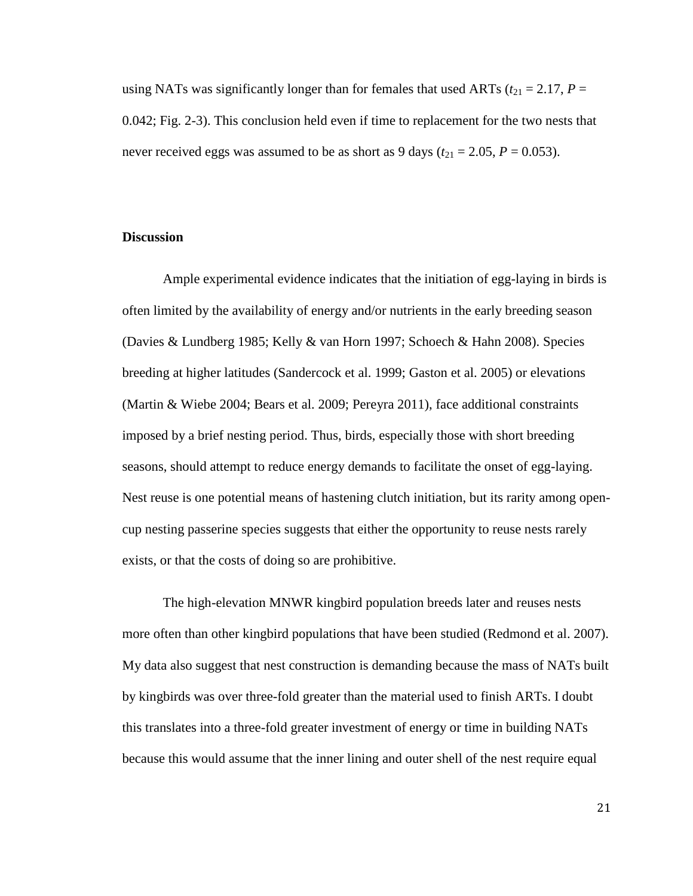using NATs was significantly longer than for females that used ARTs ($t_{21} = 2.17$, $P = 0.042$; Fig. 2-3). This conclusion held even if time to replacement for the two nests that never received eggs was assumed to be as short as 9 days ($t_{21} = 2.05$, $P = 0.053$).

## Discussion

Ample experimental evidence indicates that the initiation of egg-laying in birds is often limited by the availability of energy and/or nutrients in the early breeding season (Davies & Lundberg 1985; Kelly & van Horn 1997; Schoech & Hahn 2008). Species breeding at higher latitudes (Sandercock et al. 1999; Gaston et al. 2005) or elevations (Martin & Wiebe 2004; Bears et al. 2009; Pereyra 2011), face additional constraints imposed by a brief nesting period. Thus, birds, especially those with short breeding seasons, should attempt to reduce energy demands to facilitate the onset of egg-laying. Nest reuse is one potential means of hastening clutch initiation, but its rarity among open-cup nesting passerine species suggests that either the opportunity to reuse nests rarely exists, or that the costs of doing so are prohibitive.

The high-elevation MNWR kingbird population breeds later and reuses nests more often than other kingbird populations that have been studied (Redmond et al. 2007). My data also suggest that nest construction is demanding because the mass of NATs built by kingbirds was over three-fold greater than the material used to finish ARTs. I doubt this translates into a three-fold greater investment of energy or time in building NATs because this would assume that the inner lining and outer shell of the nest require equal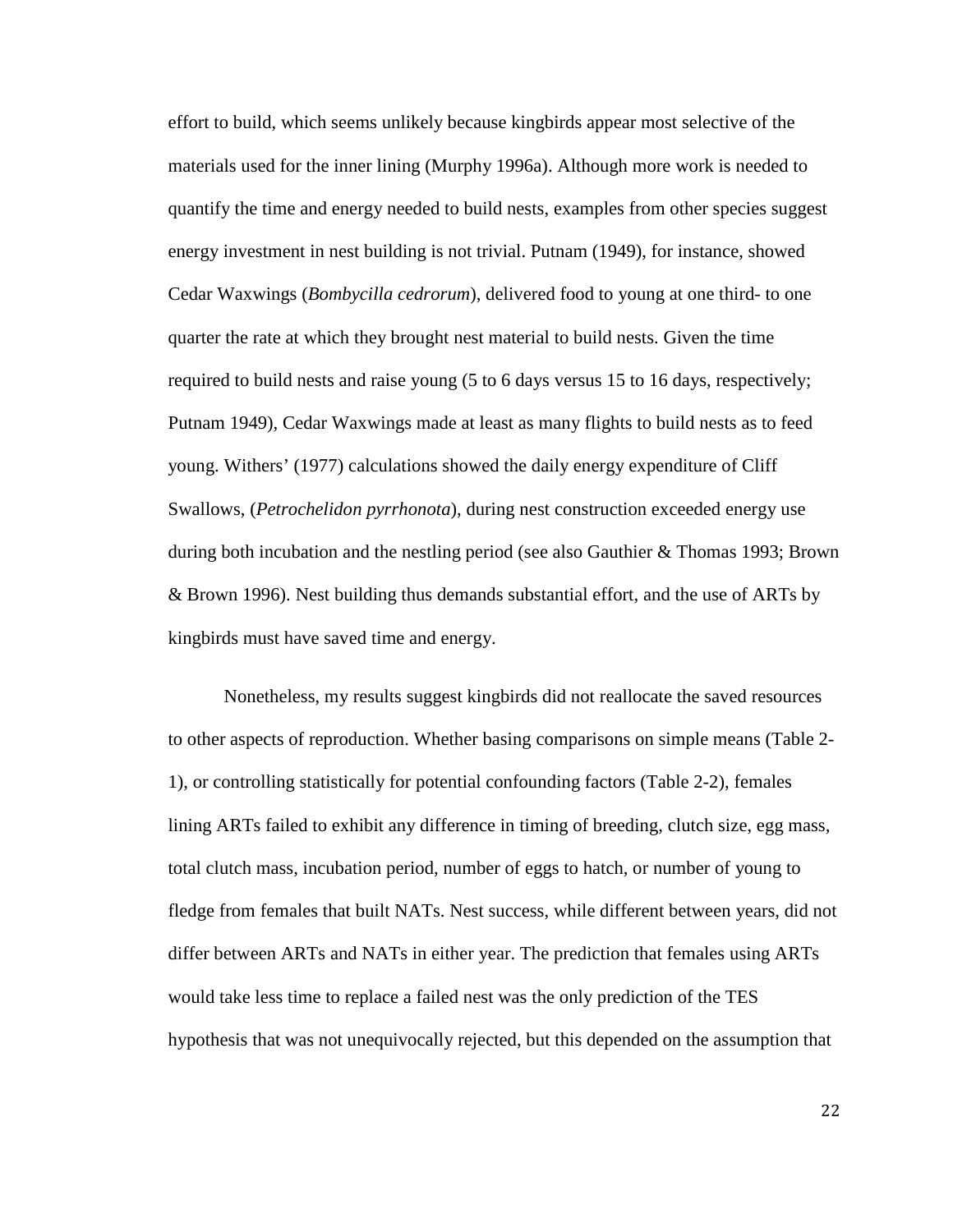effort to build, which seems unlikely because kingbirds appear most selective of the materials used for the inner lining (Murphy 1996a). Although more work is needed to quantify the time and energy needed to build nests, examples from other species suggest energy investment in nest building is not trivial. Putnam (1949), for instance, showed Cedar Waxwings (*Bombycilla cedrorum*), delivered food to young at one third- to one quarter the rate at which they brought nest material to build nests. Given the time required to build nests and raise young (5 to 6 days versus 15 to 16 days, respectively; Putnam 1949), Cedar Waxwings made at least as many flights to build nests as to feed young. Withers' (1977) calculations showed the daily energy expenditure of Cliff Swallows, (*Petrochelidon pyrrhonota*), during nest construction exceeded energy use during both incubation and the nestling period (see also Gauthier & Thomas 1993; Brown & Brown 1996). Nest building thus demands substantial effort, and the use of ARTs by kingbirds must have saved time and energy.

Nonetheless, my results suggest kingbirds did not reallocate the saved resources to other aspects of reproduction. Whether basing comparisons on simple means (Table 2-1), or controlling statistically for potential confounding factors (Table 2-2), females lining ARTs failed to exhibit any difference in timing of breeding, clutch size, egg mass, total clutch mass, incubation period, number of eggs to hatch, or number of young to fledge from females that built NATs. Nest success, while different between years, did not differ between ARTs and NATs in either year. The prediction that females using ARTs would take less time to replace a failed nest was the only prediction of the TES hypothesis that was not unequivocally rejected, but this depended on the assumption that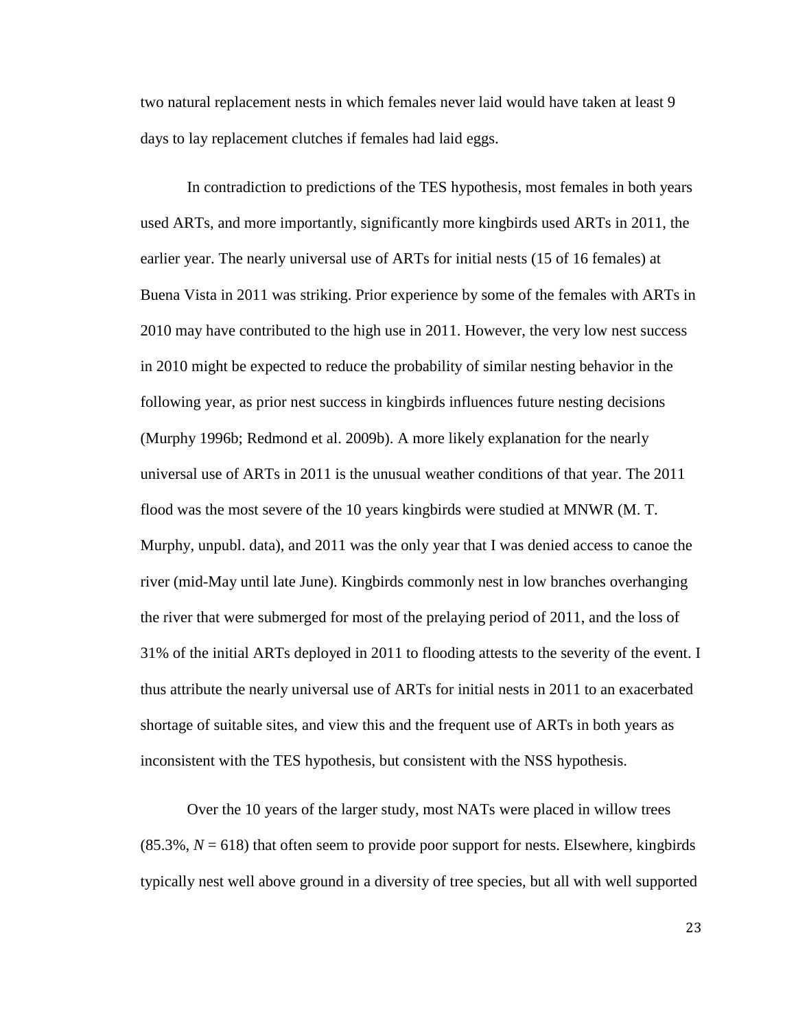two natural replacement nests in which females never laid would have taken at least 9 days to lay replacement clutches if females had laid eggs.

In contradiction to predictions of the TES hypothesis, most females in both years used ARTs, and more importantly, significantly more kingbirds used ARTs in 2011, the earlier year. The nearly universal use of ARTs for initial nests (15 of 16 females) at Buena Vista in 2011 was striking. Prior experience by some of the females with ARTs in 2010 may have contributed to the high use in 2011. However, the very low nest success in 2010 might be expected to reduce the probability of similar nesting behavior in the following year, as prior nest success in kingbirds influences future nesting decisions (Murphy 1996b; Redmond et al. 2009b). A more likely explanation for the nearly universal use of ARTs in 2011 is the unusual weather conditions of that year. The 2011 flood was the most severe of the 10 years kingbirds were studied at MNWR (M. T. Murphy, unpubl. data), and 2011 was the only year that I was denied access to canoe the river (mid-May until late June). Kingbirds commonly nest in low branches overhanging the river that were submerged for most of the prelaying period of 2011, and the loss of 31% of the initial ARTs deployed in 2011 to flooding attests to the severity of the event. I thus attribute the nearly universal use of ARTs for initial nests in 2011 to an exacerbated shortage of suitable sites, and view this and the frequent use of ARTs in both years as inconsistent with the TES hypothesis, but consistent with the NSS hypothesis.

Over the 10 years of the larger study, most NATs were placed in willow trees (85.3%, $N = 618$) that often seem to provide poor support for nests. Elsewhere, kingbirds typically nest well above ground in a diversity of tree species, but all with well supported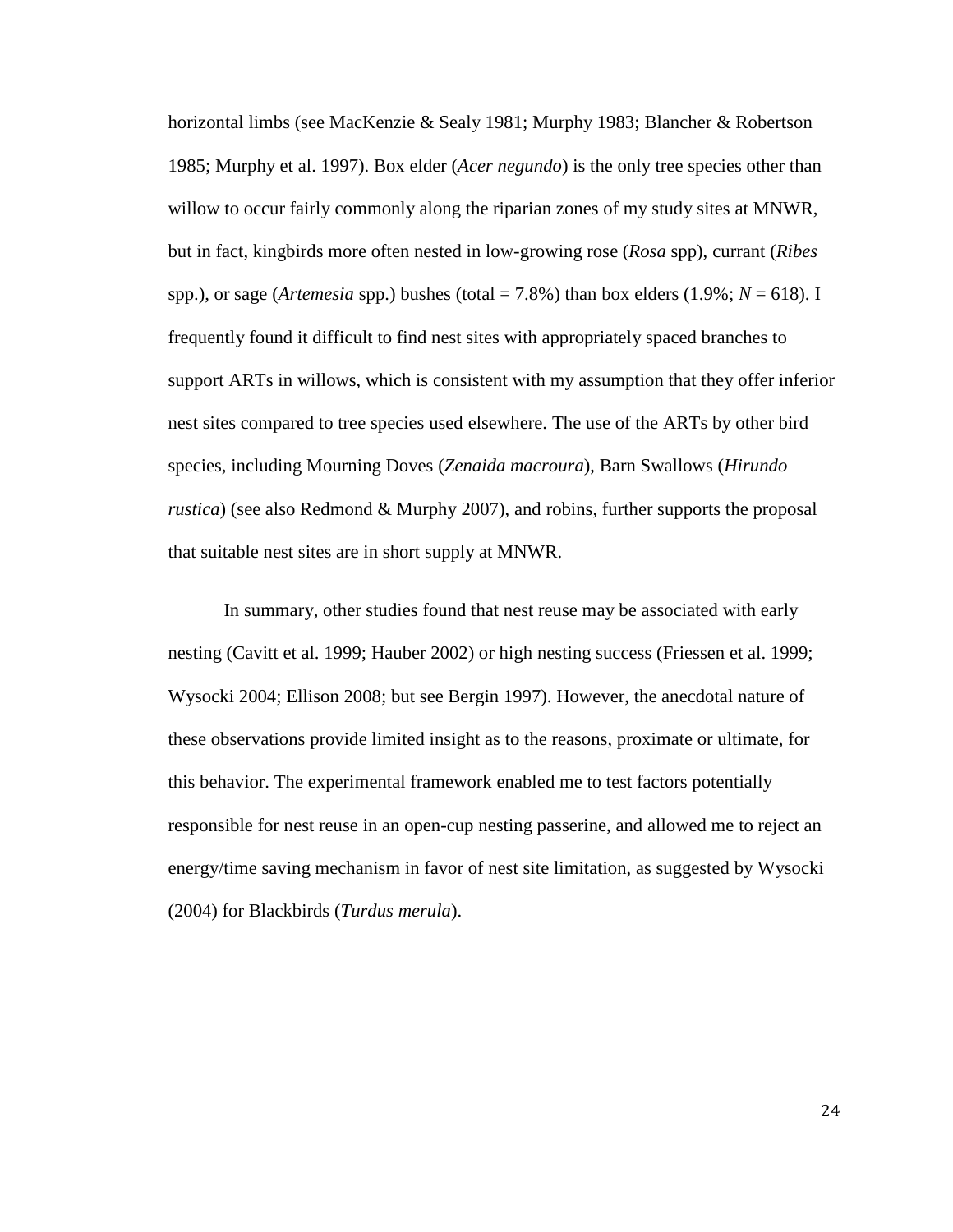horizontal limbs (see MacKenzie & Sealy 1981; Murphy 1983; Blancher & Robertson 1985; Murphy et al. 1997). Box elder (*Acer negundo*) is the only tree species other than willow to occur fairly commonly along the riparian zones of my study sites at MNWR, but in fact, kingbirds more often nested in low-growing rose (*Rosa* spp), currant (*Ribes* spp.), or sage (*Artemesia* spp.) bushes (total = 7.8%) than box elders (1.9%; $N = 618$). I frequently found it difficult to find nest sites with appropriately spaced branches to support ARTs in willows, which is consistent with my assumption that they offer inferior nest sites compared to tree species used elsewhere. The use of the ARTs by other bird species, including Mourning Doves (*Zenaida macroura*), Barn Swallows (*Hirundo rustica*) (see also Redmond & Murphy 2007), and robins, further supports the proposal that suitable nest sites are in short supply at MNWR.

In summary, other studies found that nest reuse may be associated with early nesting (Cavitt et al. 1999; Hauber 2002) or high nesting success (Friessen et al. 1999; Wysocki 2004; Ellison 2008; but see Bergin 1997). However, the anecdotal nature of these observations provide limited insight as to the reasons, proximate or ultimate, for this behavior. The experimental framework enabled me to test factors potentially responsible for nest reuse in an open-cup nesting passerine, and allowed me to reject an energy/time saving mechanism in favor of nest site limitation, as suggested by Wysocki (2004) for Blackbirds (*Turdus merula*).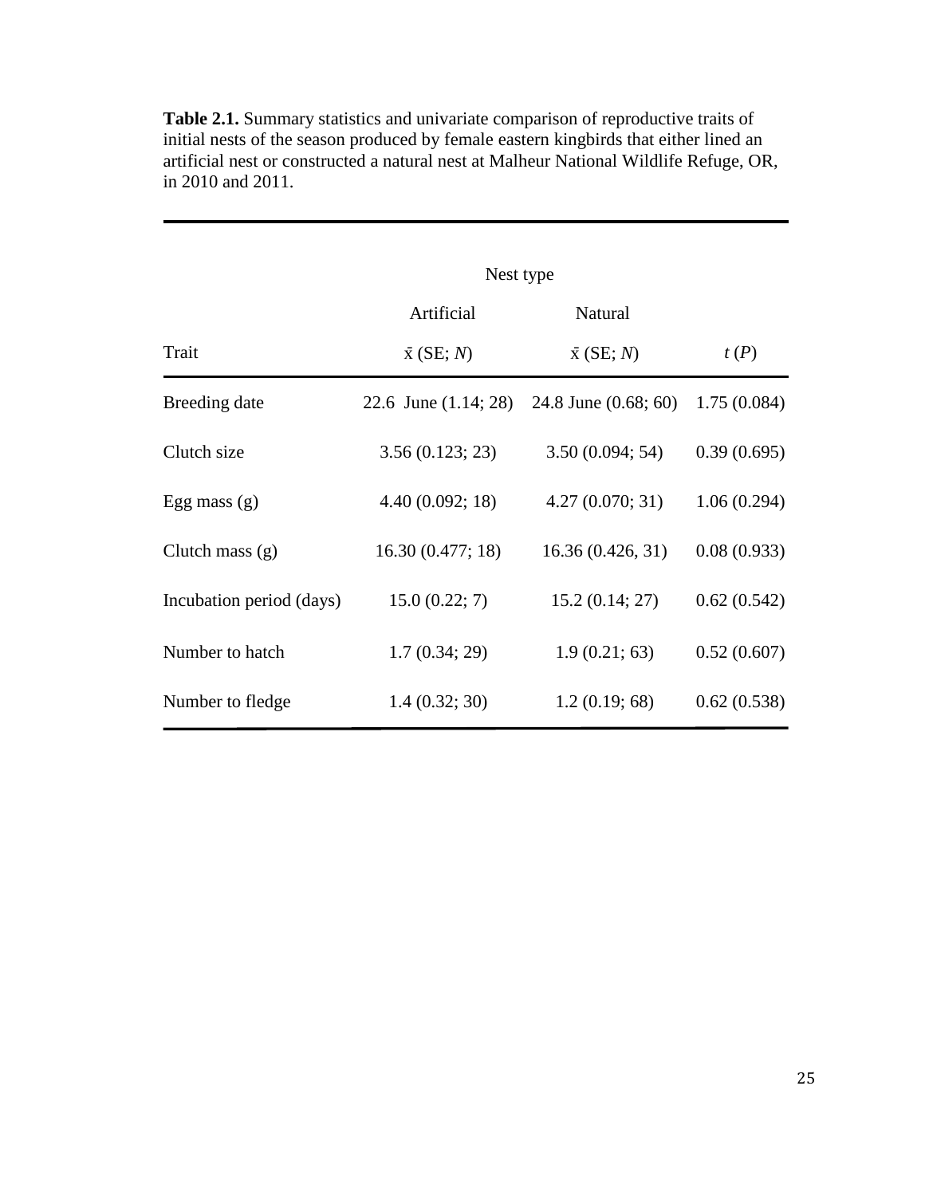**Table 2.1.** Summary statistics and univariate comparison of reproductive traits of initial nests of the season produced by female eastern kingbirds that either lined an artificial nest or constructed a natural nest at Malheur National Wildlife Refuge, OR, in 2010 and 2011.

| | Nest type | | |
|---|---|---|---|
| | Artificial | Natural | |
| Trait | $\bar{x}$ (SE; *N*) | $\bar{x}$ (SE; *N*) | *t* (*P*) |
| Breeding date | 22.6 June (1.14; 28) | 24.8 June (0.68; 60) | 1.75 (0.084) |
| Clutch size | 3.56 (0.123; 23) | 3.50 (0.094; 54) | 0.39 (0.695) |
| Egg mass (g) | 4.40 (0.092; 18) | 4.27 (0.070; 31) | 1.06 (0.294) |
| Clutch mass (g) | 16.30 (0.477; 18) | 16.36 (0.426, 31) | 0.08 (0.933) |
| Incubation period (days) | 15.0 (0.22; 7) | 15.2 (0.14; 27) | 0.62 (0.542) |
| Number to hatch | 1.7 (0.34; 29) | 1.9 (0.21; 63) | 0.52 (0.607) |
| Number to fledge | 1.4 (0.32; 30) | 1.2 (0.19; 68) | 0.62 (0.538) |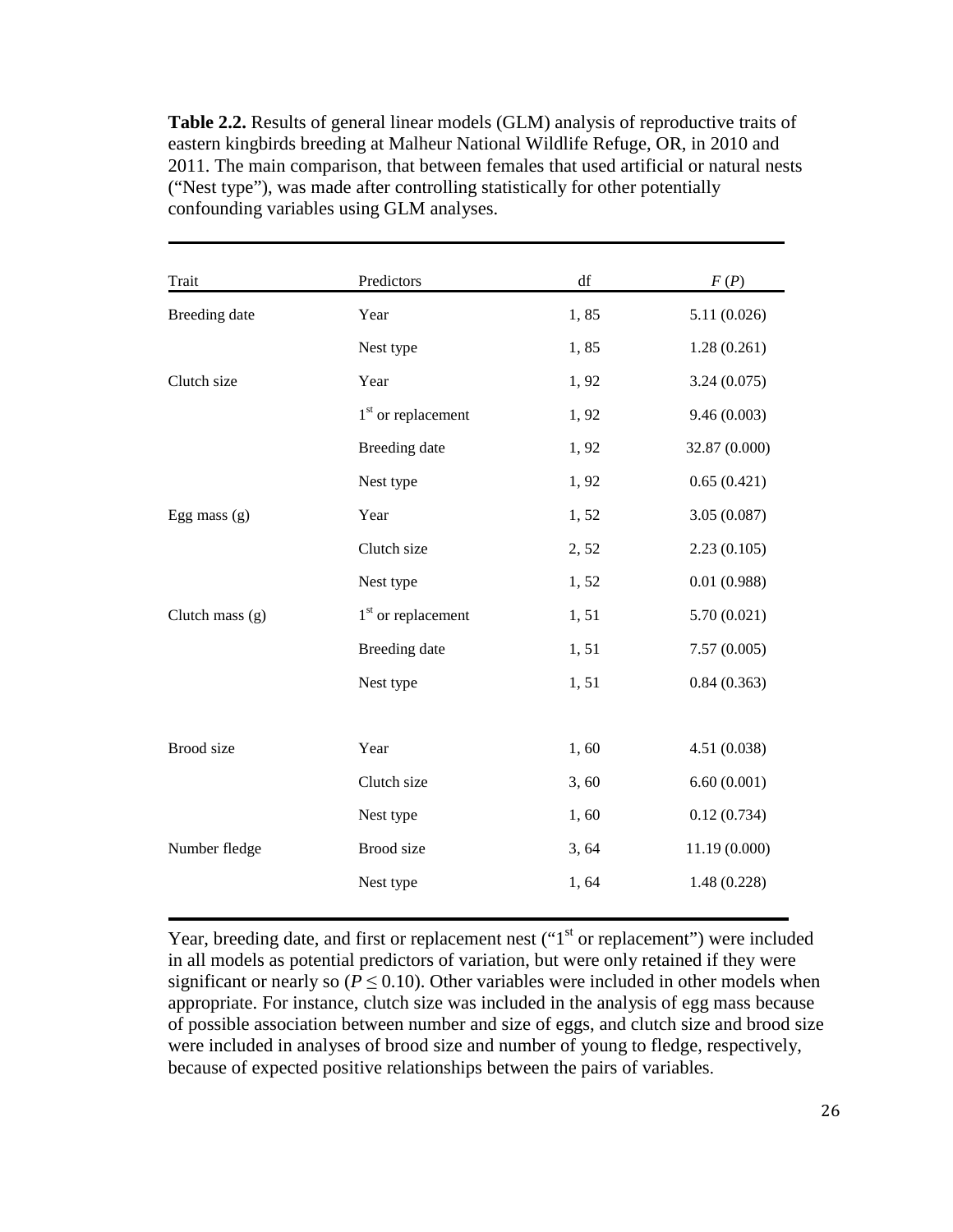**Table 2.2.** Results of general linear models (GLM) analysis of reproductive traits of eastern kingbirds breeding at Malheur National Wildlife Refuge, OR, in 2010 and 2011. The main comparison, that between females that used artificial or natural nests ("Nest type"), was made after controlling statistically for other potentially confounding variables using GLM analyses.

| Trait | Predictors | df | $F$ ($P$) |
|---|---|---|---|
| Breeding date | Year | 1, 85 | 5.11 (0.026) |
| | Nest type | 1, 85 | 1.28 (0.261) |
| Clutch size | Year | 1, 92 | 3.24 (0.075) |
| | 1st or replacement | 1, 92 | 9.46 (0.003) |
| | Breeding date | 1, 92 | 32.87 (0.000) |
| | Nest type | 1, 92 | 0.65 (0.421) |
| Egg mass (g) | Year | 1, 52 | 3.05 (0.087) |
| | Clutch size | 2, 52 | 2.23 (0.105) |
| | Nest type | 1, 52 | 0.01 (0.988) |
| Clutch mass (g) | 1st or replacement | 1, 51 | 5.70 (0.021) |
| | Breeding date | 1, 51 | 7.57 (0.005) |
| | Nest type | 1, 51 | 0.84 (0.363) |
| Brood size | Year | 1, 60 | 4.51 (0.038) |
| | Clutch size | 3, 60 | 6.60 (0.001) |
| | Nest type | 1, 60 | 0.12 (0.734) |
| Number fledge | Brood size | 3, 64 | 11.19 (0.000) |
| | Nest type | 1, 64 | 1.48 (0.228) |

Year, breeding date, and first or replacement nest ("1st or replacement") were included in all models as potential predictors of variation, but were only retained if they were significant or nearly so ($P \leq 0.10$). Other variables were included in other models when appropriate. For instance, clutch size was included in the analysis of egg mass because of possible association between number and size of eggs, and clutch size and brood size were included in analyses of brood size and number of young to fledge, respectively, because of expected positive relationships between the pairs of variables.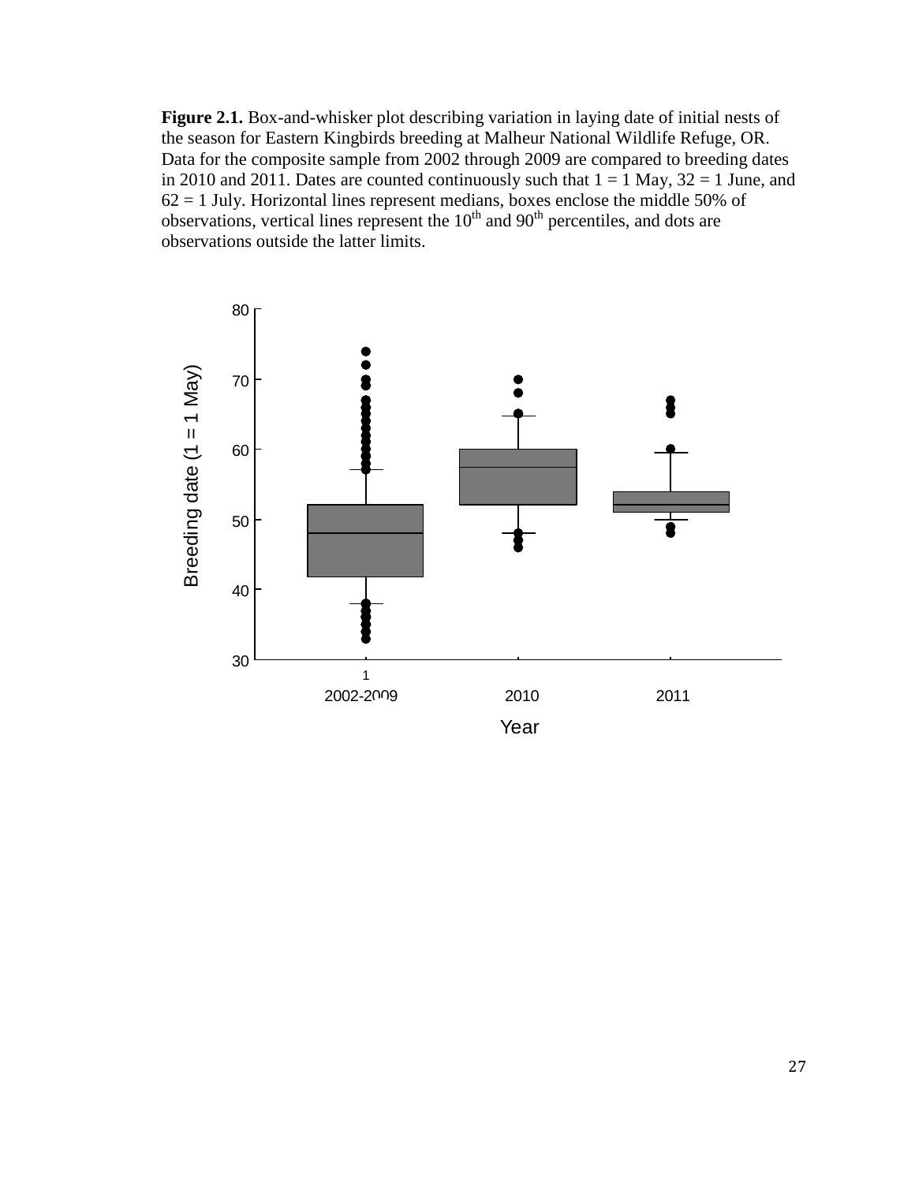**Figure 2.1.** Box-and-whisker plot describing variation in laying date of initial nests of the season for Eastern Kingbirds breeding at Malheur National Wildlife Refuge, OR. Data for the composite sample from 2002 through 2009 are compared to breeding dates in 2010 and 2011. Dates are counted continuously such that 1 = 1 May, 32 = 1 June, and 62 = 1 July. Horizontal lines represent medians, boxes enclose the middle 50% of observations, vertical lines represent the 10th and 90th percentiles, and dots are observations outside the latter limits.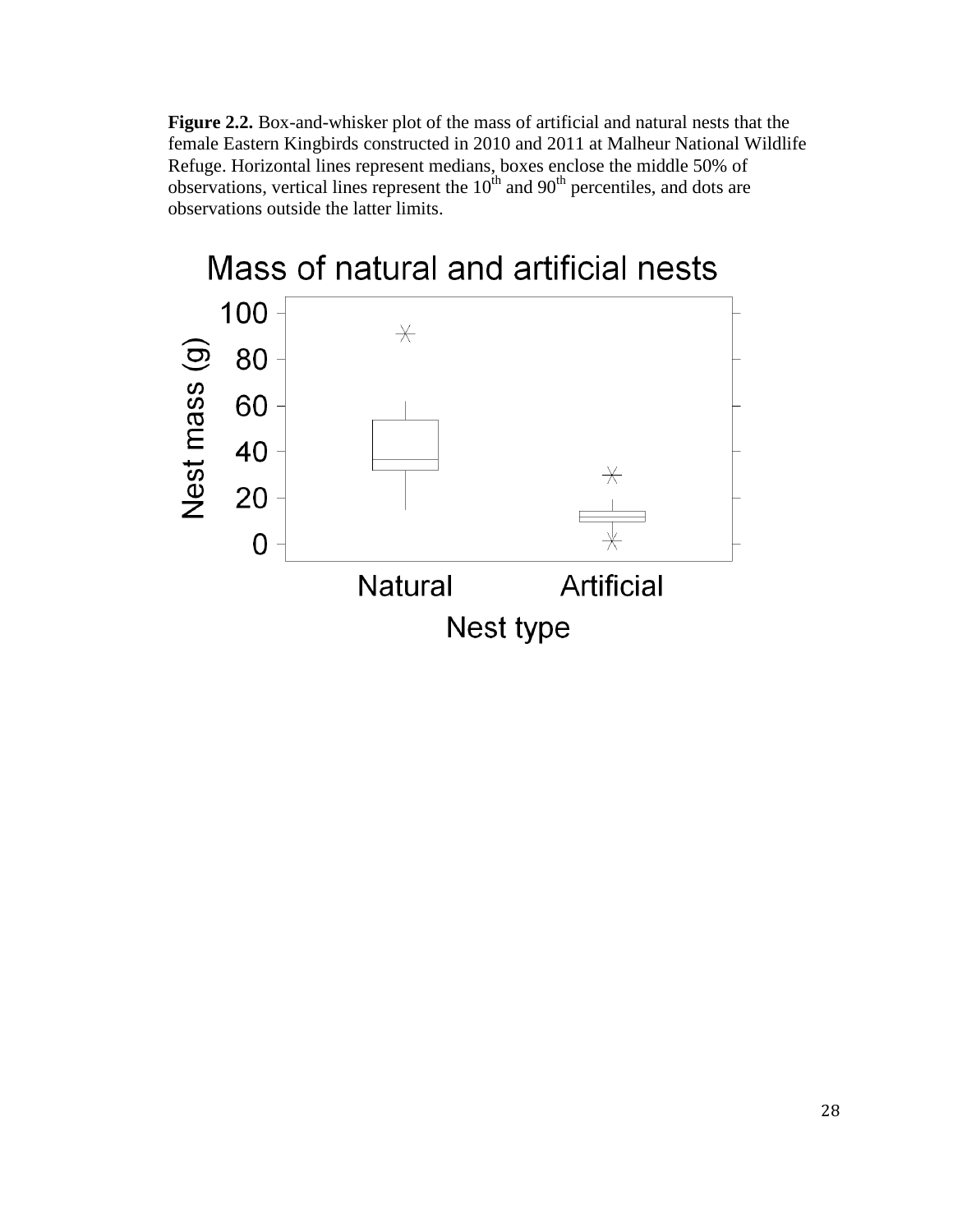**Figure 2.2.** Box-and-whisker plot of the mass of artificial and natural nests that the female Eastern Kingbirds constructed in 2010 and 2011 at Malheur National Wildlife Refuge. Horizontal lines represent medians, boxes enclose the middle 50% of observations, vertical lines represent the 10th and 90th percentiles, and dots are observations outside the latter limits.

Mass of natural and artificial nests

Nest mass (g)

100
80
60
40
20
0

Natural Artificial

Nest type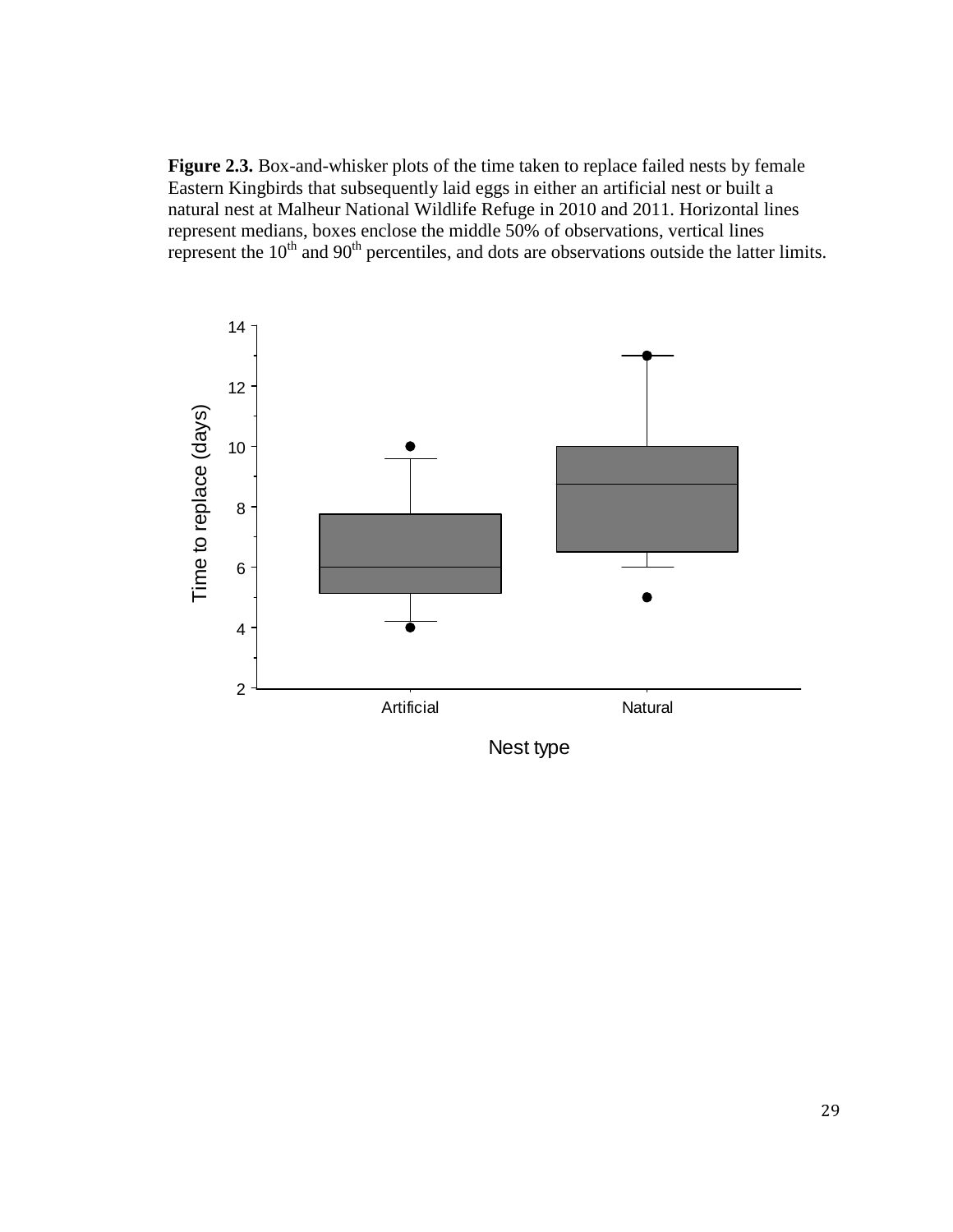**Figure 2.3.** Box-and-whisker plots of the time taken to replace failed nests by female Eastern Kingbirds that subsequently laid eggs in either an artificial nest or built a natural nest at Malheur National Wildlife Refuge in 2010 and 2011. Horizontal lines represent medians, boxes enclose the middle 50% of observations, vertical lines represent the 10th and 90th percentiles, and dots are observations outside the latter limits.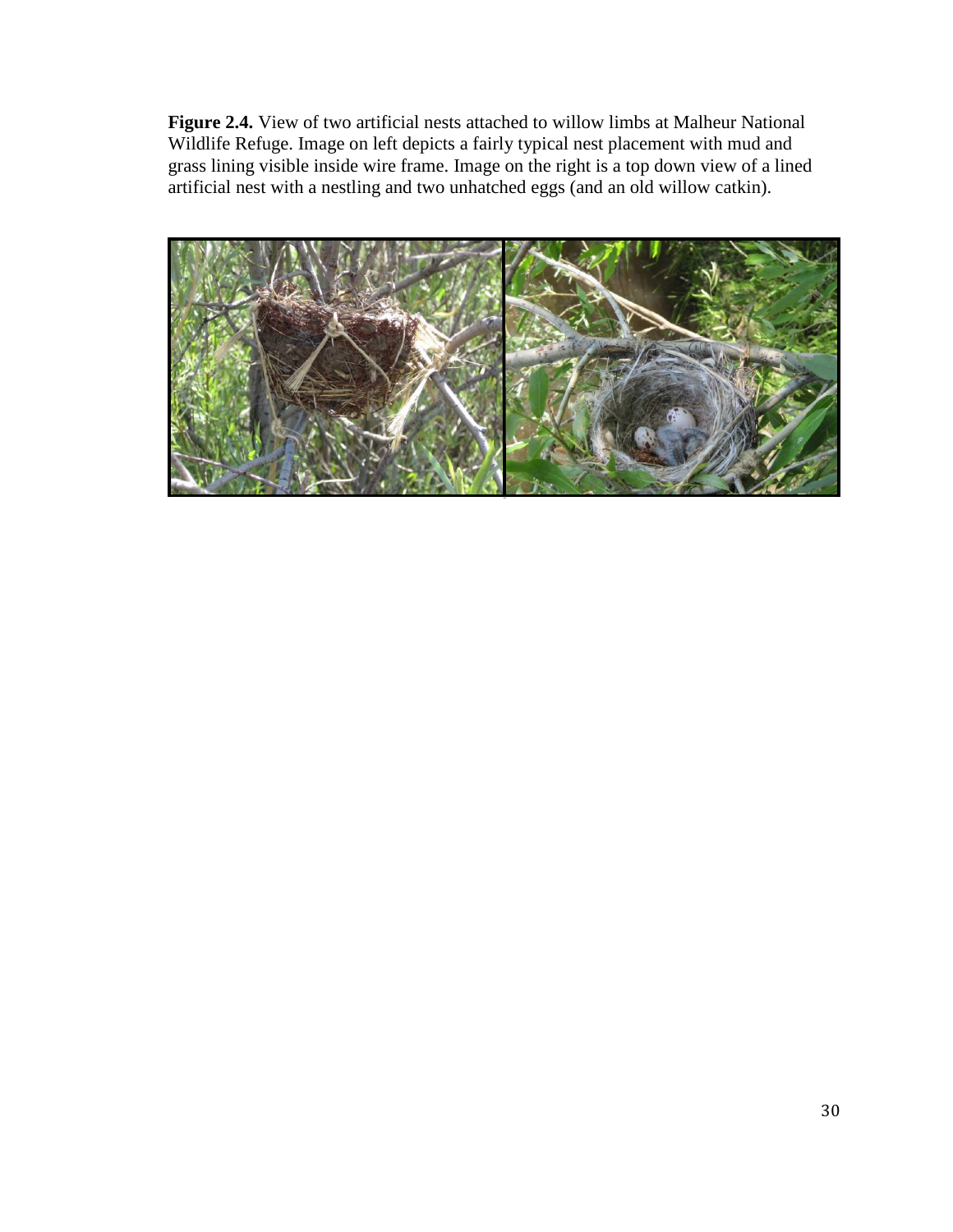**Figure 2.4.** View of two artificial nests attached to willow limbs at Malheur National Wildlife Refuge. Image on left depicts a fairly typical nest placement with mud and grass lining visible inside wire frame. Image on the right is a top down view of a lined artificial nest with a nestling and two unhatched eggs (and an old willow catkin).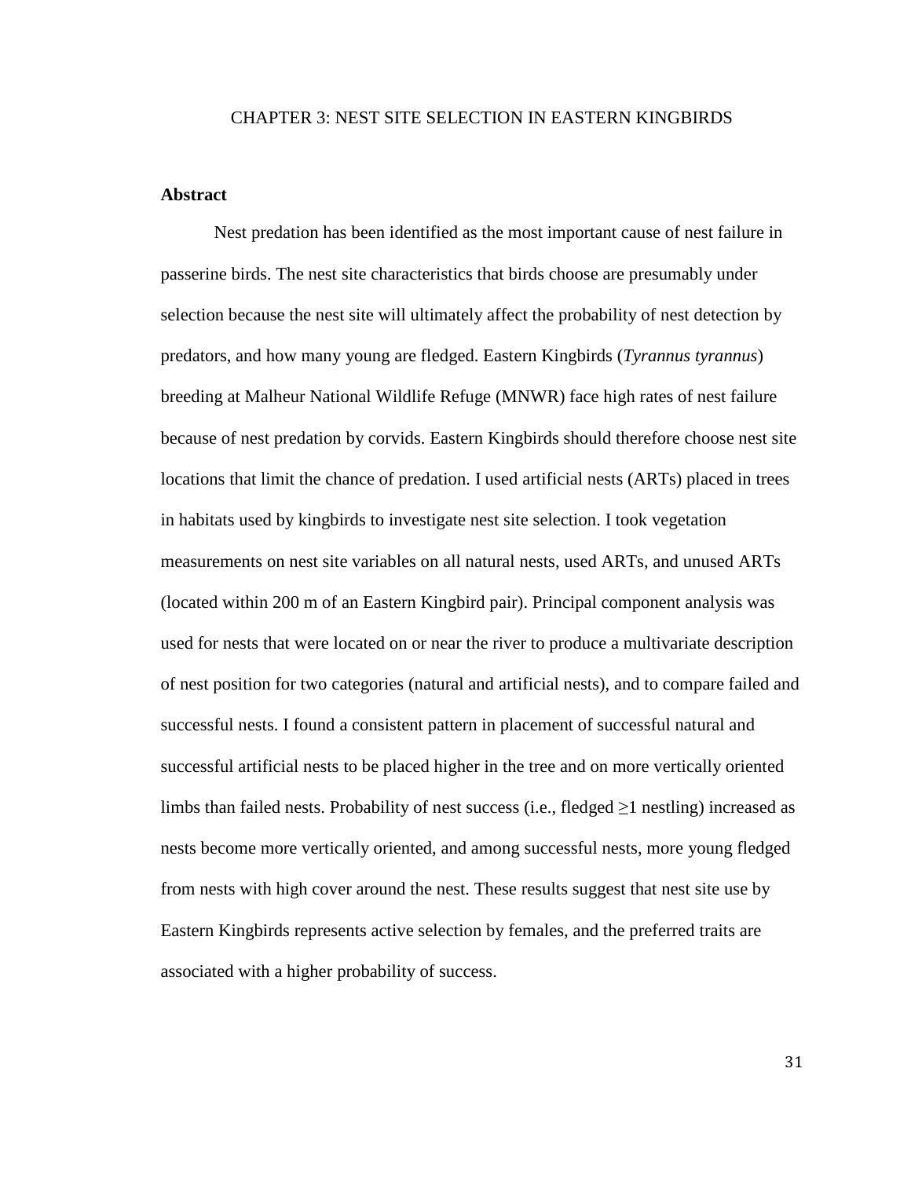# CHAPTER 3: NEST SITE SELECTION IN EASTERN KINGBIRDS

## Abstract

Nest predation has been identified as the most important cause of nest failure in passerine birds. The nest site characteristics that birds choose are presumably under selection because the nest site will ultimately affect the probability of nest detection by predators, and how many young are fledged. Eastern Kingbirds (*Tyrannus tyrannus*) breeding at Malheur National Wildlife Refuge (MNWR) face high rates of nest failure because of nest predation by corvids. Eastern Kingbirds should therefore choose nest site locations that limit the chance of predation. I used artificial nests (ARTs) placed in trees in habitats used by kingbirds to investigate nest site selection. I took vegetation measurements on nest site variables on all natural nests, used ARTs, and unused ARTs (located within 200 m of an Eastern Kingbird pair). Principal component analysis was used for nests that were located on or near the river to produce a multivariate description of nest position for two categories (natural and artificial nests), and to compare failed and successful nests. I found a consistent pattern in placement of successful natural and successful artificial nests to be placed higher in the tree and on more vertically oriented limbs than failed nests. Probability of nest success (i.e., fledged $\geq$1 nestling) increased as nests become more vertically oriented, and among successful nests, more young fledged from nests with high cover around the nest. These results suggest that nest site use by Eastern Kingbirds represents active selection by females, and the preferred traits are associated with a higher probability of success.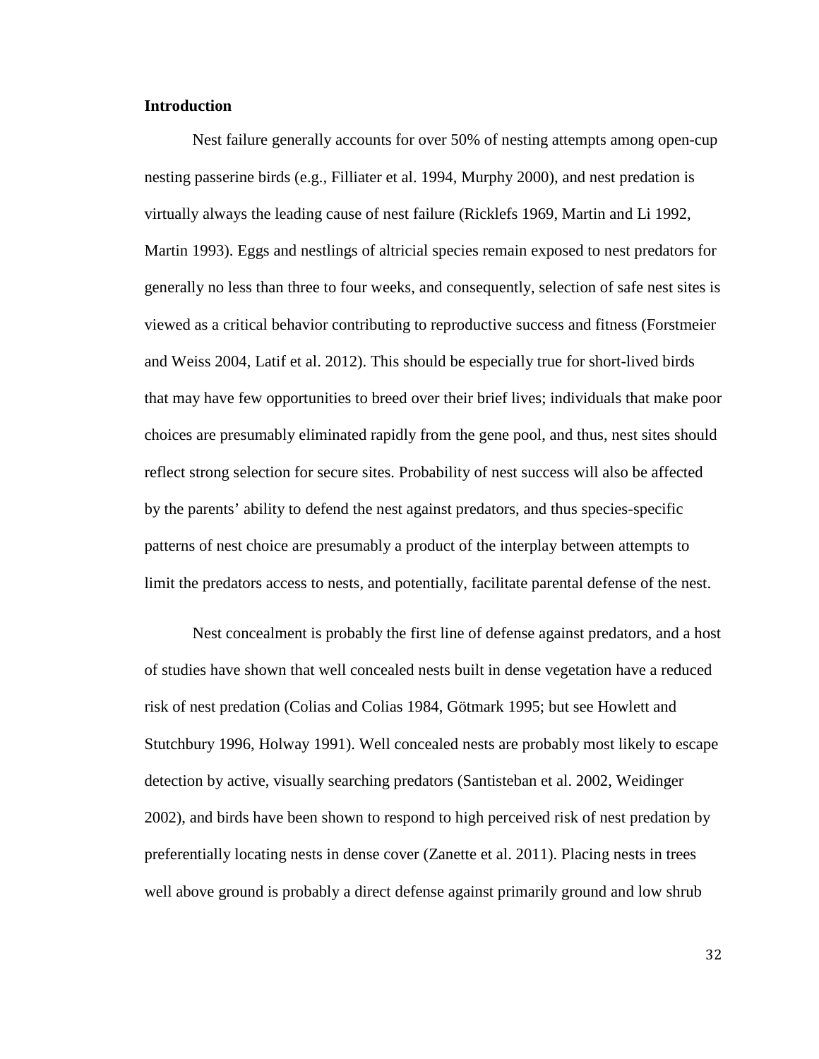**Introduction**

Nest failure generally accounts for over 50% of nesting attempts among open-cup nesting passerine birds (e.g., Filliater et al. 1994, Murphy 2000), and nest predation is virtually always the leading cause of nest failure (Ricklefs 1969, Martin and Li 1992, Martin 1993). Eggs and nestlings of altricial species remain exposed to nest predators for generally no less than three to four weeks, and consequently, selection of safe nest sites is viewed as a critical behavior contributing to reproductive success and fitness (Forstmeier and Weiss 2004, Latif et al. 2012). This should be especially true for short-lived birds that may have few opportunities to breed over their brief lives; individuals that make poor choices are presumably eliminated rapidly from the gene pool, and thus, nest sites should reflect strong selection for secure sites. Probability of nest success will also be affected by the parents' ability to defend the nest against predators, and thus species-specific patterns of nest choice are presumably a product of the interplay between attempts to limit the predators access to nests, and potentially, facilitate parental defense of the nest.

Nest concealment is probably the first line of defense against predators, and a host of studies have shown that well concealed nests built in dense vegetation have a reduced risk of nest predation (Colias and Colias 1984, Götmark 1995; but see Howlett and Stutchbury 1996, Holway 1991). Well concealed nests are probably most likely to escape detection by active, visually searching predators (Santisteban et al. 2002, Weidinger 2002), and birds have been shown to respond to high perceived risk of nest predation by preferentially locating nests in dense cover (Zanette et al. 2011). Placing nests in trees well above ground is probably a direct defense against primarily ground and low shrub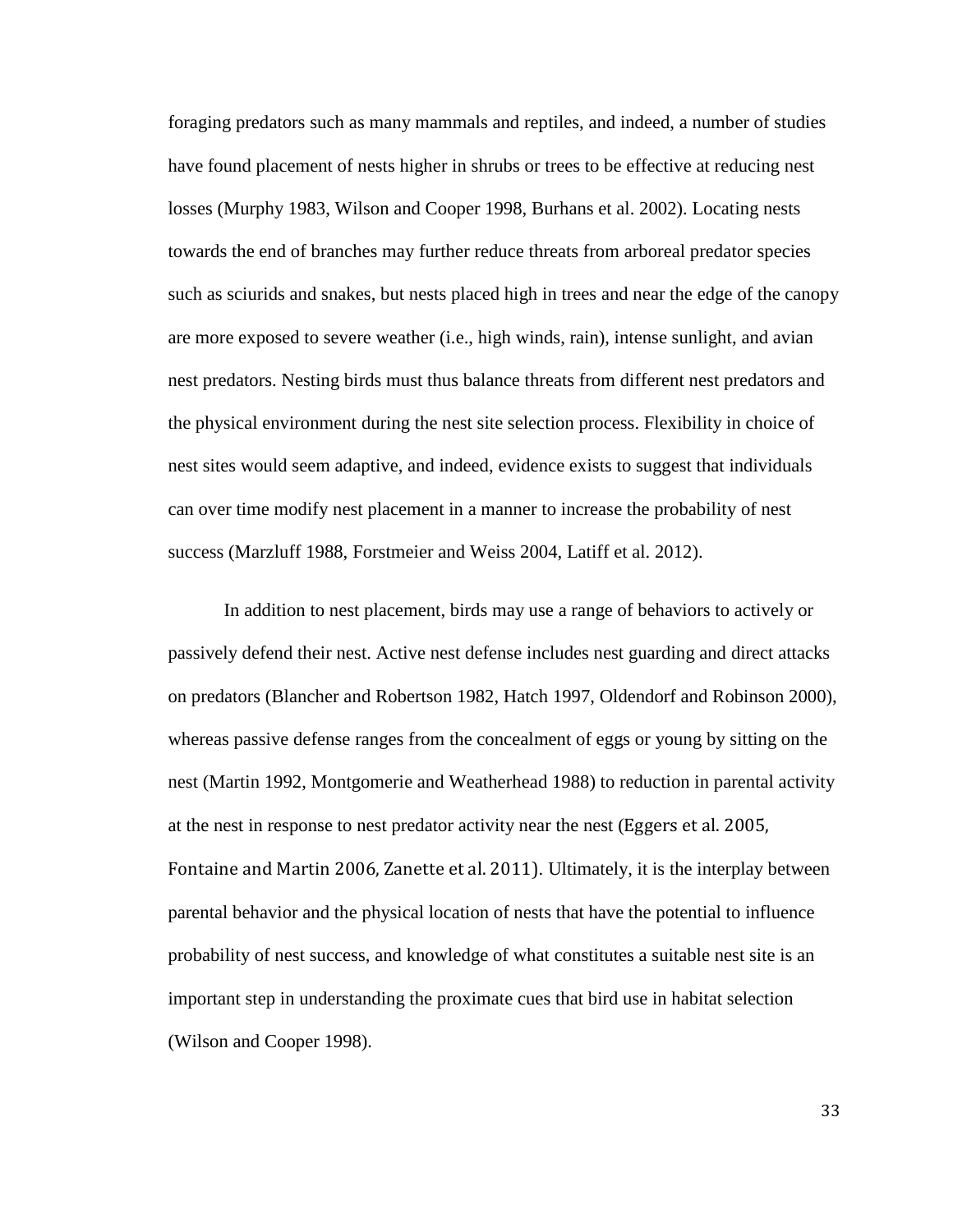foraging predators such as many mammals and reptiles, and indeed, a number of studies have found placement of nests higher in shrubs or trees to be effective at reducing nest losses (Murphy 1983, Wilson and Cooper 1998, Burhans et al. 2002). Locating nests towards the end of branches may further reduce threats from arboreal predator species such as sciurids and snakes, but nests placed high in trees and near the edge of the canopy are more exposed to severe weather (i.e., high winds, rain), intense sunlight, and avian nest predators. Nesting birds must thus balance threats from different nest predators and the physical environment during the nest site selection process. Flexibility in choice of nest sites would seem adaptive, and indeed, evidence exists to suggest that individuals can over time modify nest placement in a manner to increase the probability of nest success (Marzluff 1988, Forstmeier and Weiss 2004, Latiff et al. 2012).

In addition to nest placement, birds may use a range of behaviors to actively or passively defend their nest. Active nest defense includes nest guarding and direct attacks on predators (Blancher and Robertson 1982, Hatch 1997, Oldendorf and Robinson 2000), whereas passive defense ranges from the concealment of eggs or young by sitting on the nest (Martin 1992, Montgomerie and Weatherhead 1988) to reduction in parental activity at the nest in response to nest predator activity near the nest (Eggers et al. 2005, Fontaine and Martin 2006, Zanette et al. 2011). Ultimately, it is the interplay between parental behavior and the physical location of nests that have the potential to influence probability of nest success, and knowledge of what constitutes a suitable nest site is an important step in understanding the proximate cues that bird use in habitat selection (Wilson and Cooper 1998).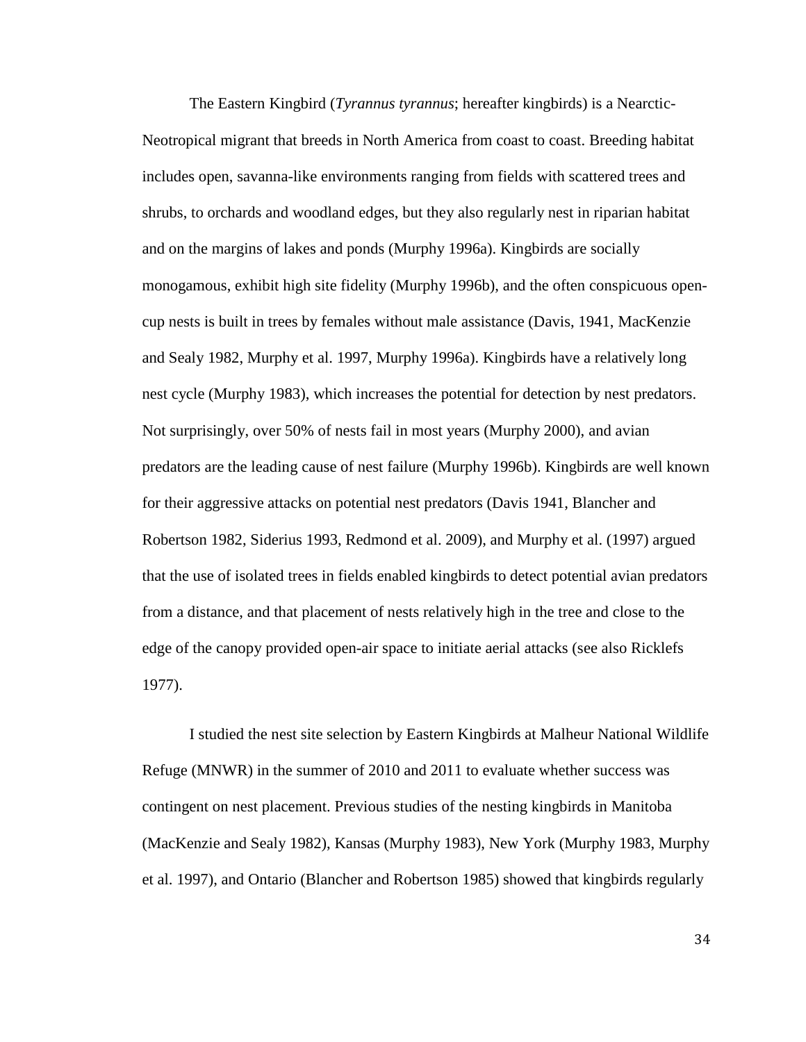The Eastern Kingbird (*Tyrannus tyrannus*; hereafter kingbirds) is a Nearctic-Neotropical migrant that breeds in North America from coast to coast. Breeding habitat includes open, savanna-like environments ranging from fields with scattered trees and shrubs, to orchards and woodland edges, but they also regularly nest in riparian habitat and on the margins of lakes and ponds (Murphy 1996a). Kingbirds are socially monogamous, exhibit high site fidelity (Murphy 1996b), and the often conspicuous open-cup nests is built in trees by females without male assistance (Davis, 1941, MacKenzie and Sealy 1982, Murphy et al. 1997, Murphy 1996a). Kingbirds have a relatively long nest cycle (Murphy 1983), which increases the potential for detection by nest predators. Not surprisingly, over 50% of nests fail in most years (Murphy 2000), and avian predators are the leading cause of nest failure (Murphy 1996b). Kingbirds are well known for their aggressive attacks on potential nest predators (Davis 1941, Blancher and Robertson 1982, Siderius 1993, Redmond et al. 2009), and Murphy et al. (1997) argued that the use of isolated trees in fields enabled kingbirds to detect potential avian predators from a distance, and that placement of nests relatively high in the tree and close to the edge of the canopy provided open-air space to initiate aerial attacks (see also Ricklefs 1977).

I studied the nest site selection by Eastern Kingbirds at Malheur National Wildlife Refuge (MNWR) in the summer of 2010 and 2011 to evaluate whether success was contingent on nest placement. Previous studies of the nesting kingbirds in Manitoba (MacKenzie and Sealy 1982), Kansas (Murphy 1983), New York (Murphy 1983, Murphy et al. 1997), and Ontario (Blancher and Robertson 1985) showed that kingbirds regularly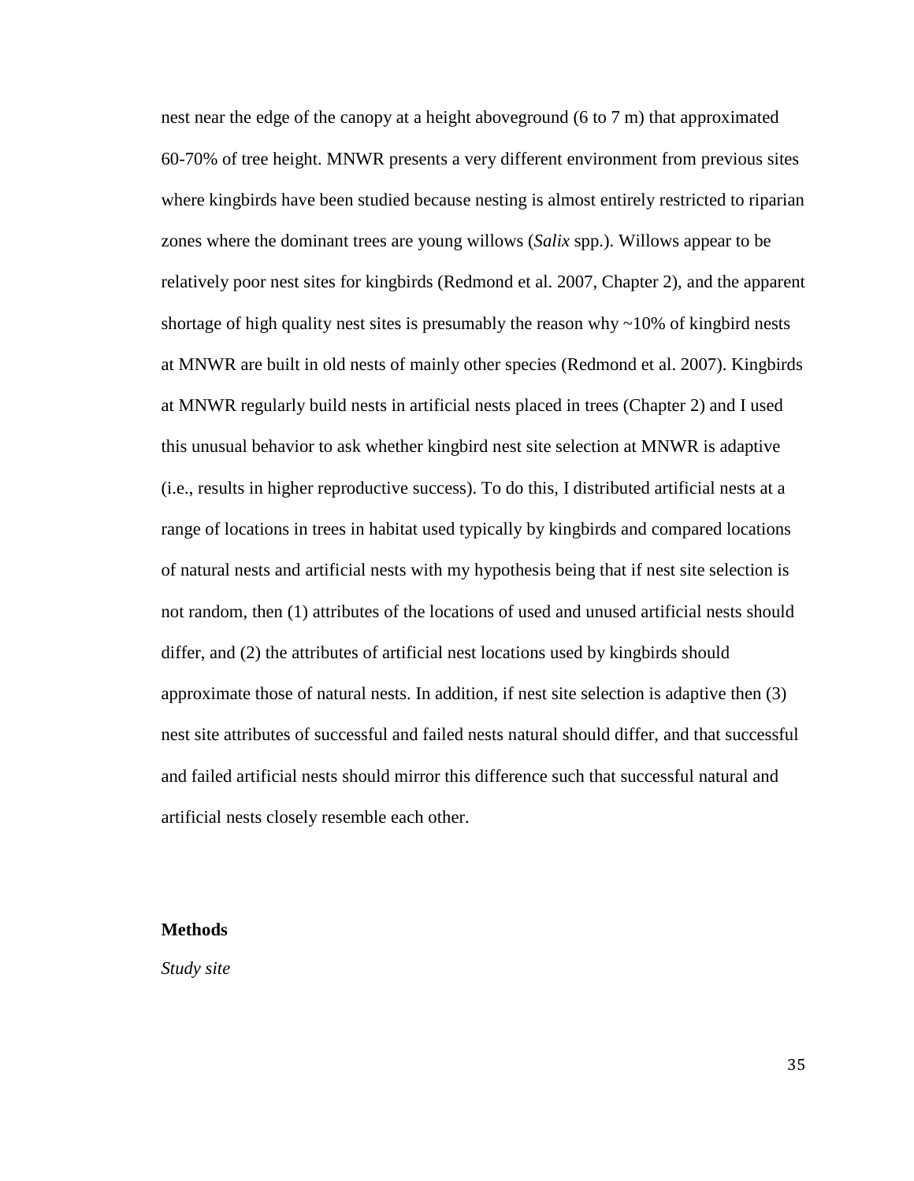nest near the edge of the canopy at a height aboveground (6 to 7 m) that approximated 60-70% of tree height. MNWR presents a very different environment from previous sites where kingbirds have been studied because nesting is almost entirely restricted to riparian zones where the dominant trees are young willows (*Salix* spp.). Willows appear to be relatively poor nest sites for kingbirds (Redmond et al. 2007, Chapter 2), and the apparent shortage of high quality nest sites is presumably the reason why ~10% of kingbird nests at MNWR are built in old nests of mainly other species (Redmond et al. 2007). Kingbirds at MNWR regularly build nests in artificial nests placed in trees (Chapter 2) and I used this unusual behavior to ask whether kingbird nest site selection at MNWR is adaptive (i.e., results in higher reproductive success). To do this, I distributed artificial nests at a range of locations in trees in habitat used typically by kingbirds and compared locations of natural nests and artificial nests with my hypothesis being that if nest site selection is not random, then (1) attributes of the locations of used and unused artificial nests should differ, and (2) the attributes of artificial nest locations used by kingbirds should approximate those of natural nests. In addition, if nest site selection is adaptive then (3) nest site attributes of successful and failed nests natural should differ, and that successful and failed artificial nests should mirror this difference such that successful natural and artificial nests closely resemble each other.

## Methods

*Study site*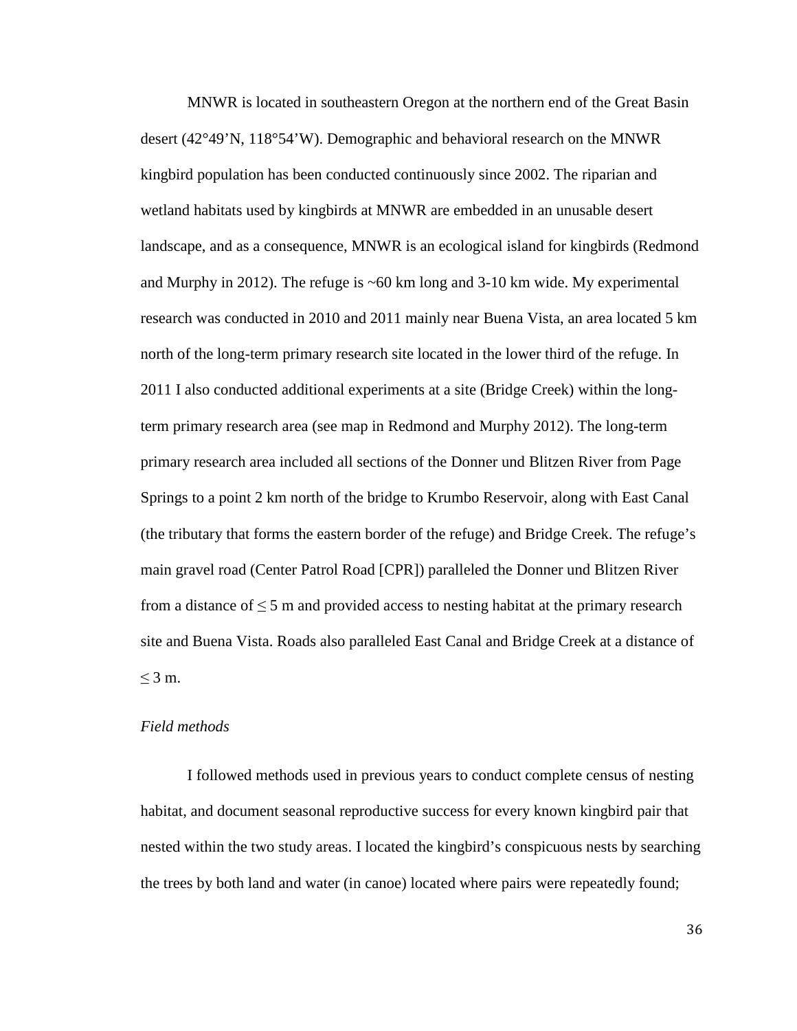MNWR is located in southeastern Oregon at the northern end of the Great Basin desert (42°49'N, 118°54'W). Demographic and behavioral research on the MNWR kingbird population has been conducted continuously since 2002. The riparian and wetland habitats used by kingbirds at MNWR are embedded in an unusable desert landscape, and as a consequence, MNWR is an ecological island for kingbirds (Redmond and Murphy in 2012). The refuge is ~60 km long and 3-10 km wide. My experimental research was conducted in 2010 and 2011 mainly near Buena Vista, an area located 5 km north of the long-term primary research site located in the lower third of the refuge. In 2011 I also conducted additional experiments at a site (Bridge Creek) within the long-term primary research area (see map in Redmond and Murphy 2012). The long-term primary research area included all sections of the Donner und Blitzen River from Page Springs to a point 2 km north of the bridge to Krumbo Reservoir, along with East Canal (the tributary that forms the eastern border of the refuge) and Bridge Creek. The refuge's main gravel road (Center Patrol Road [CPR]) paralleled the Donner und Blitzen River from a distance of ≤ 5 m and provided access to nesting habitat at the primary research site and Buena Vista. Roads also paralleled East Canal and Bridge Creek at a distance of ≤ 3 m.

*Field methods*

I followed methods used in previous years to conduct complete census of nesting habitat, and document seasonal reproductive success for every known kingbird pair that nested within the two study areas. I located the kingbird's conspicuous nests by searching the trees by both land and water (in canoe) located where pairs were repeatedly found;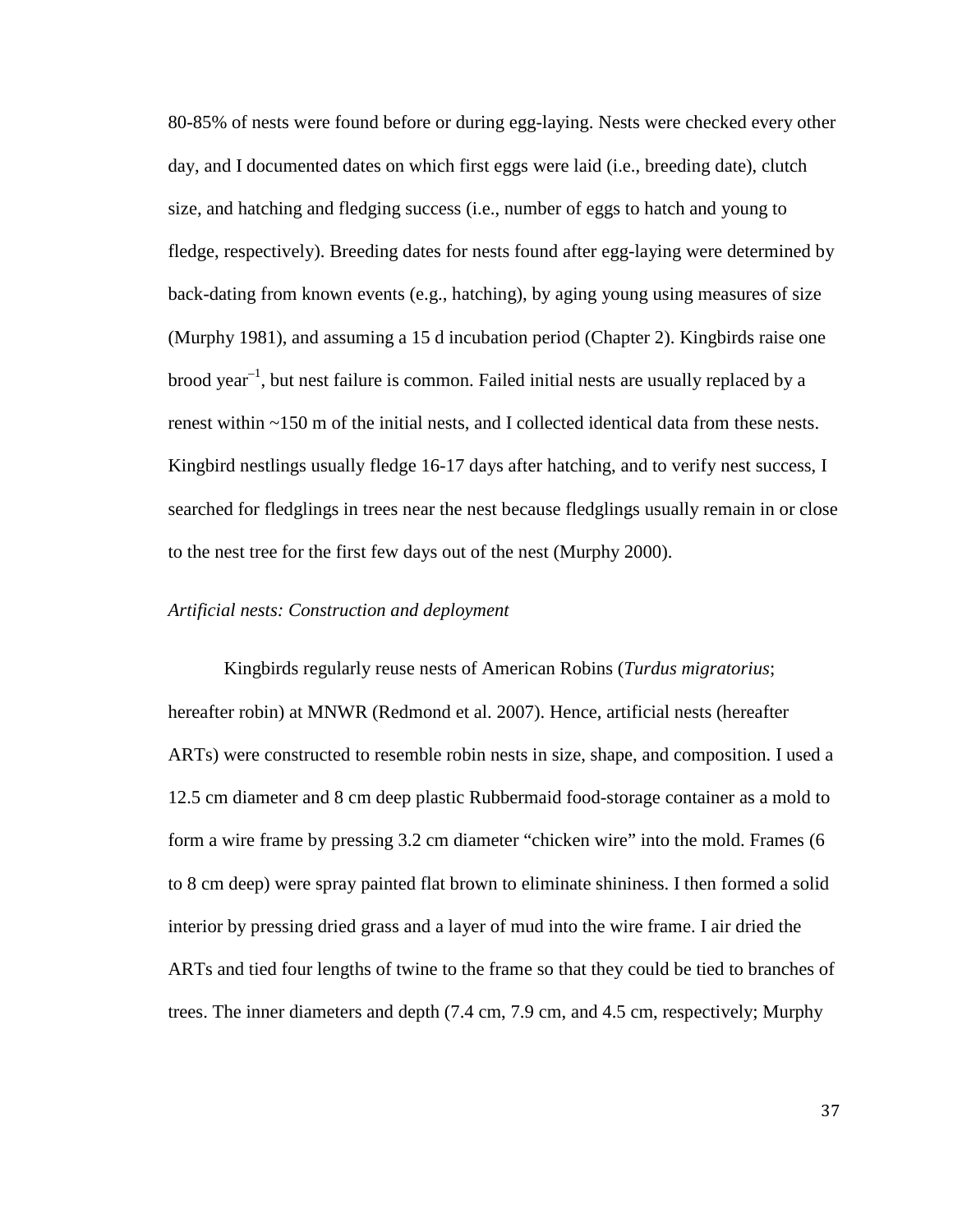80-85% of nests were found before or during egg-laying. Nests were checked every other day, and I documented dates on which first eggs were laid (i.e., breeding date), clutch size, and hatching and fledging success (i.e., number of eggs to hatch and young to fledge, respectively). Breeding dates for nests found after egg-laying were determined by back-dating from known events (e.g., hatching), by aging young using measures of size (Murphy 1981), and assuming a 15 d incubation period (Chapter 2). Kingbirds raise one brood year$^{-1}$, but nest failure is common. Failed initial nests are usually replaced by a renest within ~150 m of the initial nests, and I collected identical data from these nests. Kingbird nestlings usually fledge 16-17 days after hatching, and to verify nest success, I searched for fledglings in trees near the nest because fledglings usually remain in or close to the nest tree for the first few days out of the nest (Murphy 2000).

*Artificial nests: Construction and deployment*

Kingbirds regularly reuse nests of American Robins (*Turdus migratorius*; hereafter robin) at MNWR (Redmond et al. 2007). Hence, artificial nests (hereafter ARTs) were constructed to resemble robin nests in size, shape, and composition. I used a 12.5 cm diameter and 8 cm deep plastic Rubbermaid food-storage container as a mold to form a wire frame by pressing 3.2 cm diameter "chicken wire" into the mold. Frames (6 to 8 cm deep) were spray painted flat brown to eliminate shininess. I then formed a solid interior by pressing dried grass and a layer of mud into the wire frame. I air dried the ARTs and tied four lengths of twine to the frame so that they could be tied to branches of trees. The inner diameters and depth (7.4 cm, 7.9 cm, and 4.5 cm, respectively; Murphy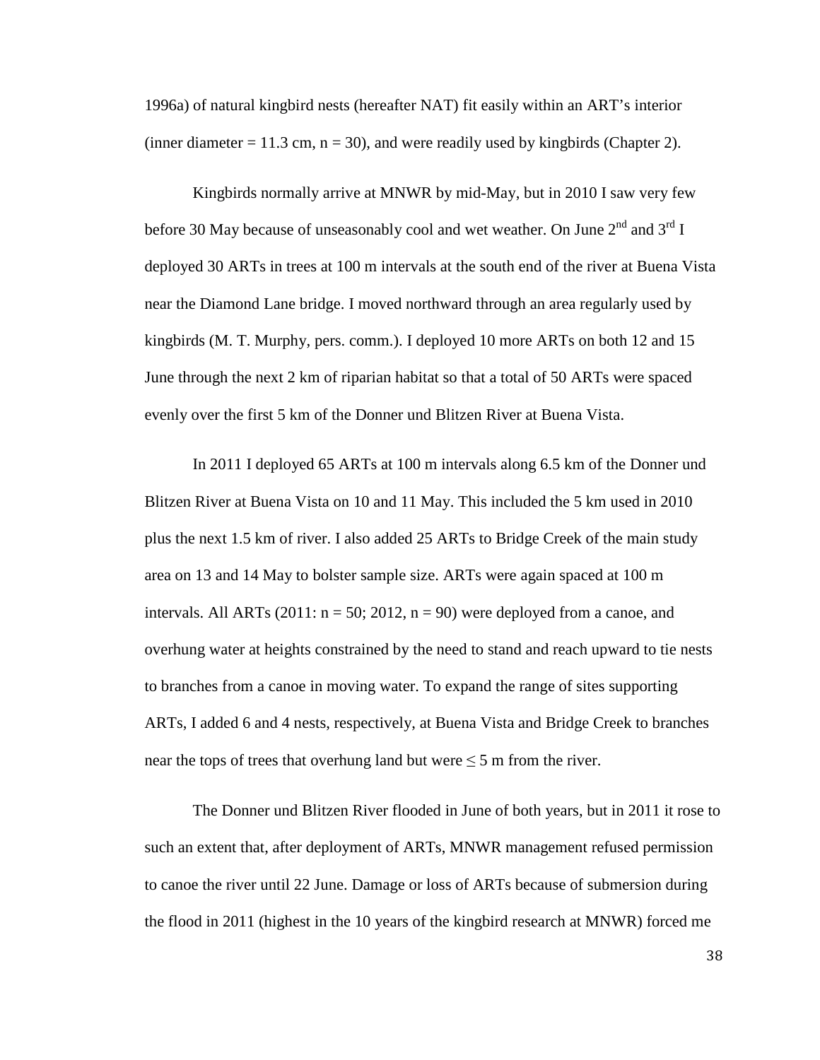1996a) of natural kingbird nests (hereafter NAT) fit easily within an ART's interior (inner diameter = 11.3 cm, n = 30), and were readily used by kingbirds (Chapter 2).

Kingbirds normally arrive at MNWR by mid-May, but in 2010 I saw very few before 30 May because of unseasonably cool and wet weather. On June 2nd and 3rd I deployed 30 ARTs in trees at 100 m intervals at the south end of the river at Buena Vista near the Diamond Lane bridge. I moved northward through an area regularly used by kingbirds (M. T. Murphy, pers. comm.). I deployed 10 more ARTs on both 12 and 15 June through the next 2 km of riparian habitat so that a total of 50 ARTs were spaced evenly over the first 5 km of the Donner und Blitzen River at Buena Vista.

In 2011 I deployed 65 ARTs at 100 m intervals along 6.5 km of the Donner und Blitzen River at Buena Vista on 10 and 11 May. This included the 5 km used in 2010 plus the next 1.5 km of river. I also added 25 ARTs to Bridge Creek of the main study area on 13 and 14 May to bolster sample size. ARTs were again spaced at 100 m intervals. All ARTs (2011: n = 50; 2012, n = 90) were deployed from a canoe, and overhung water at heights constrained by the need to stand and reach upward to tie nests to branches from a canoe in moving water. To expand the range of sites supporting ARTs, I added 6 and 4 nests, respectively, at Buena Vista and Bridge Creek to branches near the tops of trees that overhung land but were $\leq$ 5 m from the river.

The Donner und Blitzen River flooded in June of both years, but in 2011 it rose to such an extent that, after deployment of ARTs, MNWR management refused permission to canoe the river until 22 June. Damage or loss of ARTs because of submersion during the flood in 2011 (highest in the 10 years of the kingbird research at MNWR) forced me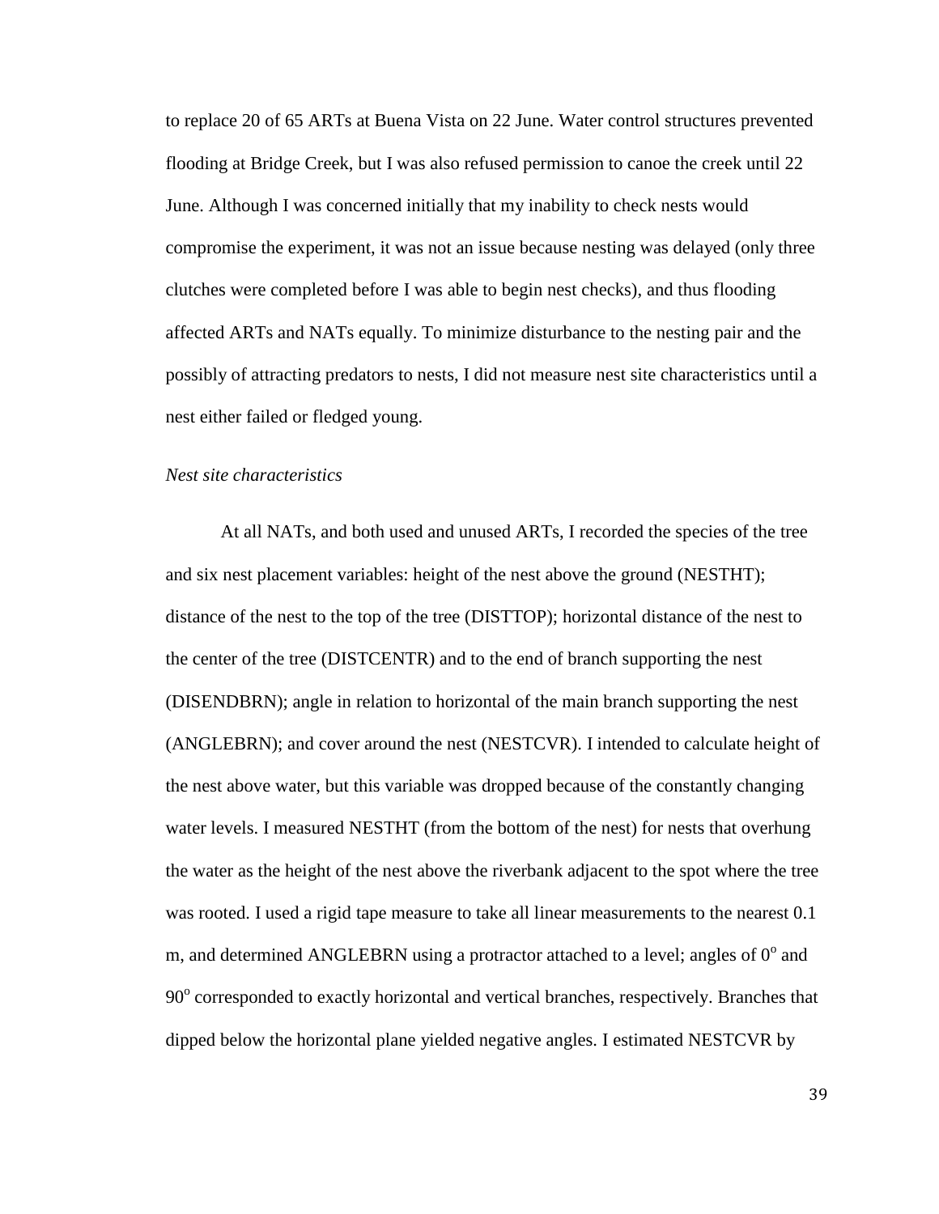to replace 20 of 65 ARTs at Buena Vista on 22 June. Water control structures prevented flooding at Bridge Creek, but I was also refused permission to canoe the creek until 22 June. Although I was concerned initially that my inability to check nests would compromise the experiment, it was not an issue because nesting was delayed (only three clutches were completed before I was able to begin nest checks), and thus flooding affected ARTs and NATs equally. To minimize disturbance to the nesting pair and the possibly of attracting predators to nests, I did not measure nest site characteristics until a nest either failed or fledged young.

*Nest site characteristics*

At all NATs, and both used and unused ARTs, I recorded the species of the tree and six nest placement variables: height of the nest above the ground (NESTHT); distance of the nest to the top of the tree (DISTTOP); horizontal distance of the nest to the center of the tree (DISTCENTR) and to the end of branch supporting the nest (DISENDBRN); angle in relation to horizontal of the main branch supporting the nest (ANGLEBRN); and cover around the nest (NESTCVR). I intended to calculate height of the nest above water, but this variable was dropped because of the constantly changing water levels. I measured NESTHT (from the bottom of the nest) for nests that overhung the water as the height of the nest above the riverbank adjacent to the spot where the tree was rooted. I used a rigid tape measure to take all linear measurements to the nearest 0.1 m, and determined ANGLEBRN using a protractor attached to a level; angles of $0^{o}$ and $90^{o}$ corresponded to exactly horizontal and vertical branches, respectively. Branches that dipped below the horizontal plane yielded negative angles. I estimated NESTCVR by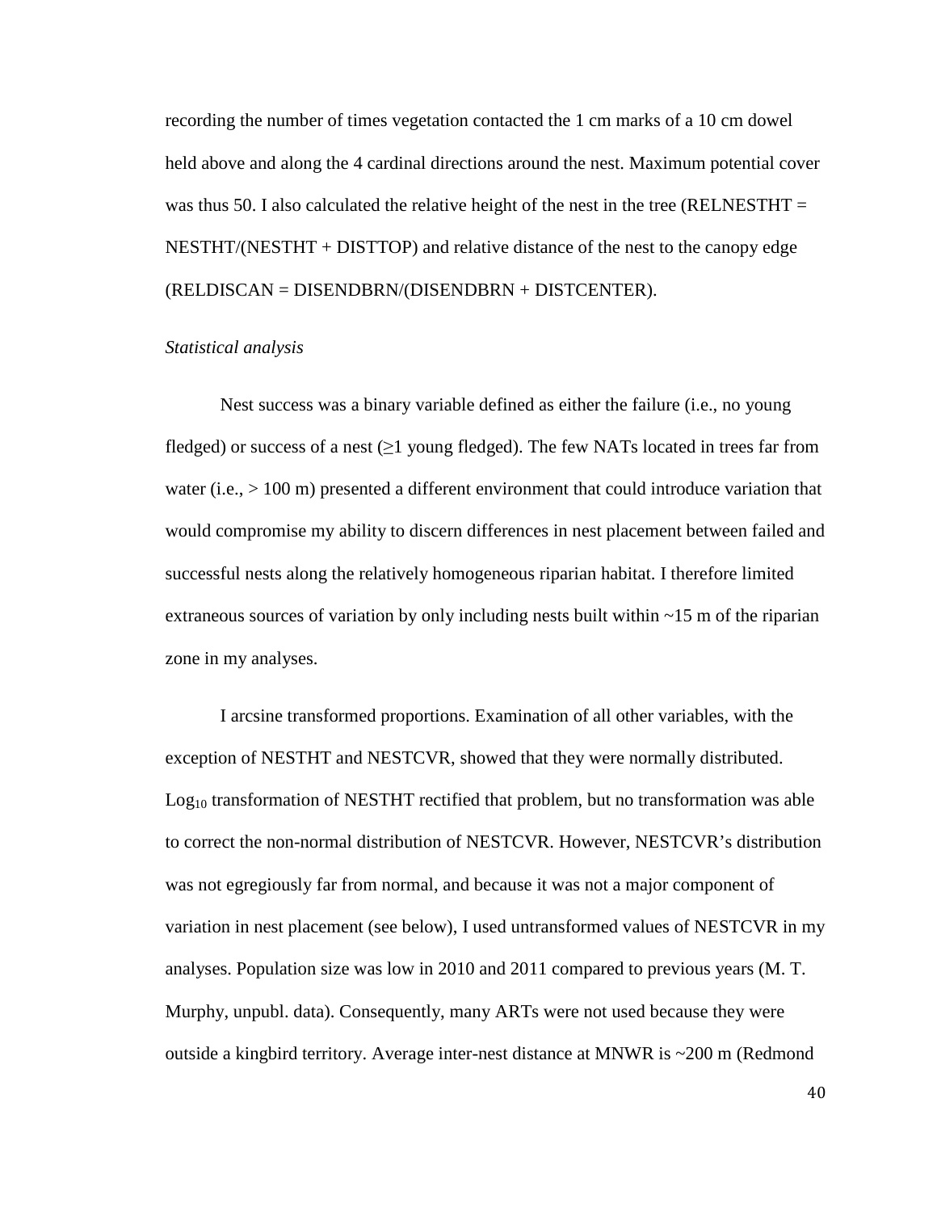recording the number of times vegetation contacted the 1 cm marks of a 10 cm dowel held above and along the 4 cardinal directions around the nest. Maximum potential cover was thus 50. I also calculated the relative height of the nest in the tree (RELNESTHT = NESTHT/(NESTHT + DISTTOP) and relative distance of the nest to the canopy edge (RELDISCAN = DISENDBRN/(DISENDBRN + DISTCENTER).

*Statistical analysis*

Nest success was a binary variable defined as either the failure (i.e., no young fledged) or success of a nest ($\geq$1 young fledged). The few NATs located in trees far from water (i.e., > 100 m) presented a different environment that could introduce variation that would compromise my ability to discern differences in nest placement between failed and successful nests along the relatively homogeneous riparian habitat. I therefore limited extraneous sources of variation by only including nests built within ~15 m of the riparian zone in my analyses.

I arcsine transformed proportions. Examination of all other variables, with the exception of NESTHT and NESTCVR, showed that they were normally distributed. $\text{Log}_{10}$ transformation of NESTHT rectified that problem, but no transformation was able to correct the non-normal distribution of NESTCVR. However, NESTCVR's distribution was not egregiously far from normal, and because it was not a major component of variation in nest placement (see below), I used untransformed values of NESTCVR in my analyses. Population size was low in 2010 and 2011 compared to previous years (M. T. Murphy, unpubl. data). Consequently, many ARTs were not used because they were outside a kingbird territory. Average inter-nest distance at MNWR is ~200 m (Redmond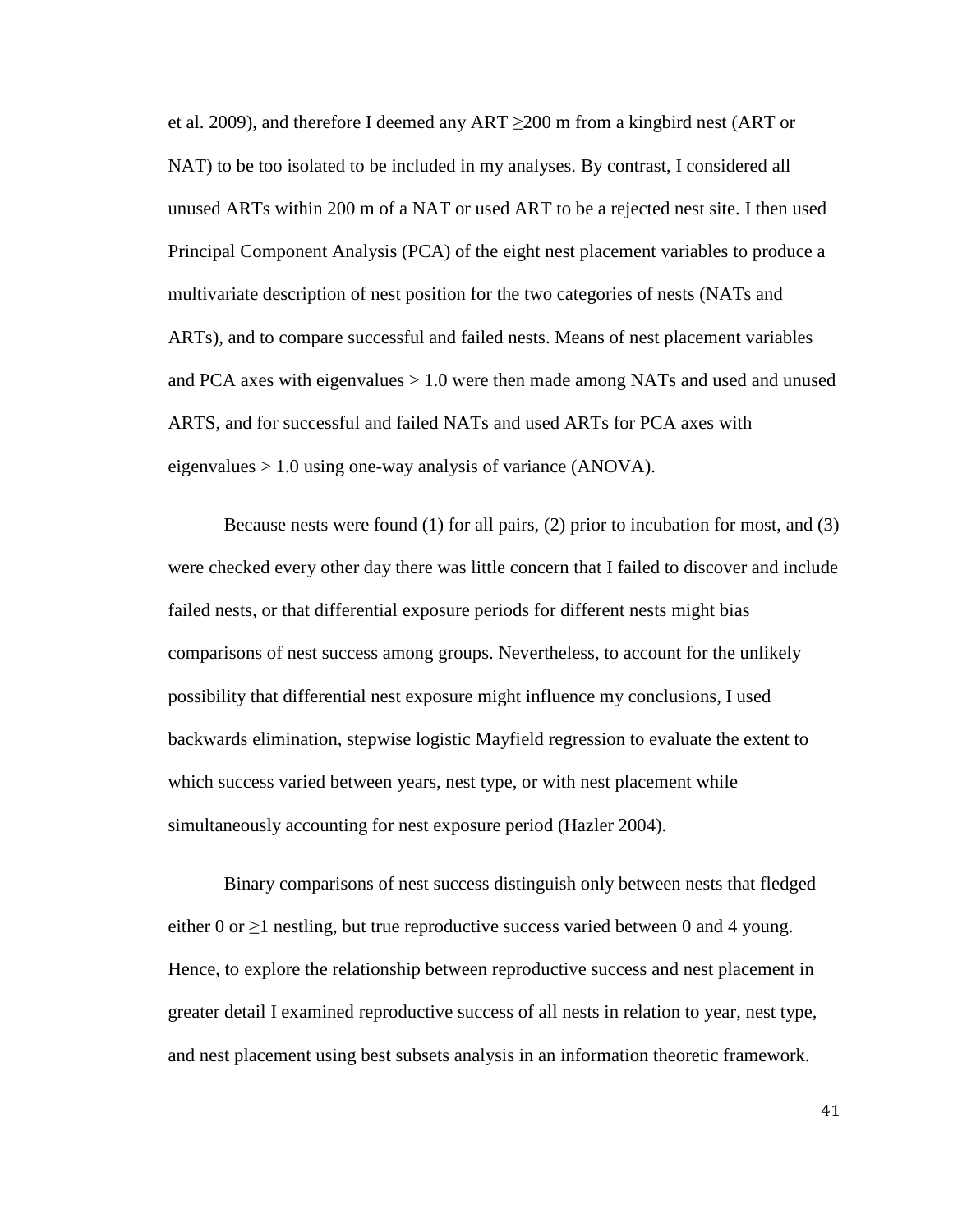et al. 2009), and therefore I deemed any ART ≥200 m from a kingbird nest (ART or NAT) to be too isolated to be included in my analyses. By contrast, I considered all unused ARTs within 200 m of a NAT or used ART to be a rejected nest site. I then used Principal Component Analysis (PCA) of the eight nest placement variables to produce a multivariate description of nest position for the two categories of nests (NATs and ARTs), and to compare successful and failed nests. Means of nest placement variables and PCA axes with eigenvalues > 1.0 were then made among NATs and used and unused ARTS, and for successful and failed NATs and used ARTs for PCA axes with eigenvalues > 1.0 using one-way analysis of variance (ANOVA).

Because nests were found (1) for all pairs, (2) prior to incubation for most, and (3) were checked every other day there was little concern that I failed to discover and include failed nests, or that differential exposure periods for different nests might bias comparisons of nest success among groups. Nevertheless, to account for the unlikely possibility that differential nest exposure might influence my conclusions, I used backwards elimination, stepwise logistic Mayfield regression to evaluate the extent to which success varied between years, nest type, or with nest placement while simultaneously accounting for nest exposure period (Hazler 2004).

Binary comparisons of nest success distinguish only between nests that fledged either 0 or ≥1 nestling, but true reproductive success varied between 0 and 4 young. Hence, to explore the relationship between reproductive success and nest placement in greater detail I examined reproductive success of all nests in relation to year, nest type, and nest placement using best subsets analysis in an information theoretic framework.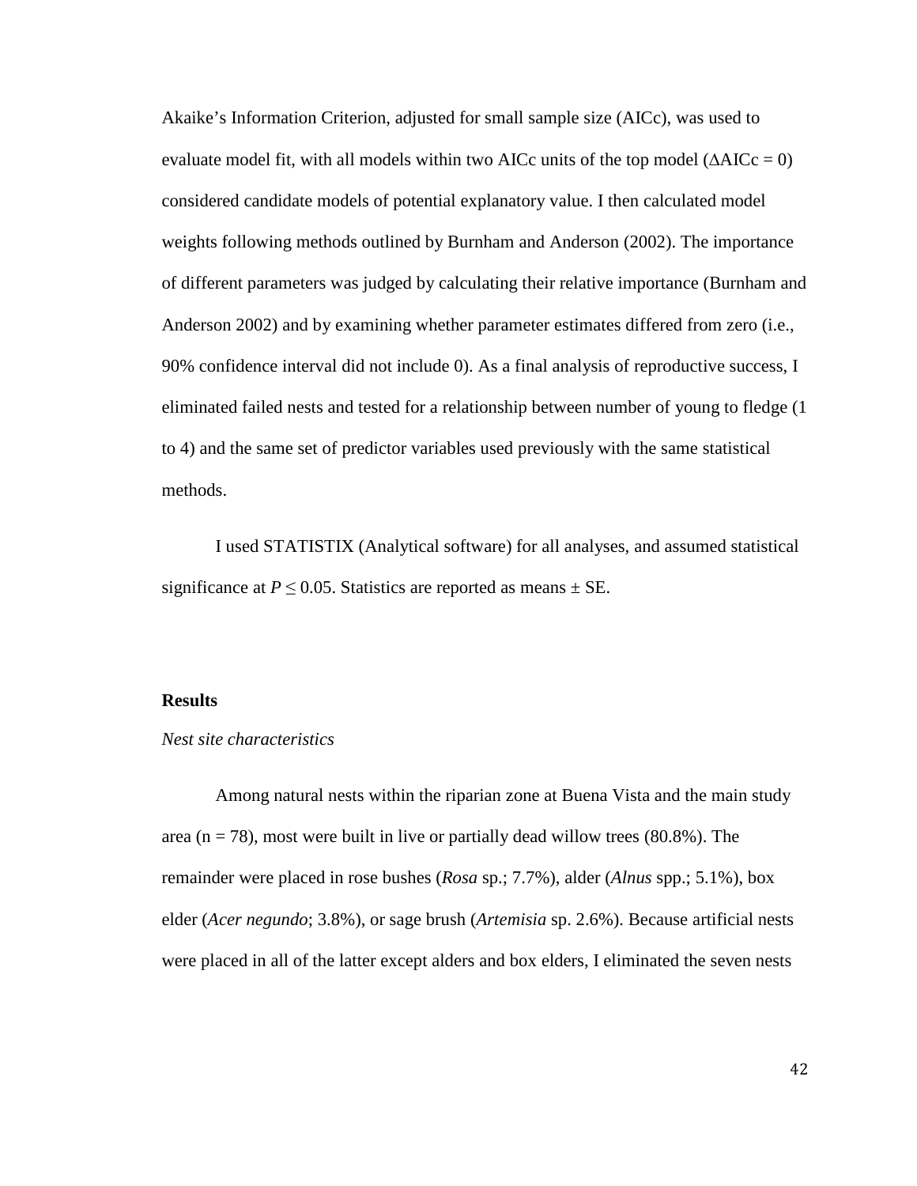Akaike's Information Criterion, adjusted for small sample size (AICc), was used to evaluate model fit, with all models within two AICc units of the top model ($\Delta$AICc = 0) considered candidate models of potential explanatory value. I then calculated model weights following methods outlined by Burnham and Anderson (2002). The importance of different parameters was judged by calculating their relative importance (Burnham and Anderson 2002) and by examining whether parameter estimates differed from zero (i.e., 90% confidence interval did not include 0). As a final analysis of reproductive success, I eliminated failed nests and tested for a relationship between number of young to fledge (1 to 4) and the same set of predictor variables used previously with the same statistical methods.

I used STATISTIX (Analytical software) for all analyses, and assumed statistical significance at $P \leq 0.05$. Statistics are reported as means ± SE.

## Results

### *Nest site characteristics*

Among natural nests within the riparian zone at Buena Vista and the main study area ($n = 78$), most were built in live or partially dead willow trees (80.8%). The remainder were placed in rose bushes (*Rosa* sp.; 7.7%), alder (*Alnus* spp.; 5.1%), box elder (*Acer negundo*; 3.8%), or sage brush (*Artemisia* sp. 2.6%). Because artificial nests were placed in all of the latter except alders and box elders, I eliminated the seven nests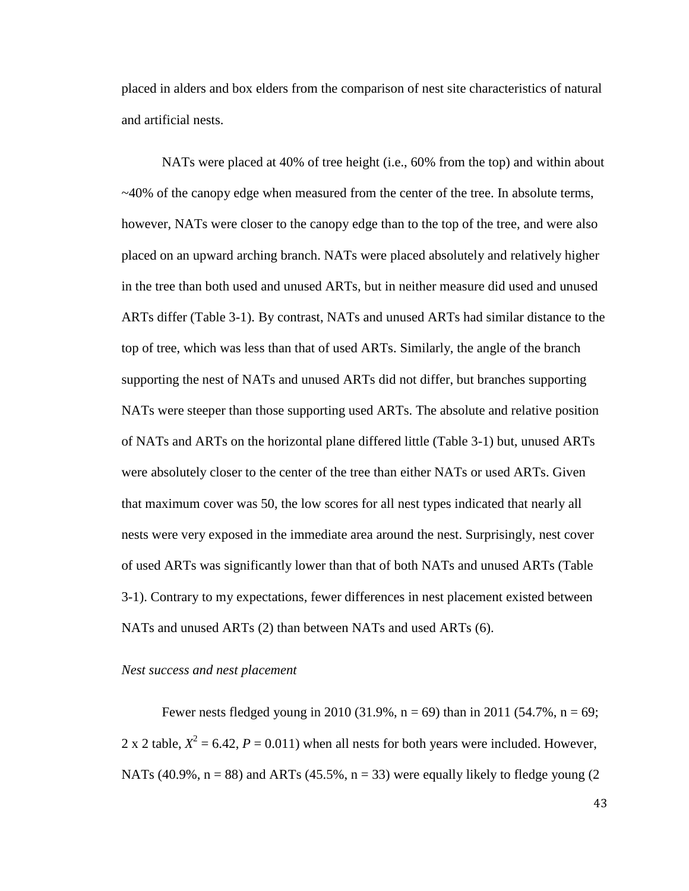placed in alders and box elders from the comparison of nest site characteristics of natural and artificial nests.

NATs were placed at 40% of tree height (i.e., 60% from the top) and within about ~40% of the canopy edge when measured from the center of the tree. In absolute terms, however, NATs were closer to the canopy edge than to the top of the tree, and were also placed on an upward arching branch. NATs were placed absolutely and relatively higher in the tree than both used and unused ARTs, but in neither measure did used and unused ARTs differ (Table 3-1). By contrast, NATs and unused ARTs had similar distance to the top of tree, which was less than that of used ARTs. Similarly, the angle of the branch supporting the nest of NATs and unused ARTs did not differ, but branches supporting NATs were steeper than those supporting used ARTs. The absolute and relative position of NATs and ARTs on the horizontal plane differed little (Table 3-1) but, unused ARTs were absolutely closer to the center of the tree than either NATs or used ARTs. Given that maximum cover was 50, the low scores for all nest types indicated that nearly all nests were very exposed in the immediate area around the nest. Surprisingly, nest cover of used ARTs was significantly lower than that of both NATs and unused ARTs (Table 3-1). Contrary to my expectations, fewer differences in nest placement existed between NATs and unused ARTs (2) than between NATs and used ARTs (6).

*Nest success and nest placement*

Fewer nests fledged young in 2010 (31.9%, n = 69) than in 2011 (54.7%, n = 69; 2 x 2 table, $X^2 = 6.42$, $P = 0.011$) when all nests for both years were included. However, NATs (40.9%, n = 88) and ARTs (45.5%, n = 33) were equally likely to fledge young (2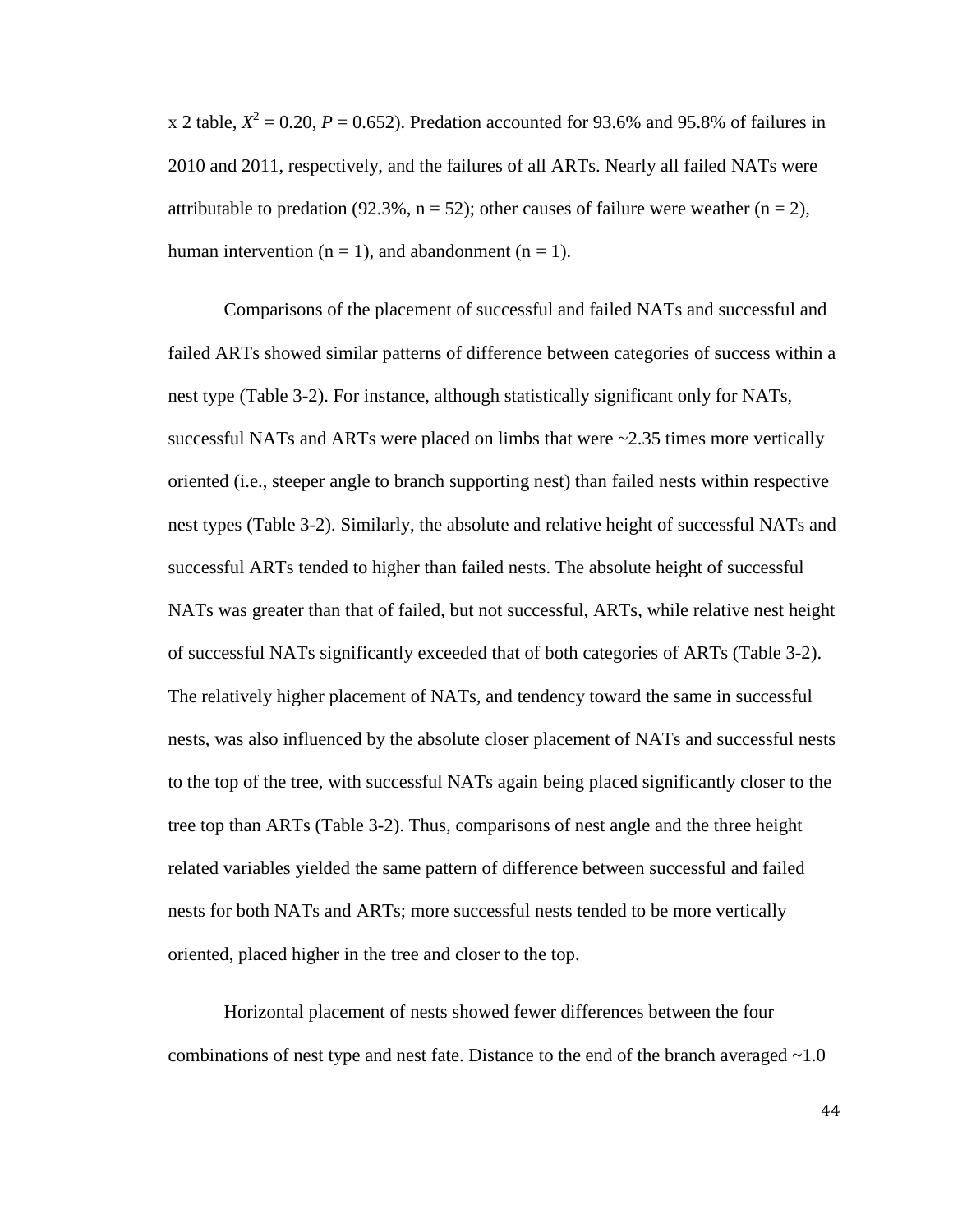x 2 table, $X^2 = 0.20$, $P = 0.652$). Predation accounted for 93.6% and 95.8% of failures in 2010 and 2011, respectively, and the failures of all ARTs. Nearly all failed NATs were attributable to predation (92.3%, n = 52); other causes of failure were weather (n = 2), human intervention (n = 1), and abandonment (n = 1).

Comparisons of the placement of successful and failed NATs and successful and failed ARTs showed similar patterns of difference between categories of success within a nest type (Table 3-2). For instance, although statistically significant only for NATs, successful NATs and ARTs were placed on limbs that were ~2.35 times more vertically oriented (i.e., steeper angle to branch supporting nest) than failed nests within respective nest types (Table 3-2). Similarly, the absolute and relative height of successful NATs and successful ARTs tended to higher than failed nests. The absolute height of successful NATs was greater than that of failed, but not successful, ARTs, while relative nest height of successful NATs significantly exceeded that of both categories of ARTs (Table 3-2). The relatively higher placement of NATs, and tendency toward the same in successful nests, was also influenced by the absolute closer placement of NATs and successful nests to the top of the tree, with successful NATs again being placed significantly closer to the tree top than ARTs (Table 3-2). Thus, comparisons of nest angle and the three height related variables yielded the same pattern of difference between successful and failed nests for both NATs and ARTs; more successful nests tended to be more vertically oriented, placed higher in the tree and closer to the top.

Horizontal placement of nests showed fewer differences between the four combinations of nest type and nest fate. Distance to the end of the branch averaged ~1.0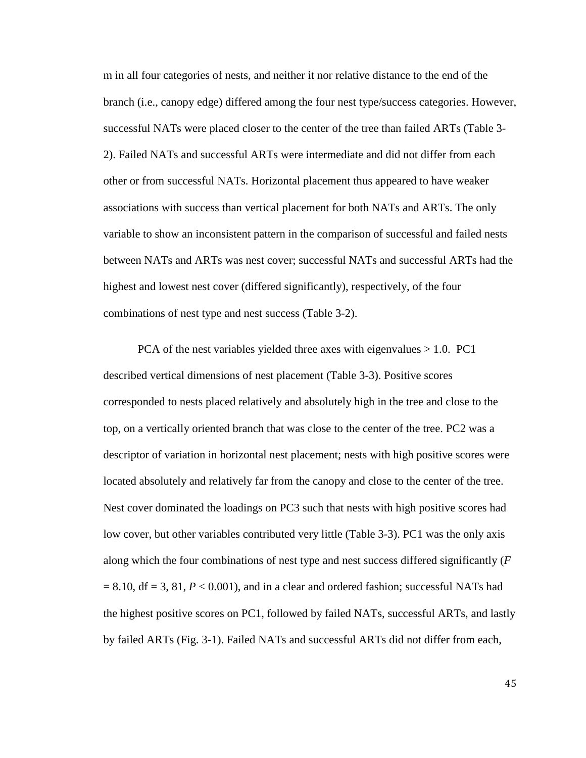m in all four categories of nests, and neither it nor relative distance to the end of the branch (i.e., canopy edge) differed among the four nest type/success categories. However, successful NATs were placed closer to the center of the tree than failed ARTs (Table 3-2). Failed NATs and successful ARTs were intermediate and did not differ from each other or from successful NATs. Horizontal placement thus appeared to have weaker associations with success than vertical placement for both NATs and ARTs. The only variable to show an inconsistent pattern in the comparison of successful and failed nests between NATs and ARTs was nest cover; successful NATs and successful ARTs had the highest and lowest nest cover (differed significantly), respectively, of the four combinations of nest type and nest success (Table 3-2).

PCA of the nest variables yielded three axes with eigenvalues > 1.0. PC1 described vertical dimensions of nest placement (Table 3-3). Positive scores corresponded to nests placed relatively and absolutely high in the tree and close to the top, on a vertically oriented branch that was close to the center of the tree. PC2 was a descriptor of variation in horizontal nest placement; nests with high positive scores were located absolutely and relatively far from the canopy and close to the center of the tree. Nest cover dominated the loadings on PC3 such that nests with high positive scores had low cover, but other variables contributed very little (Table 3-3). PC1 was the only axis along which the four combinations of nest type and nest success differed significantly ($F = 8.10$, df = 3, 81, $P < 0.001$), and in a clear and ordered fashion; successful NATs had the highest positive scores on PC1, followed by failed NATs, successful ARTs, and lastly by failed ARTs (Fig. 3-1). Failed NATs and successful ARTs did not differ from each,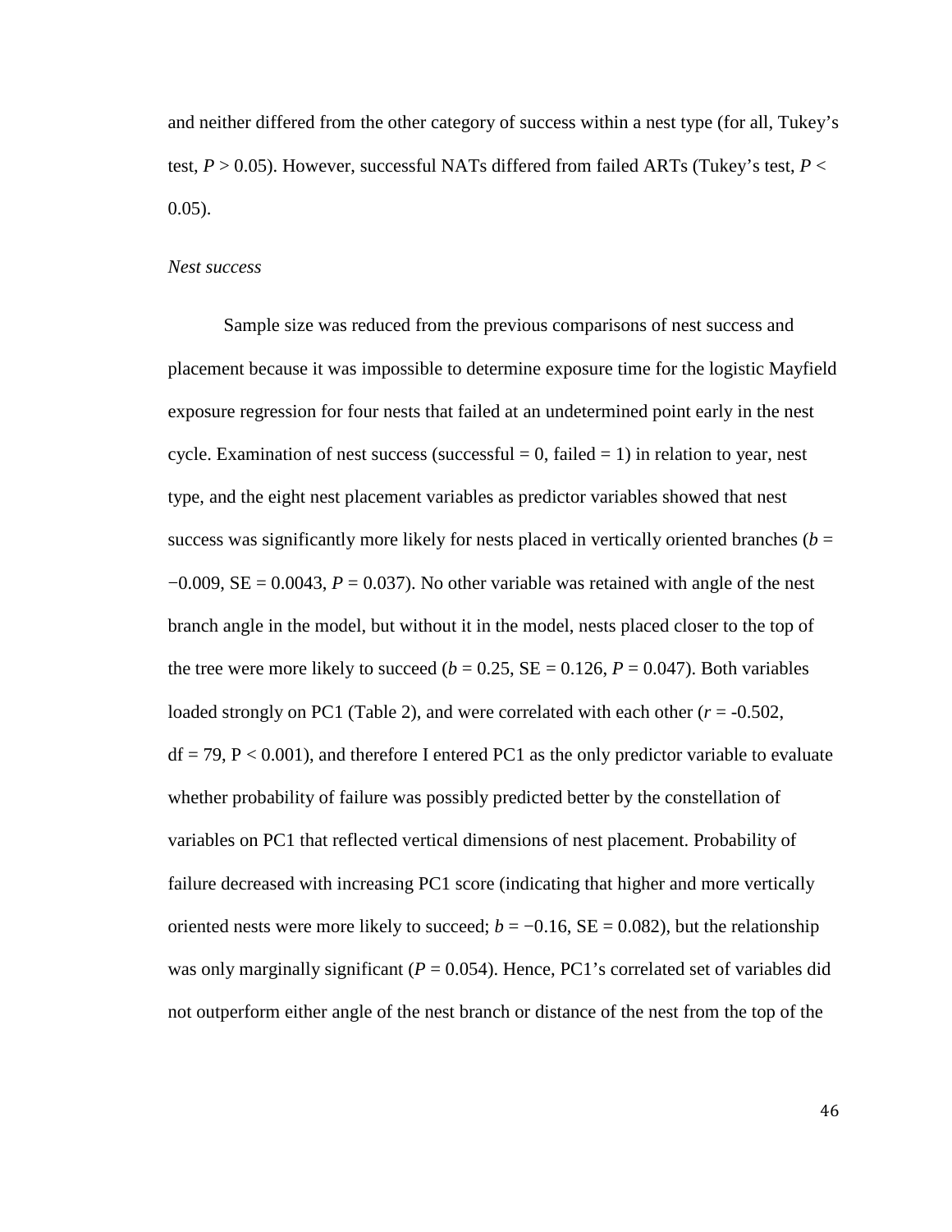and neither differed from the other category of success within a nest type (for all, Tukey's test, $P > 0.05$). However, successful NATs differed from failed ARTs (Tukey's test, $P < 0.05$).

*Nest success*

Sample size was reduced from the previous comparisons of nest success and placement because it was impossible to determine exposure time for the logistic Mayfield exposure regression for four nests that failed at an undetermined point early in the nest cycle. Examination of nest success (successful = 0, failed = 1) in relation to year, nest type, and the eight nest placement variables as predictor variables showed that nest success was significantly more likely for nests placed in vertically oriented branches ($b = -0.009$, SE = 0.0043, $P = 0.037$). No other variable was retained with angle of the nest branch angle in the model, but without it in the model, nests placed closer to the top of the tree were more likely to succeed ($b = 0.25$, SE = 0.126, $P = 0.047$). Both variables loaded strongly on PC1 (Table 2), and were correlated with each other ($r = -0.502$, df = 79, $P < 0.001$), and therefore I entered PC1 as the only predictor variable to evaluate whether probability of failure was possibly predicted better by the constellation of variables on PC1 that reflected vertical dimensions of nest placement. Probability of failure decreased with increasing PC1 score (indicating that higher and more vertically oriented nests were more likely to succeed; $b = -0.16$, SE = 0.082), but the relationship was only marginally significant ($P = 0.054$). Hence, PC1's correlated set of variables did not outperform either angle of the nest branch or distance of the nest from the top of the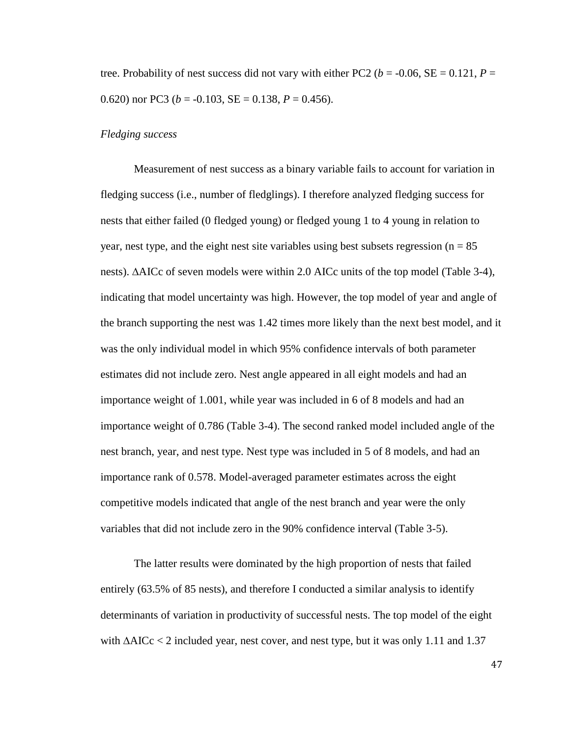tree. Probability of nest success did not vary with either PC2 ($b$ = -0.06, SE = 0.121, $P$ = 0.620) nor PC3 ($b$ = -0.103, SE = 0.138, $P$ = 0.456).

*Fledging success*

Measurement of nest success as a binary variable fails to account for variation in fledging success (i.e., number of fledglings). I therefore analyzed fledging success for nests that either failed (0 fledged young) or fledged young 1 to 4 young in relation to year, nest type, and the eight nest site variables using best subsets regression (n = 85 nests). ΔAICc of seven models were within 2.0 AICc units of the top model (Table 3-4), indicating that model uncertainty was high. However, the top model of year and angle of the branch supporting the nest was 1.42 times more likely than the next best model, and it was the only individual model in which 95% confidence intervals of both parameter estimates did not include zero. Nest angle appeared in all eight models and had an importance weight of 1.001, while year was included in 6 of 8 models and had an importance weight of 0.786 (Table 3-4). The second ranked model included angle of the nest branch, year, and nest type. Nest type was included in 5 of 8 models, and had an importance rank of 0.578. Model-averaged parameter estimates across the eight competitive models indicated that angle of the nest branch and year were the only variables that did not include zero in the 90% confidence interval (Table 3-5).

The latter results were dominated by the high proportion of nests that failed entirely (63.5% of 85 nests), and therefore I conducted a similar analysis to identify determinants of variation in productivity of successful nests. The top model of the eight with ΔAICc < 2 included year, nest cover, and nest type, but it was only 1.11 and 1.37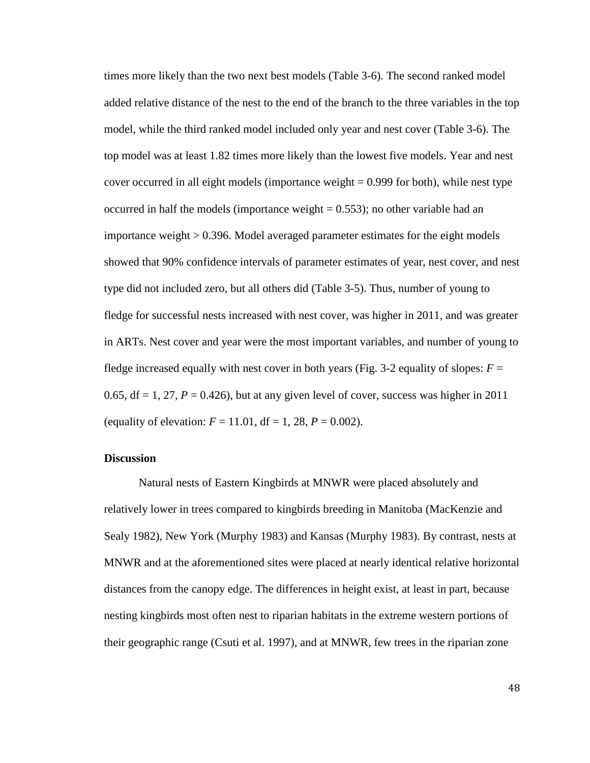times more likely than the two next best models (Table 3-6). The second ranked model added relative distance of the nest to the end of the branch to the three variables in the top model, while the third ranked model included only year and nest cover (Table 3-6). The top model was at least 1.82 times more likely than the lowest five models. Year and nest cover occurred in all eight models (importance weight = 0.999 for both), while nest type occurred in half the models (importance weight = 0.553); no other variable had an importance weight > 0.396. Model averaged parameter estimates for the eight models showed that 90% confidence intervals of parameter estimates of year, nest cover, and nest type did not included zero, but all others did (Table 3-5). Thus, number of young to fledge for successful nests increased with nest cover, was higher in 2011, and was greater in ARTs. Nest cover and year were the most important variables, and number of young to fledge increased equally with nest cover in both years (Fig. 3-2 equality of slopes: $F$ = 0.65, df = 1, 27, $P$ = 0.426), but at any given level of cover, success was higher in 2011 (equality of elevation: $F$ = 11.01, df = 1, 28, $P$ = 0.002).

## Discussion

Natural nests of Eastern Kingbirds at MNWR were placed absolutely and relatively lower in trees compared to kingbirds breeding in Manitoba (MacKenzie and Sealy 1982), New York (Murphy 1983) and Kansas (Murphy 1983). By contrast, nests at MNWR and at the aforementioned sites were placed at nearly identical relative horizontal distances from the canopy edge. The differences in height exist, at least in part, because nesting kingbirds most often nest to riparian habitats in the extreme western portions of their geographic range (Csuti et al. 1997), and at MNWR, few trees in the riparian zone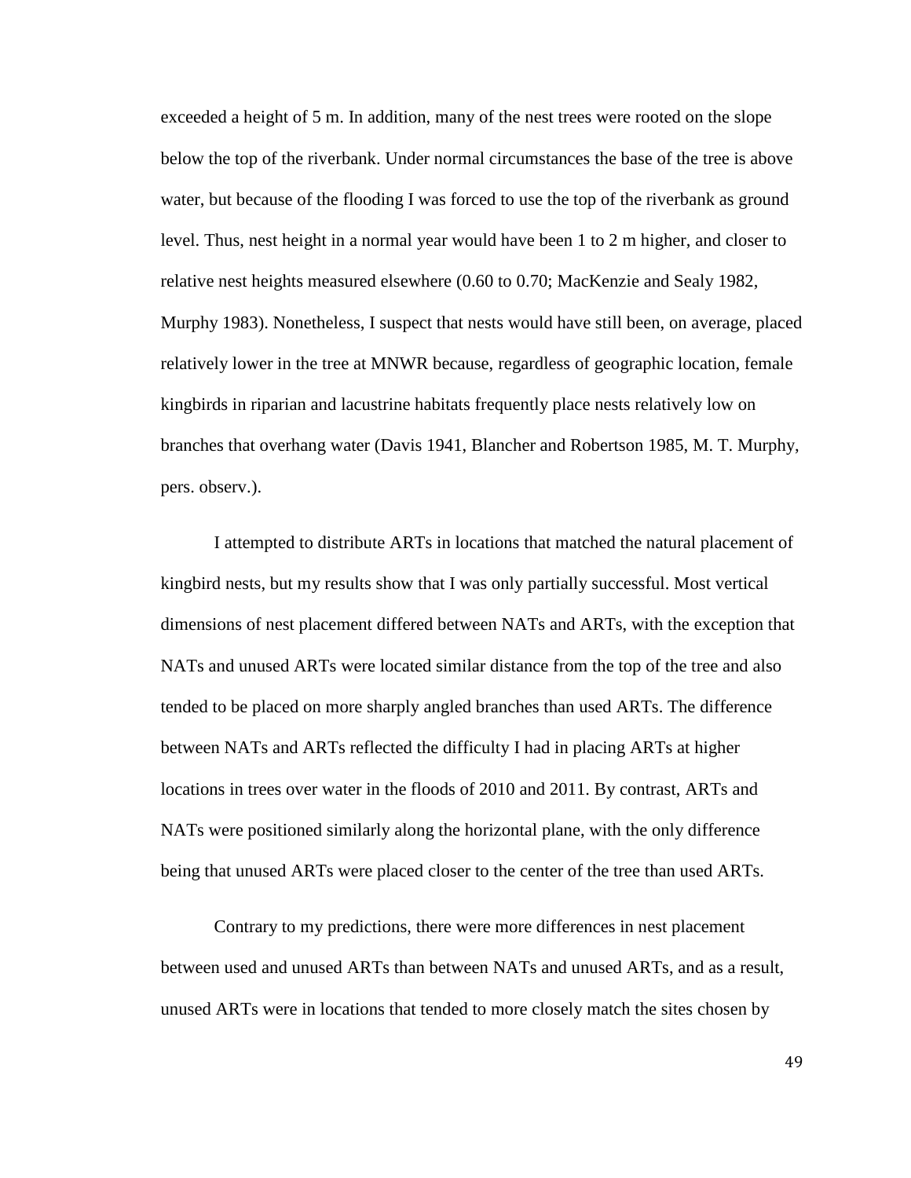exceeded a height of 5 m. In addition, many of the nest trees were rooted on the slope below the top of the riverbank. Under normal circumstances the base of the tree is above water, but because of the flooding I was forced to use the top of the riverbank as ground level. Thus, nest height in a normal year would have been 1 to 2 m higher, and closer to relative nest heights measured elsewhere (0.60 to 0.70; MacKenzie and Sealy 1982, Murphy 1983). Nonetheless, I suspect that nests would have still been, on average, placed relatively lower in the tree at MNWR because, regardless of geographic location, female kingbirds in riparian and lacustrine habitats frequently place nests relatively low on branches that overhang water (Davis 1941, Blancher and Robertson 1985, M. T. Murphy, pers. observ.).

I attempted to distribute ARTs in locations that matched the natural placement of kingbird nests, but my results show that I was only partially successful. Most vertical dimensions of nest placement differed between NATs and ARTs, with the exception that NATs and unused ARTs were located similar distance from the top of the tree and also tended to be placed on more sharply angled branches than used ARTs. The difference between NATs and ARTs reflected the difficulty I had in placing ARTs at higher locations in trees over water in the floods of 2010 and 2011. By contrast, ARTs and NATs were positioned similarly along the horizontal plane, with the only difference being that unused ARTs were placed closer to the center of the tree than used ARTs.

Contrary to my predictions, there were more differences in nest placement between used and unused ARTs than between NATs and unused ARTs, and as a result, unused ARTs were in locations that tended to more closely match the sites chosen by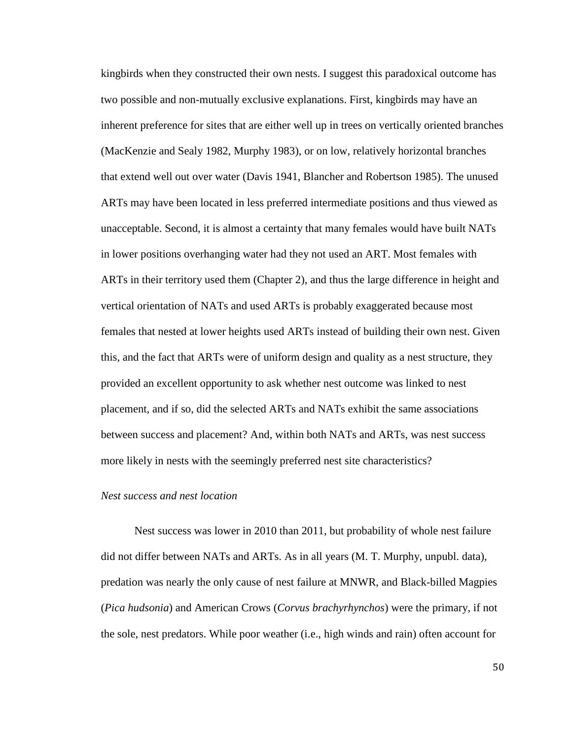kingbirds when they constructed their own nests. I suggest this paradoxical outcome has two possible and non-mutually exclusive explanations. First, kingbirds may have an inherent preference for sites that are either well up in trees on vertically oriented branches (MacKenzie and Sealy 1982, Murphy 1983), or on low, relatively horizontal branches that extend well out over water (Davis 1941, Blancher and Robertson 1985). The unused ARTs may have been located in less preferred intermediate positions and thus viewed as unacceptable. Second, it is almost a certainty that many females would have built NATs in lower positions overhanging water had they not used an ART. Most females with ARTs in their territory used them (Chapter 2), and thus the large difference in height and vertical orientation of NATs and used ARTs is probably exaggerated because most females that nested at lower heights used ARTs instead of building their own nest. Given this, and the fact that ARTs were of uniform design and quality as a nest structure, they provided an excellent opportunity to ask whether nest outcome was linked to nest placement, and if so, did the selected ARTs and NATs exhibit the same associations between success and placement? And, within both NATs and ARTs, was nest success more likely in nests with the seemingly preferred nest site characteristics?

*Nest success and nest location*

Nest success was lower in 2010 than 2011, but probability of whole nest failure did not differ between NATs and ARTs. As in all years (M. T. Murphy, unpubl. data), predation was nearly the only cause of nest failure at MNWR, and Black-billed Magpies (*Pica hudsonia*) and American Crows (*Corvus brachyrhynchos*) were the primary, if not the sole, nest predators. While poor weather (i.e., high winds and rain) often account for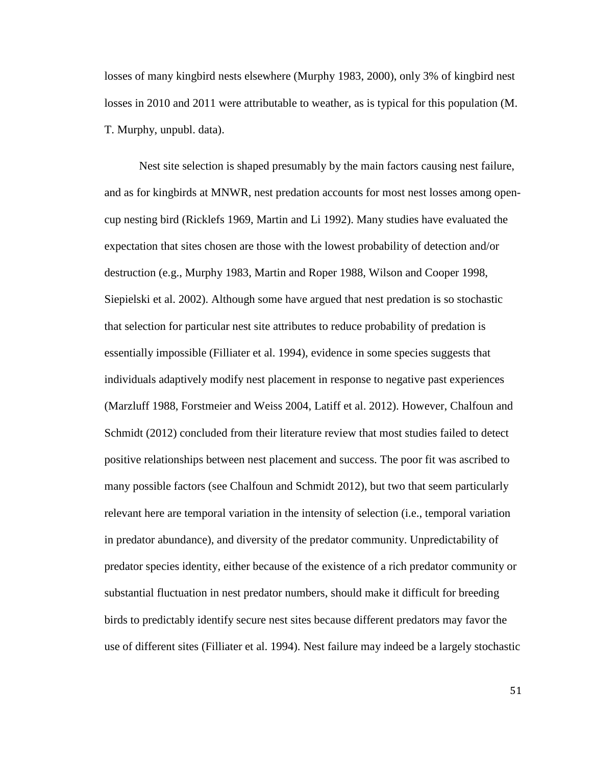losses of many kingbird nests elsewhere (Murphy 1983, 2000), only 3% of kingbird nest losses in 2010 and 2011 were attributable to weather, as is typical for this population (M. T. Murphy, unpubl. data).

Nest site selection is shaped presumably by the main factors causing nest failure, and as for kingbirds at MNWR, nest predation accounts for most nest losses among open-cup nesting bird (Ricklefs 1969, Martin and Li 1992). Many studies have evaluated the expectation that sites chosen are those with the lowest probability of detection and/or destruction (e.g., Murphy 1983, Martin and Roper 1988, Wilson and Cooper 1998, Siepielski et al. 2002). Although some have argued that nest predation is so stochastic that selection for particular nest site attributes to reduce probability of predation is essentially impossible (Filliater et al. 1994), evidence in some species suggests that individuals adaptively modify nest placement in response to negative past experiences (Marzluff 1988, Forstmeier and Weiss 2004, Latiff et al. 2012). However, Chalfoun and Schmidt (2012) concluded from their literature review that most studies failed to detect positive relationships between nest placement and success. The poor fit was ascribed to many possible factors (see Chalfoun and Schmidt 2012), but two that seem particularly relevant here are temporal variation in the intensity of selection (i.e., temporal variation in predator abundance), and diversity of the predator community. Unpredictability of predator species identity, either because of the existence of a rich predator community or substantial fluctuation in nest predator numbers, should make it difficult for breeding birds to predictably identify secure nest sites because different predators may favor the use of different sites (Filliater et al. 1994). Nest failure may indeed be a largely stochastic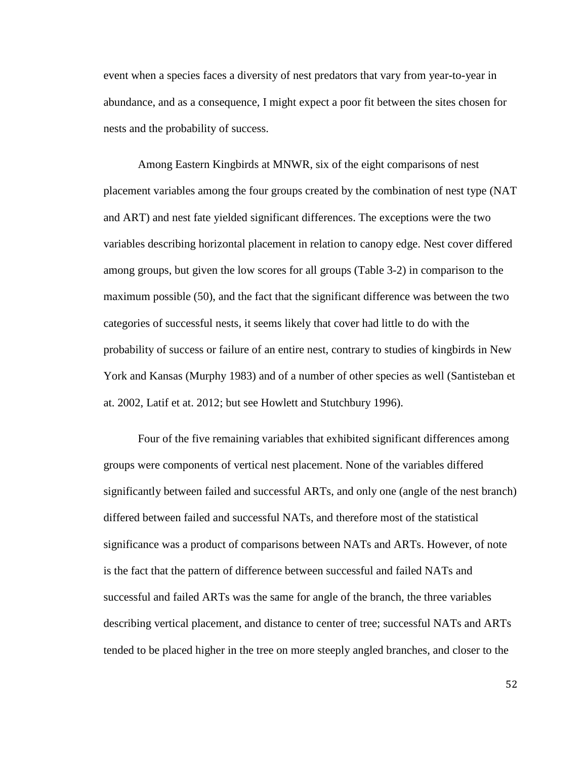event when a species faces a diversity of nest predators that vary from year-to-year in abundance, and as a consequence, I might expect a poor fit between the sites chosen for nests and the probability of success.

Among Eastern Kingbirds at MNWR, six of the eight comparisons of nest placement variables among the four groups created by the combination of nest type (NAT and ART) and nest fate yielded significant differences. The exceptions were the two variables describing horizontal placement in relation to canopy edge. Nest cover differed among groups, but given the low scores for all groups (Table 3-2) in comparison to the maximum possible (50), and the fact that the significant difference was between the two categories of successful nests, it seems likely that cover had little to do with the probability of success or failure of an entire nest, contrary to studies of kingbirds in New York and Kansas (Murphy 1983) and of a number of other species as well (Santisteban et at. 2002, Latif et at. 2012; but see Howlett and Stutchbury 1996).

Four of the five remaining variables that exhibited significant differences among groups were components of vertical nest placement. None of the variables differed significantly between failed and successful ARTs, and only one (angle of the nest branch) differed between failed and successful NATs, and therefore most of the statistical significance was a product of comparisons between NATs and ARTs. However, of note is the fact that the pattern of difference between successful and failed NATs and successful and failed ARTs was the same for angle of the branch, the three variables describing vertical placement, and distance to center of tree; successful NATs and ARTs tended to be placed higher in the tree on more steeply angled branches, and closer to the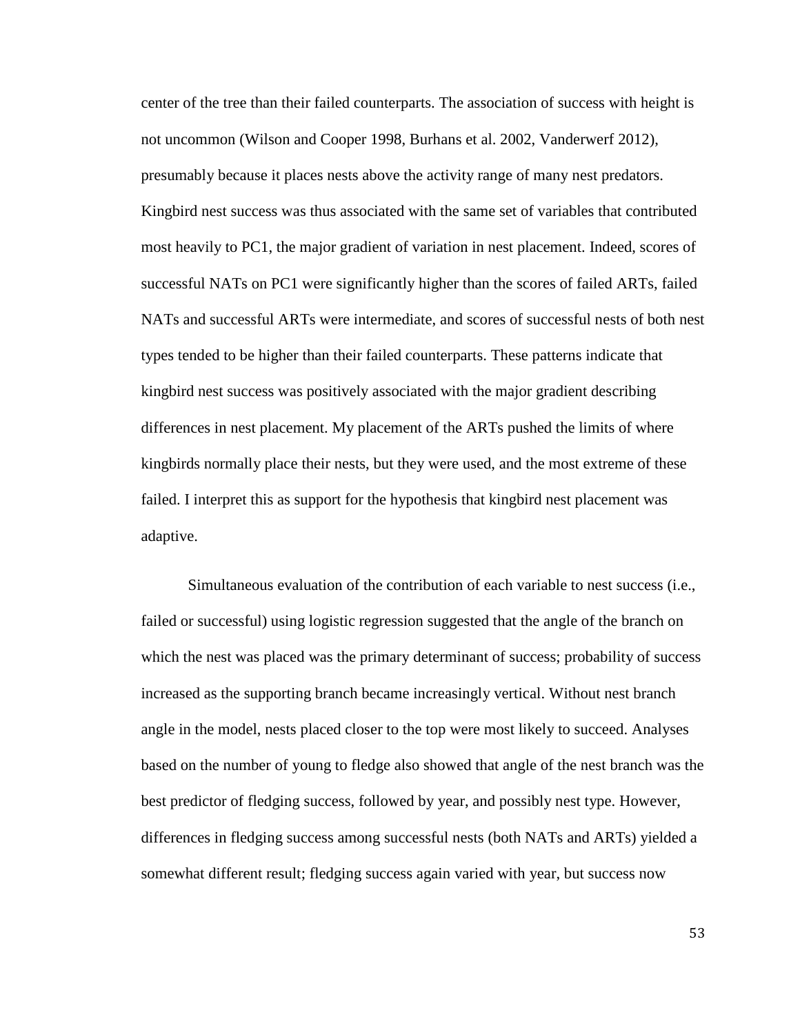center of the tree than their failed counterparts. The association of success with height is not uncommon (Wilson and Cooper 1998, Burhans et al. 2002, Vanderwerf 2012), presumably because it places nests above the activity range of many nest predators. Kingbird nest success was thus associated with the same set of variables that contributed most heavily to PC1, the major gradient of variation in nest placement. Indeed, scores of successful NATs on PC1 were significantly higher than the scores of failed ARTs, failed NATs and successful ARTs were intermediate, and scores of successful nests of both nest types tended to be higher than their failed counterparts. These patterns indicate that kingbird nest success was positively associated with the major gradient describing differences in nest placement. My placement of the ARTs pushed the limits of where kingbirds normally place their nests, but they were used, and the most extreme of these failed. I interpret this as support for the hypothesis that kingbird nest placement was adaptive.

Simultaneous evaluation of the contribution of each variable to nest success (i.e., failed or successful) using logistic regression suggested that the angle of the branch on which the nest was placed was the primary determinant of success; probability of success increased as the supporting branch became increasingly vertical. Without nest branch angle in the model, nests placed closer to the top were most likely to succeed. Analyses based on the number of young to fledge also showed that angle of the nest branch was the best predictor of fledging success, followed by year, and possibly nest type. However, differences in fledging success among successful nests (both NATs and ARTs) yielded a somewhat different result; fledging success again varied with year, but success now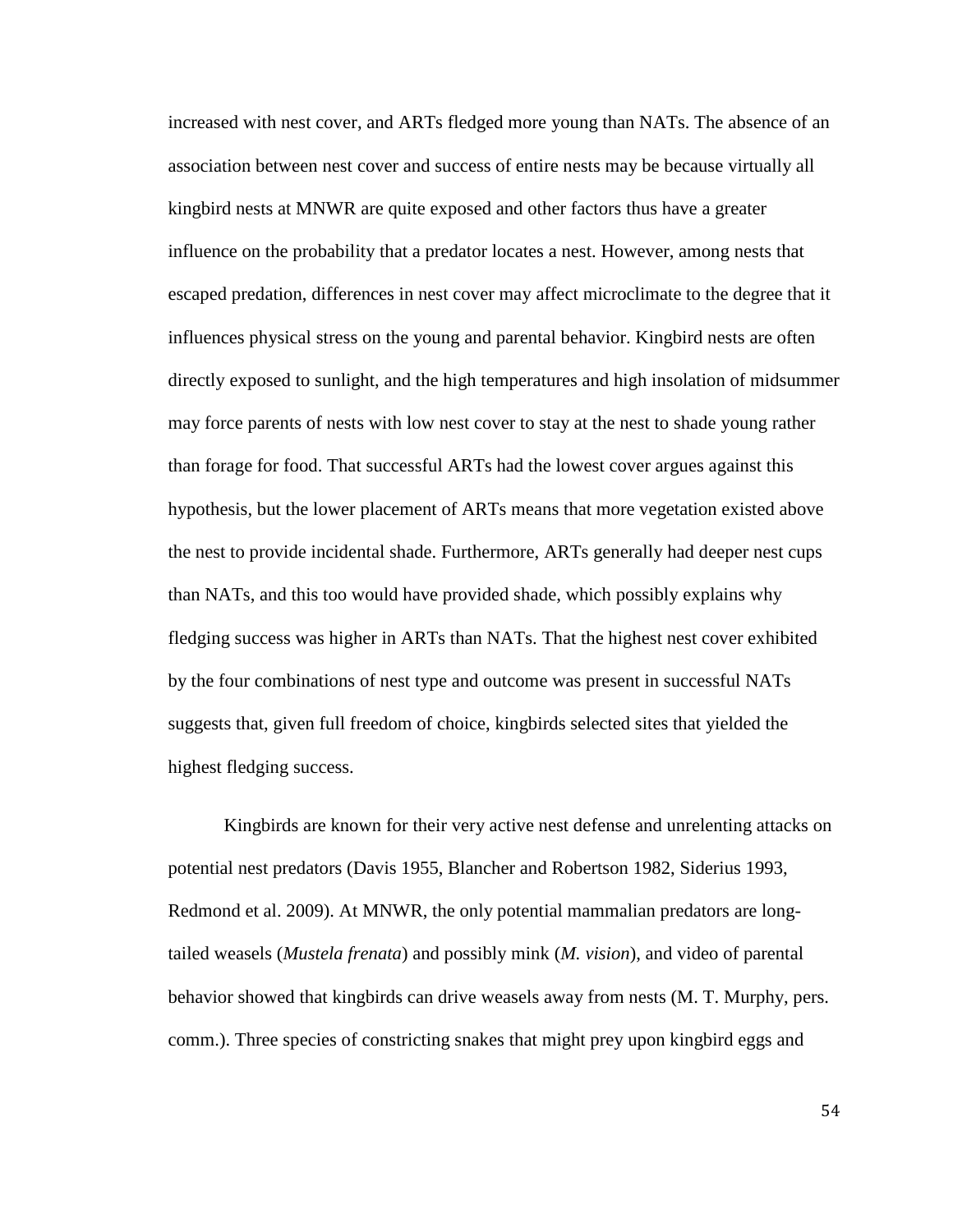increased with nest cover, and ARTs fledged more young than NATs. The absence of an association between nest cover and success of entire nests may be because virtually all kingbird nests at MNWR are quite exposed and other factors thus have a greater influence on the probability that a predator locates a nest. However, among nests that escaped predation, differences in nest cover may affect microclimate to the degree that it influences physical stress on the young and parental behavior. Kingbird nests are often directly exposed to sunlight, and the high temperatures and high insolation of midsummer may force parents of nests with low nest cover to stay at the nest to shade young rather than forage for food. That successful ARTs had the lowest cover argues against this hypothesis, but the lower placement of ARTs means that more vegetation existed above the nest to provide incidental shade. Furthermore, ARTs generally had deeper nest cups than NATs, and this too would have provided shade, which possibly explains why fledging success was higher in ARTs than NATs. That the highest nest cover exhibited by the four combinations of nest type and outcome was present in successful NATs suggests that, given full freedom of choice, kingbirds selected sites that yielded the highest fledging success.

Kingbirds are known for their very active nest defense and unrelenting attacks on potential nest predators (Davis 1955, Blancher and Robertson 1982, Siderius 1993, Redmond et al. 2009). At MNWR, the only potential mammalian predators are long-tailed weasels (*Mustela frenata*) and possibly mink (*M. vision*), and video of parental behavior showed that kingbirds can drive weasels away from nests (M. T. Murphy, pers. comm.). Three species of constricting snakes that might prey upon kingbird eggs and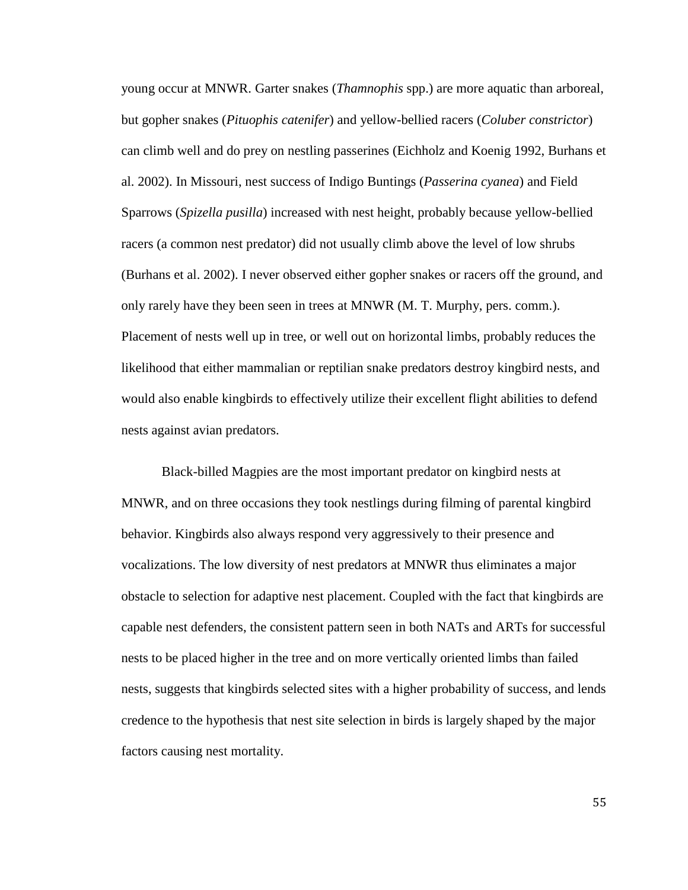young occur at MNWR. Garter snakes (*Thamnophis* spp.) are more aquatic than arboreal, but gopher snakes (*Pituophis catenifer*) and yellow-bellied racers (*Coluber constrictor*) can climb well and do prey on nestling passerines (Eichholz and Koenig 1992, Burhans et al. 2002). In Missouri, nest success of Indigo Buntings (*Passerina cyanea*) and Field Sparrows (*Spizella pusilla*) increased with nest height, probably because yellow-bellied racers (a common nest predator) did not usually climb above the level of low shrubs (Burhans et al. 2002). I never observed either gopher snakes or racers off the ground, and only rarely have they been seen in trees at MNWR (M. T. Murphy, pers. comm.). Placement of nests well up in tree, or well out on horizontal limbs, probably reduces the likelihood that either mammalian or reptilian snake predators destroy kingbird nests, and would also enable kingbirds to effectively utilize their excellent flight abilities to defend nests against avian predators.

Black-billed Magpies are the most important predator on kingbird nests at MNWR, and on three occasions they took nestlings during filming of parental kingbird behavior. Kingbirds also always respond very aggressively to their presence and vocalizations. The low diversity of nest predators at MNWR thus eliminates a major obstacle to selection for adaptive nest placement. Coupled with the fact that kingbirds are capable nest defenders, the consistent pattern seen in both NATs and ARTs for successful nests to be placed higher in the tree and on more vertically oriented limbs than failed nests, suggests that kingbirds selected sites with a higher probability of success, and lends credence to the hypothesis that nest site selection in birds is largely shaped by the major factors causing nest mortality.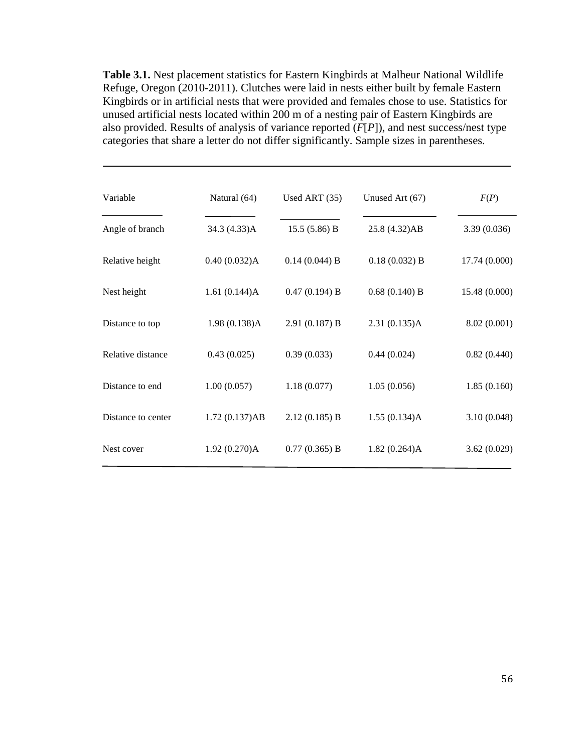**Table 3.1.** Nest placement statistics for Eastern Kingbirds at Malheur National Wildlife Refuge, Oregon (2010-2011). Clutches were laid in nests either built by female Eastern Kingbirds or in artificial nests that were provided and females chose to use. Statistics for unused artificial nests located within 200 m of a nesting pair of Eastern Kingbirds are also provided. Results of analysis of variance reported (*F*[*P*]), and nest success/nest type categories that share a letter do not differ significantly. Sample sizes in parentheses.

| Variable | Natural (64) | Used ART (35) | Unused Art (67) | *F*(*P*) |
|---|---|---|---|---|
| Angle of branch | 34.3 (4.33)A | 15.5 (5.86) B | 25.8 (4.32)AB | 3.39 (0.036) |
| Relative height | 0.40 (0.032)A | 0.14 (0.044) B | 0.18 (0.032) B | 17.74 (0.000) |
| Nest height | 1.61 (0.144)A | 0.47 (0.194) B | 0.68 (0.140) B | 15.48 (0.000) |
| Distance to top | 1.98 (0.138)A | 2.91 (0.187) B | 2.31 (0.135)A | 8.02 (0.001) |
| Relative distance | 0.43 (0.025) | 0.39 (0.033) | 0.44 (0.024) | 0.82 (0.440) |
| Distance to end | 1.00 (0.057) | 1.18 (0.077) | 1.05 (0.056) | 1.85 (0.160) |
| Distance to center | 1.72 (0.137)AB | 2.12 (0.185) B | 1.55 (0.134)A | 3.10 (0.048) |
| Nest cover | 1.92 (0.270)A | 0.77 (0.365) B | 1.82 (0.264)A | 3.62 (0.029) |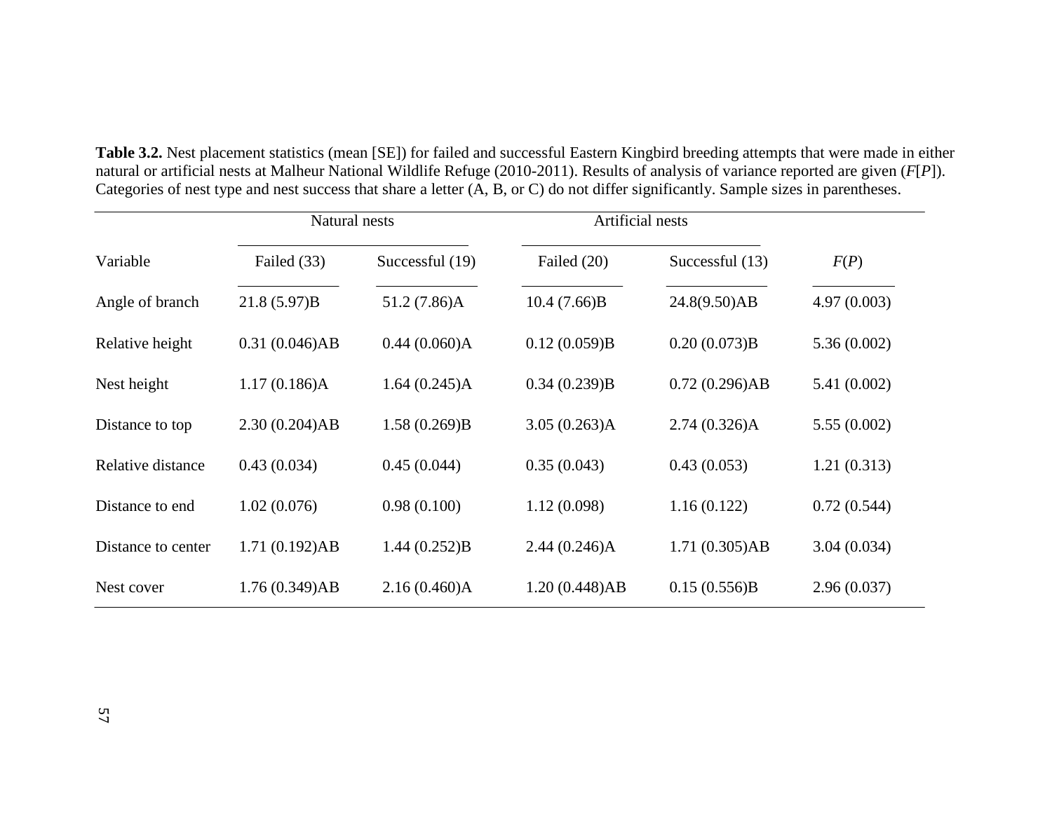**Table 3.2.** Nest placement statistics (mean [SE]) for failed and successful Eastern Kingbird breeding attempts that were made in either natural or artificial nests at Malheur National Wildlife Refuge (2010-2011). Results of analysis of variance reported are given (*F*[*P*]). Categories of nest type and nest success that share a letter (A, B, or C) do not differ significantly. Sample sizes in parentheses.

| | Natural nests | | Artificial nests | | |
|---|---|---|---|---|---|
| Variable | Failed (33) | Successful (19) | Failed (20) | Successful (13) | *F*(*P*) |
| Angle of branch | 21.8 (5.97)B | 51.2 (7.86)A | 10.4 (7.66)B | 24.8(9.50)AB | 4.97 (0.003) |
| Relative height | 0.31 (0.046)AB | 0.44 (0.060)A | 0.12 (0.059)B | 0.20 (0.073)B | 5.36 (0.002) |
| Nest height | 1.17 (0.186)A | 1.64 (0.245)A | 0.34 (0.239)B | 0.72 (0.296)AB | 5.41 (0.002) |
| Distance to top | 2.30 (0.204)AB | 1.58 (0.269)B | 3.05 (0.263)A | 2.74 (0.326)A | 5.55 (0.002) |
| Relative distance | 0.43 (0.034) | 0.45 (0.044) | 0.35 (0.043) | 0.43 (0.053) | 1.21 (0.313) |
| Distance to end | 1.02 (0.076) | 0.98 (0.100) | 1.12 (0.098) | 1.16 (0.122) | 0.72 (0.544) |
| Distance to center | 1.71 (0.192)AB | 1.44 (0.252)B | 2.44 (0.246)A | 1.71 (0.305)AB | 3.04 (0.034) |
| Nest cover | 1.76 (0.349)AB | 2.16 (0.460)A | 1.20 (0.448)AB | 0.15 (0.556)B | 2.96 (0.037) |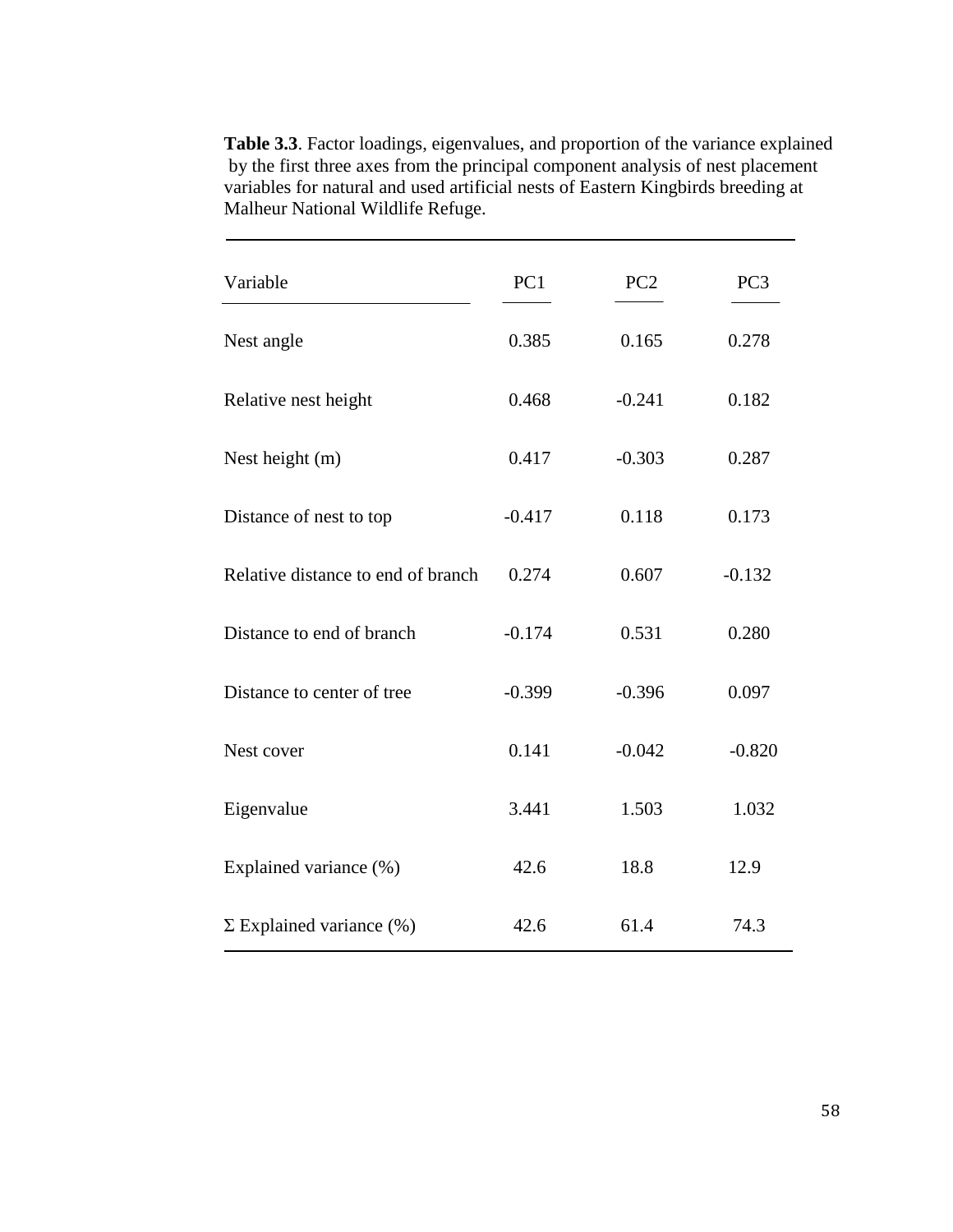**Table 3.3**. Factor loadings, eigenvalues, and proportion of the variance explained by the first three axes from the principal component analysis of nest placement variables for natural and used artificial nests of Eastern Kingbirds breeding at Malheur National Wildlife Refuge.

| Variable | PC1 | PC2 | PC3 |
|---|---|---|---|
| Nest angle | 0.385 | 0.165 | 0.278 |
| Relative nest height | 0.468 | -0.241 | 0.182 |
| Nest height (m) | 0.417 | -0.303 | 0.287 |
| Distance of nest to top | -0.417 | 0.118 | 0.173 |
| Relative distance to end of branch | 0.274 | 0.607 | -0.132 |
| Distance to end of branch | -0.174 | 0.531 | 0.280 |
| Distance to center of tree | -0.399 | -0.396 | 0.097 |
| Nest cover | 0.141 | -0.042 | -0.820 |
| Eigenvalue | 3.441 | 1.503 | 1.032 |
| Explained variance (%) | 42.6 | 18.8 | 12.9 |
| Σ Explained variance (%) | 42.6 | 61.4 | 74.3 |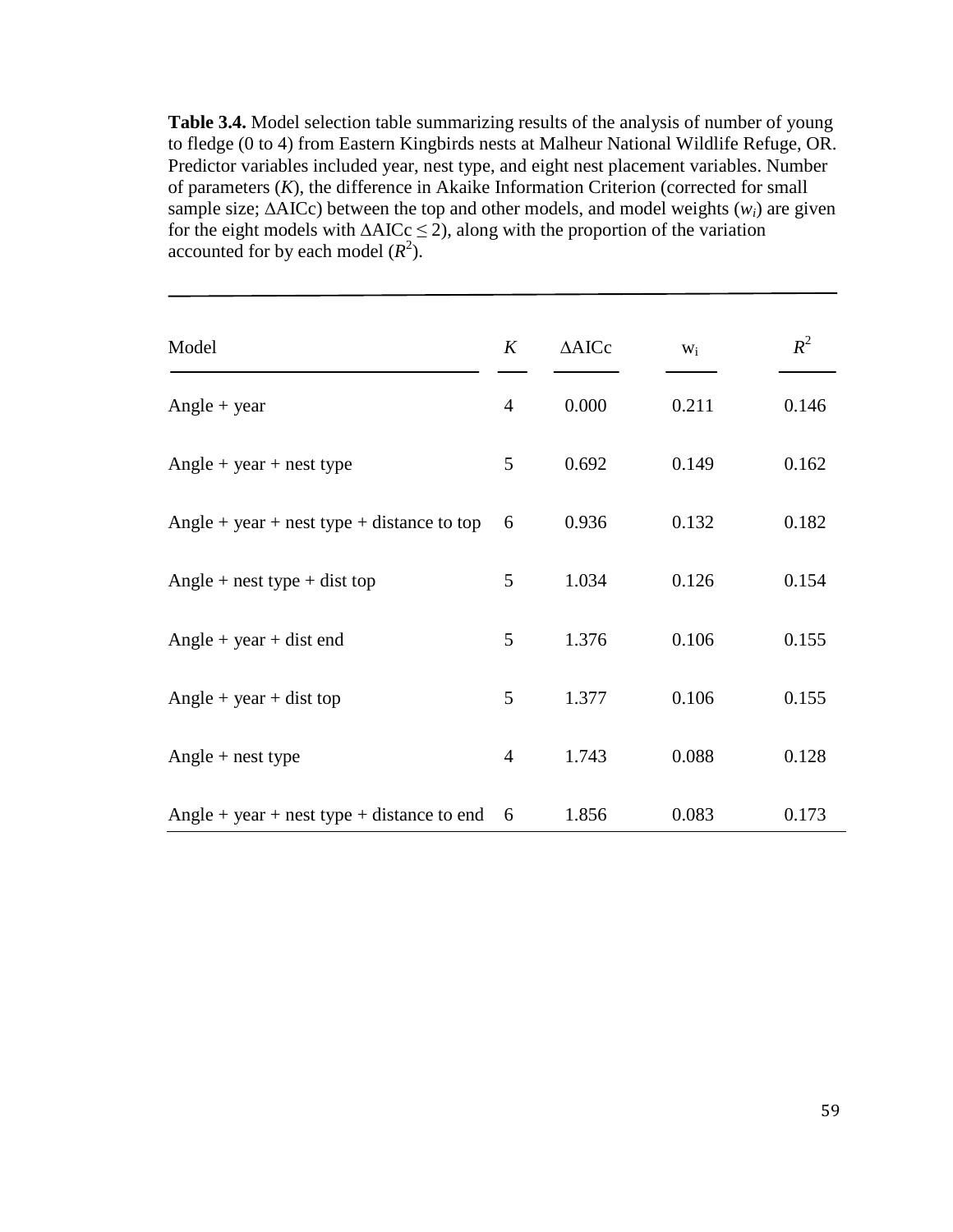**Table 3.4.** Model selection table summarizing results of the analysis of number of young to fledge (0 to 4) from Eastern Kingbirds nests at Malheur National Wildlife Refuge, OR. Predictor variables included year, nest type, and eight nest placement variables. Number of parameters ($K$), the difference in Akaike Information Criterion (corrected for small sample size; $\Delta$AICc) between the top and other models, and model weights ($w_i$) are given for the eight models with $\Delta\text{AICc} \leq 2$), along with the proportion of the variation accounted for by each model ($R^2$).

| Model | $K$ | $\Delta$AICc | $w_i$ | $R^2$ |
|---|---|---|---|---|
| Angle + year | 4 | 0.000 | 0.211 | 0.146 |
| Angle + year + nest type | 5 | 0.692 | 0.149 | 0.162 |
| Angle + year + nest type + distance to top | 6 | 0.936 | 0.132 | 0.182 |
| Angle + nest type + dist top | 5 | 1.034 | 0.126 | 0.154 |
| Angle + year + dist end | 5 | 1.376 | 0.106 | 0.155 |
| Angle + year + dist top | 5 | 1.377 | 0.106 | 0.155 |
| Angle + nest type | 4 | 1.743 | 0.088 | 0.128 |
| Angle + year + nest type + distance to end | 6 | 1.856 | 0.083 | 0.173 |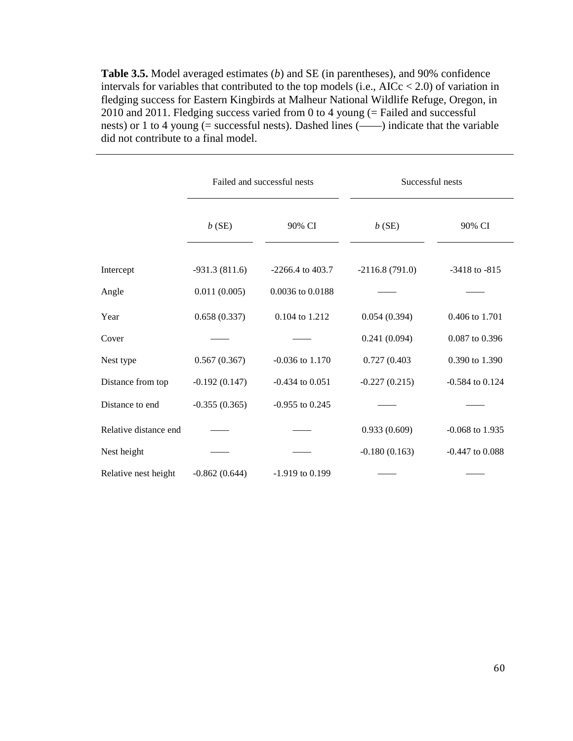**Table 3.5.** Model averaged estimates (*b*) and SE (in parentheses), and 90% confidence intervals for variables that contributed to the top models (i.e., AICc < 2.0) of variation in fledging success for Eastern Kingbirds at Malheur National Wildlife Refuge, Oregon, in 2010 and 2011. Fledging success varied from 0 to 4 young (= Failed and successful nests) or 1 to 4 young (= successful nests). Dashed lines (——) indicate that the variable did not contribute to a final model.

| | Failed and successful nests | | Successful nests | |
|---|---|---|---|---|
| | *b* (SE) | 90% CI | *b* (SE) | 90% CI |
| Intercept | -931.3 (811.6) | -2266.4 to 403.7 | -2116.8 (791.0) | -3418 to -815 |
| Angle | 0.011 (0.005) | 0.0036 to 0.0188 | —— | —— |
| Year | 0.658 (0.337) | 0.104 to 1.212 | 0.054 (0.394) | 0.406 to 1.701 |
| Cover | —— | —— | 0.241 (0.094) | 0.087 to 0.396 |
| Nest type | 0.567 (0.367) | -0.036 to 1.170 | 0.727 (0.403 | 0.390 to 1.390 |
| Distance from top | -0.192 (0.147) | -0.434 to 0.051 | -0.227 (0.215) | -0.584 to 0.124 |
| Distance to end | -0.355 (0.365) | -0.955 to 0.245 | —— | —— |
| Relative distance end | —— | —— | 0.933 (0.609) | -0.068 to 1.935 |
| Nest height | —— | —— | -0.180 (0.163) | -0.447 to 0.088 |
| Relative nest height | -0.862 (0.644) | -1.919 to 0.199 | —— | —— |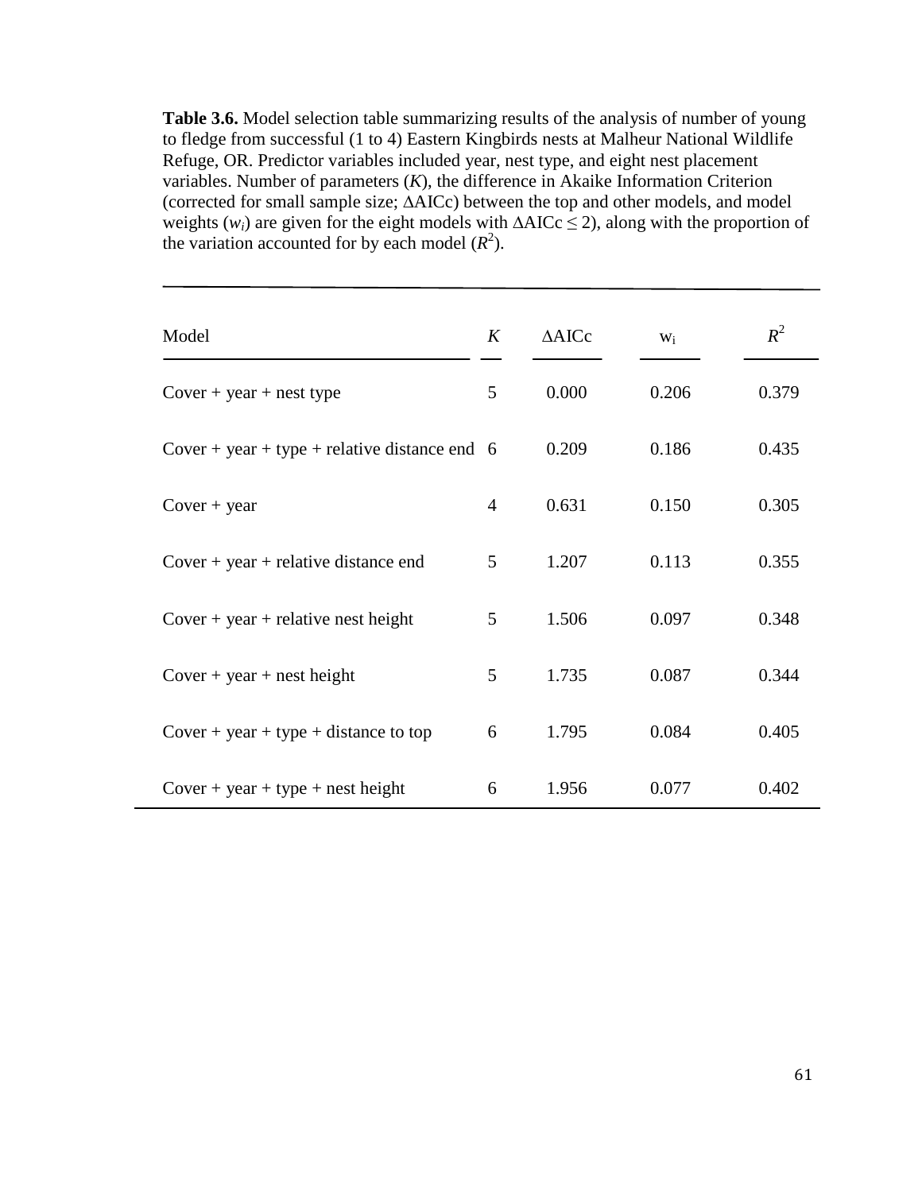**Table 3.6.** Model selection table summarizing results of the analysis of number of young to fledge from successful (1 to 4) Eastern Kingbirds nests at Malheur National Wildlife Refuge, OR. Predictor variables included year, nest type, and eight nest placement variables. Number of parameters ($K$), the difference in Akaike Information Criterion (corrected for small sample size; $\Delta$AICc) between the top and other models, and model weights ($w_i$) are given for the eight models with $\Delta$AICc $\leq$ 2), along with the proportion of the variation accounted for by each model ($R^2$).

| Model | $K$ | $\Delta$AICc | $w_i$ | $R^2$ |
|---|---|---|---|---|
| Cover + year + nest type | 5 | 0.000 | 0.206 | 0.379 |
| Cover + year + type + relative distance end | 6 | 0.209 | 0.186 | 0.435 |
| Cover + year | 4 | 0.631 | 0.150 | 0.305 |
| Cover + year + relative distance end | 5 | 1.207 | 0.113 | 0.355 |
| Cover + year + relative nest height | 5 | 1.506 | 0.097 | 0.348 |
| Cover + year + nest height | 5 | 1.735 | 0.087 | 0.344 |
| Cover + year + type + distance to top | 6 | 1.795 | 0.084 | 0.405 |
| Cover + year + type + nest height | 6 | 1.956 | 0.077 | 0.402 |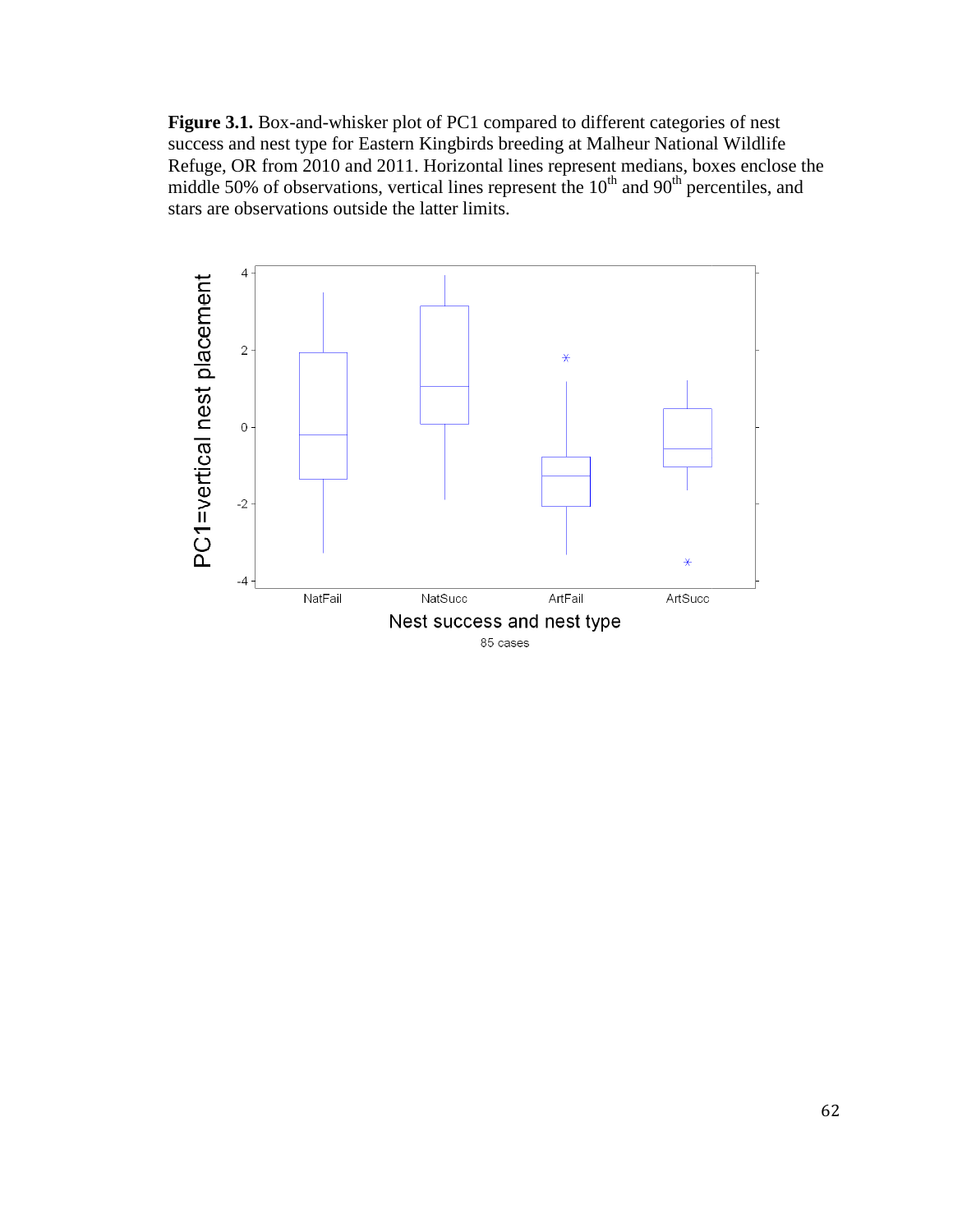**Figure 3.1.** Box-and-whisker plot of PC1 compared to different categories of nest success and nest type for Eastern Kingbirds breeding at Malheur National Wildlife Refuge, OR from 2010 and 2011. Horizontal lines represent medians, boxes enclose the middle 50% of observations, vertical lines represent the 10th and 90th percentiles, and stars are observations outside the latter limits.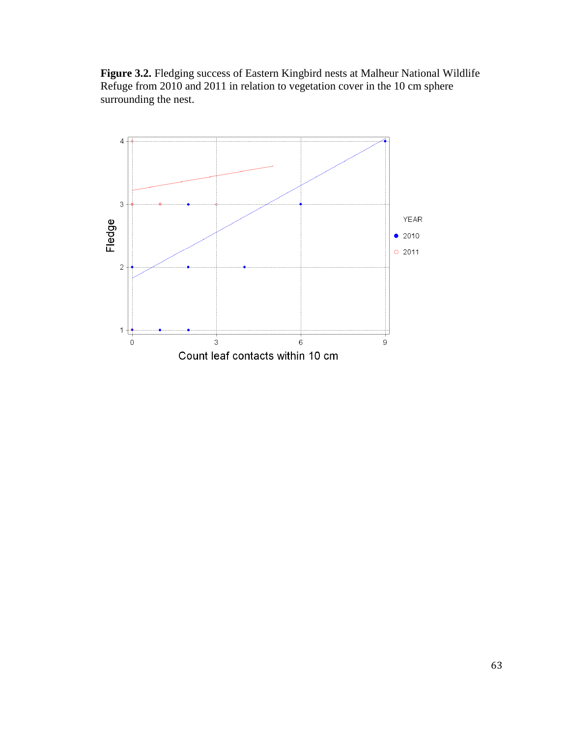**Figure 3.2.** Fledging success of Eastern Kingbird nests at Malheur National Wildlife Refuge from 2010 and 2011 in relation to vegetation cover in the 10 cm sphere surrounding the nest.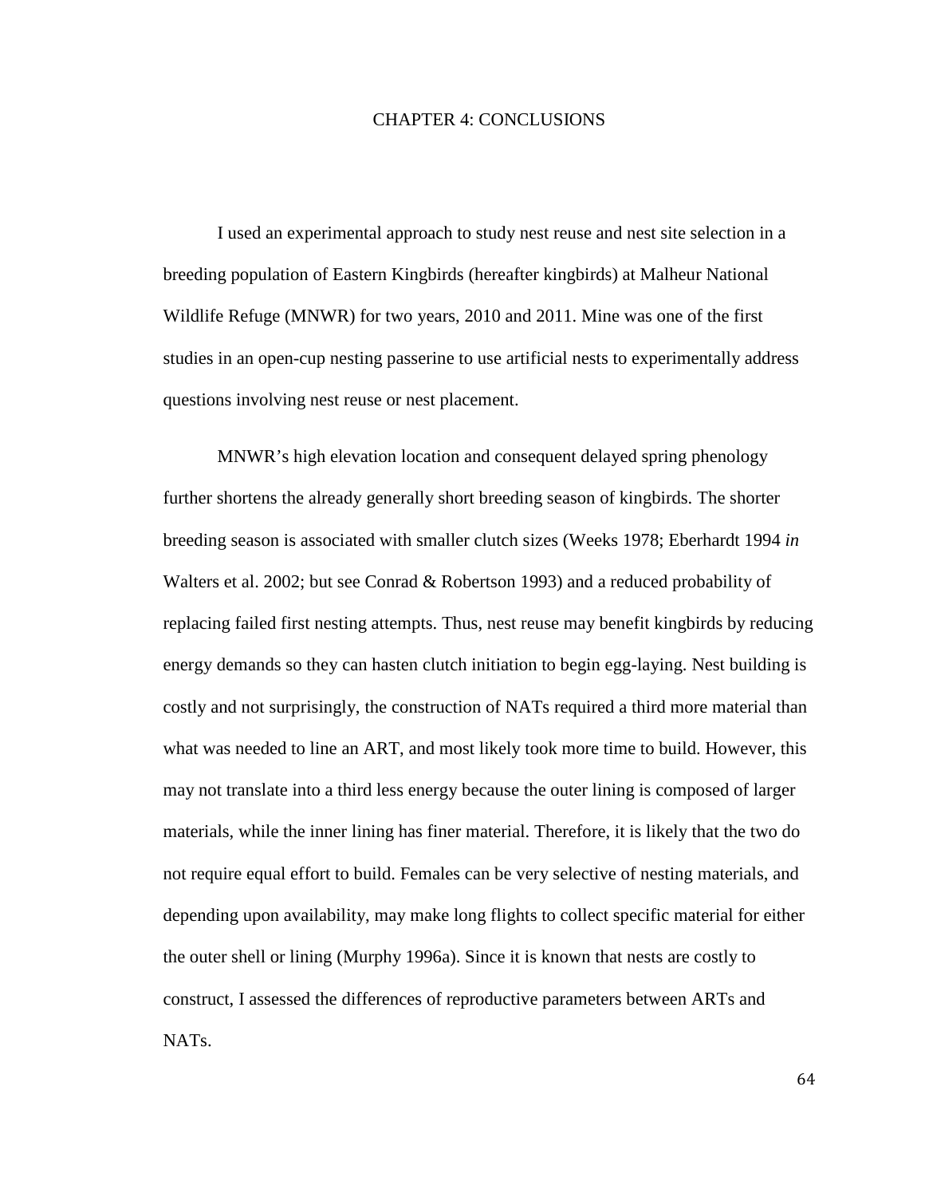# CHAPTER 4: CONCLUSIONS

I used an experimental approach to study nest reuse and nest site selection in a breeding population of Eastern Kingbirds (hereafter kingbirds) at Malheur National Wildlife Refuge (MNWR) for two years, 2010 and 2011. Mine was one of the first studies in an open-cup nesting passerine to use artificial nests to experimentally address questions involving nest reuse or nest placement.

MNWR's high elevation location and consequent delayed spring phenology further shortens the already generally short breeding season of kingbirds. The shorter breeding season is associated with smaller clutch sizes (Weeks 1978; Eberhardt 1994 *in* Walters et al. 2002; but see Conrad & Robertson 1993) and a reduced probability of replacing failed first nesting attempts. Thus, nest reuse may benefit kingbirds by reducing energy demands so they can hasten clutch initiation to begin egg-laying. Nest building is costly and not surprisingly, the construction of NATs required a third more material than what was needed to line an ART, and most likely took more time to build. However, this may not translate into a third less energy because the outer lining is composed of larger materials, while the inner lining has finer material. Therefore, it is likely that the two do not require equal effort to build. Females can be very selective of nesting materials, and depending upon availability, may make long flights to collect specific material for either the outer shell or lining (Murphy 1996a). Since it is known that nests are costly to construct, I assessed the differences of reproductive parameters between ARTs and NATs.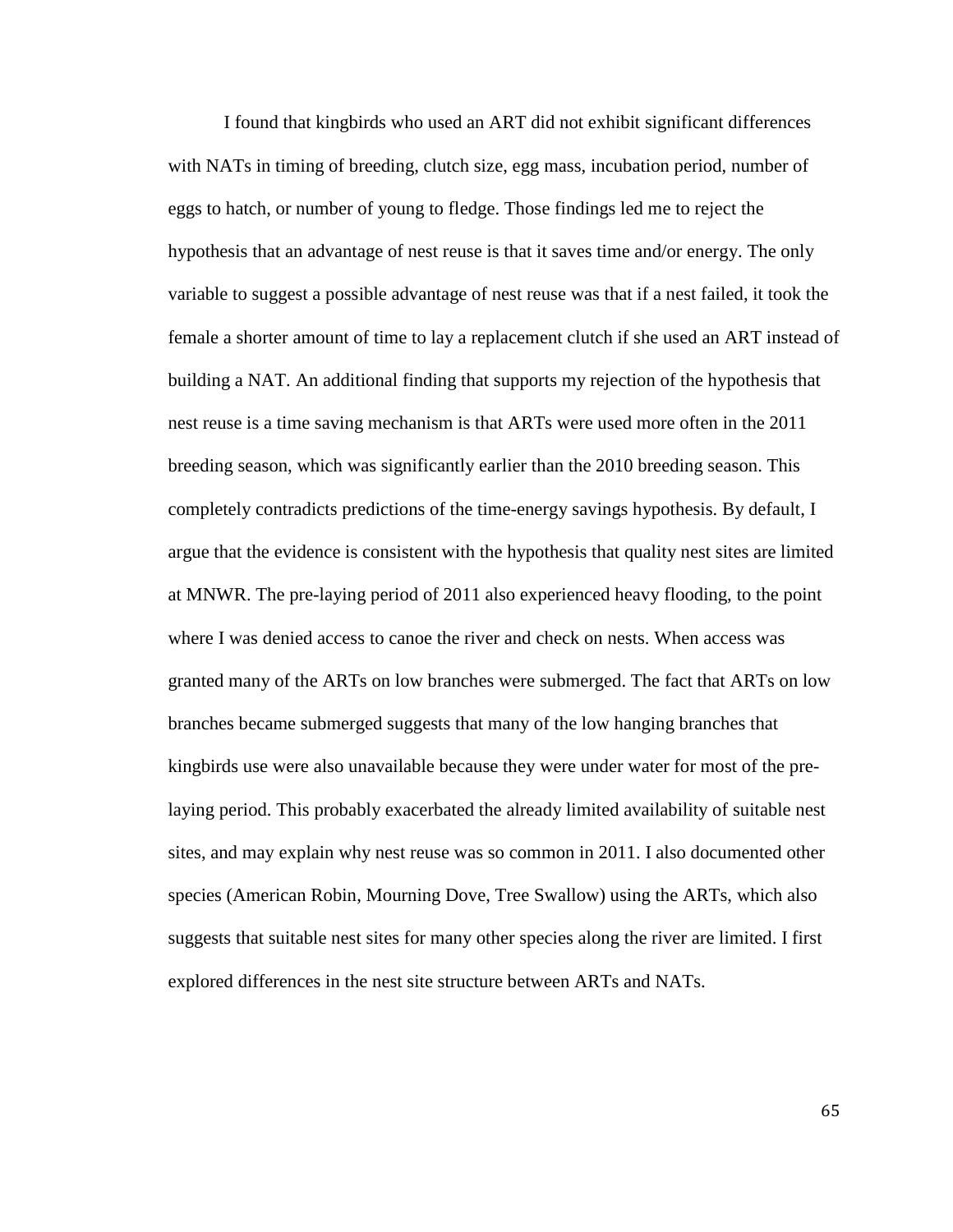I found that kingbirds who used an ART did not exhibit significant differences with NATs in timing of breeding, clutch size, egg mass, incubation period, number of eggs to hatch, or number of young to fledge. Those findings led me to reject the hypothesis that an advantage of nest reuse is that it saves time and/or energy. The only variable to suggest a possible advantage of nest reuse was that if a nest failed, it took the female a shorter amount of time to lay a replacement clutch if she used an ART instead of building a NAT. An additional finding that supports my rejection of the hypothesis that nest reuse is a time saving mechanism is that ARTs were used more often in the 2011 breeding season, which was significantly earlier than the 2010 breeding season. This completely contradicts predictions of the time-energy savings hypothesis. By default, I argue that the evidence is consistent with the hypothesis that quality nest sites are limited at MNWR. The pre-laying period of 2011 also experienced heavy flooding, to the point where I was denied access to canoe the river and check on nests. When access was granted many of the ARTs on low branches were submerged. The fact that ARTs on low branches became submerged suggests that many of the low hanging branches that kingbirds use were also unavailable because they were under water for most of the pre-laying period. This probably exacerbated the already limited availability of suitable nest sites, and may explain why nest reuse was so common in 2011. I also documented other species (American Robin, Mourning Dove, Tree Swallow) using the ARTs, which also suggests that suitable nest sites for many other species along the river are limited. I first explored differences in the nest site structure between ARTs and NATs.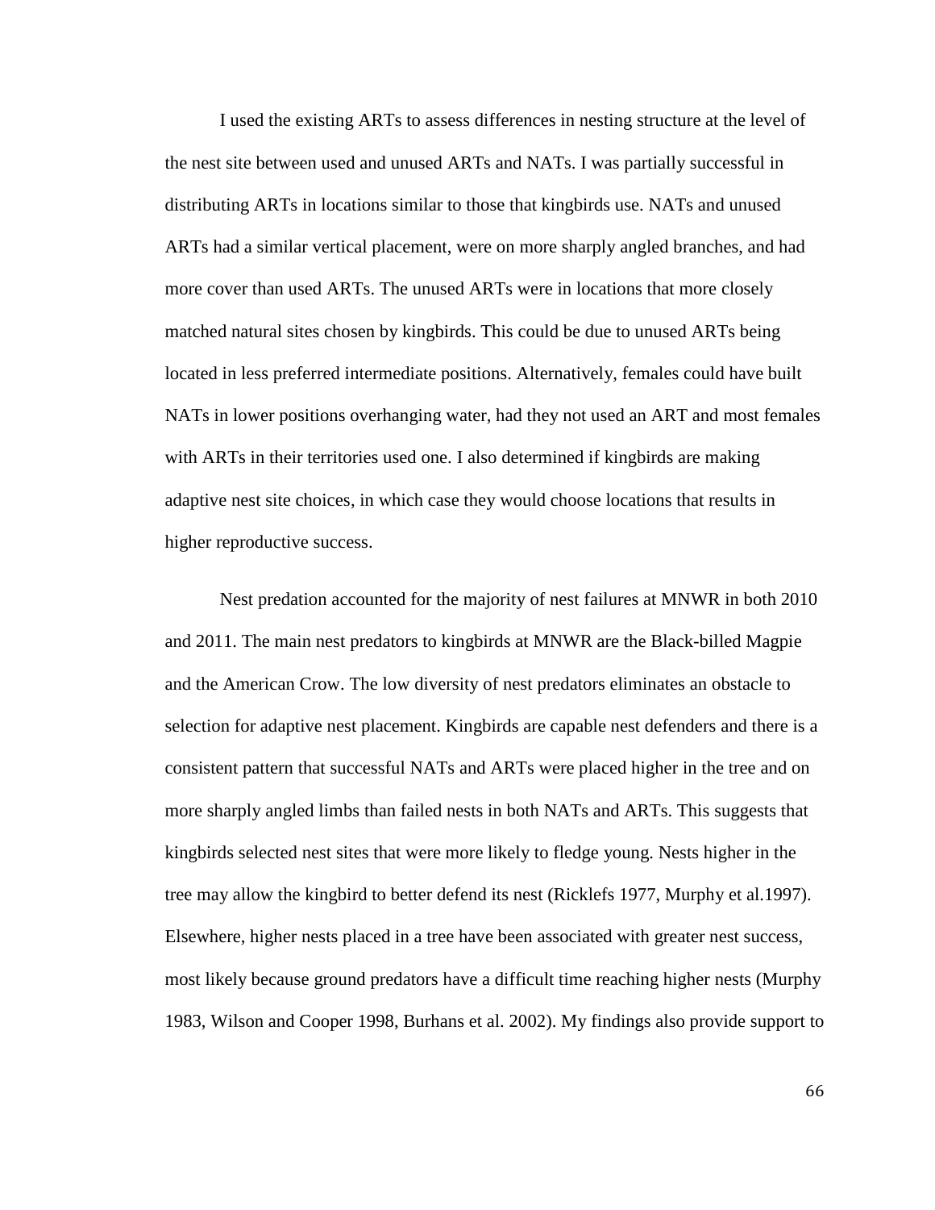I used the existing ARTs to assess differences in nesting structure at the level of the nest site between used and unused ARTs and NATs. I was partially successful in distributing ARTs in locations similar to those that kingbirds use. NATs and unused ARTs had a similar vertical placement, were on more sharply angled branches, and had more cover than used ARTs. The unused ARTs were in locations that more closely matched natural sites chosen by kingbirds. This could be due to unused ARTs being located in less preferred intermediate positions. Alternatively, females could have built NATs in lower positions overhanging water, had they not used an ART and most females with ARTs in their territories used one. I also determined if kingbirds are making adaptive nest site choices, in which case they would choose locations that results in higher reproductive success.

Nest predation accounted for the majority of nest failures at MNWR in both 2010 and 2011. The main nest predators to kingbirds at MNWR are the Black-billed Magpie and the American Crow. The low diversity of nest predators eliminates an obstacle to selection for adaptive nest placement. Kingbirds are capable nest defenders and there is a consistent pattern that successful NATs and ARTs were placed higher in the tree and on more sharply angled limbs than failed nests in both NATs and ARTs. This suggests that kingbirds selected nest sites that were more likely to fledge young. Nests higher in the tree may allow the kingbird to better defend its nest (Ricklefs 1977, Murphy et al.1997). Elsewhere, higher nests placed in a tree have been associated with greater nest success, most likely because ground predators have a difficult time reaching higher nests (Murphy 1983, Wilson and Cooper 1998, Burhans et al. 2002). My findings also provide support to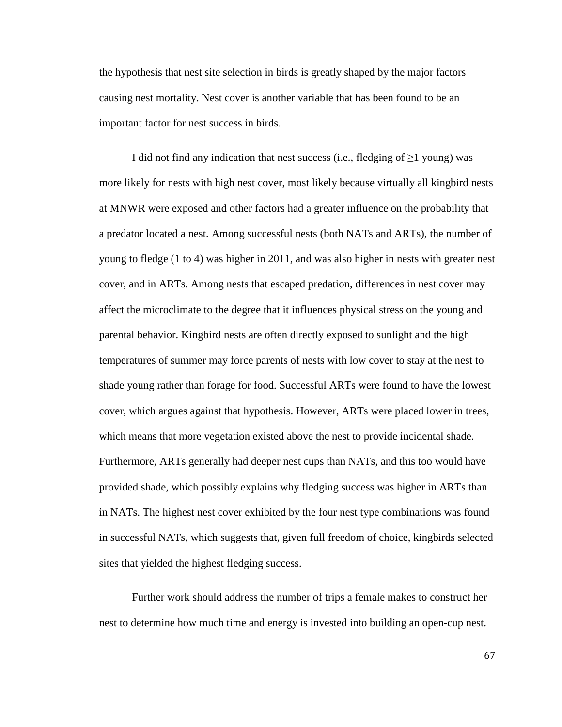the hypothesis that nest site selection in birds is greatly shaped by the major factors causing nest mortality. Nest cover is another variable that has been found to be an important factor for nest success in birds.

I did not find any indication that nest success (i.e., fledging of ≥1 young) was more likely for nests with high nest cover, most likely because virtually all kingbird nests at MNWR were exposed and other factors had a greater influence on the probability that a predator located a nest. Among successful nests (both NATs and ARTs), the number of young to fledge (1 to 4) was higher in 2011, and was also higher in nests with greater nest cover, and in ARTs. Among nests that escaped predation, differences in nest cover may affect the microclimate to the degree that it influences physical stress on the young and parental behavior. Kingbird nests are often directly exposed to sunlight and the high temperatures of summer may force parents of nests with low cover to stay at the nest to shade young rather than forage for food. Successful ARTs were found to have the lowest cover, which argues against that hypothesis. However, ARTs were placed lower in trees, which means that more vegetation existed above the nest to provide incidental shade. Furthermore, ARTs generally had deeper nest cups than NATs, and this too would have provided shade, which possibly explains why fledging success was higher in ARTs than in NATs. The highest nest cover exhibited by the four nest type combinations was found in successful NATs, which suggests that, given full freedom of choice, kingbirds selected sites that yielded the highest fledging success.

Further work should address the number of trips a female makes to construct her nest to determine how much time and energy is invested into building an open-cup nest.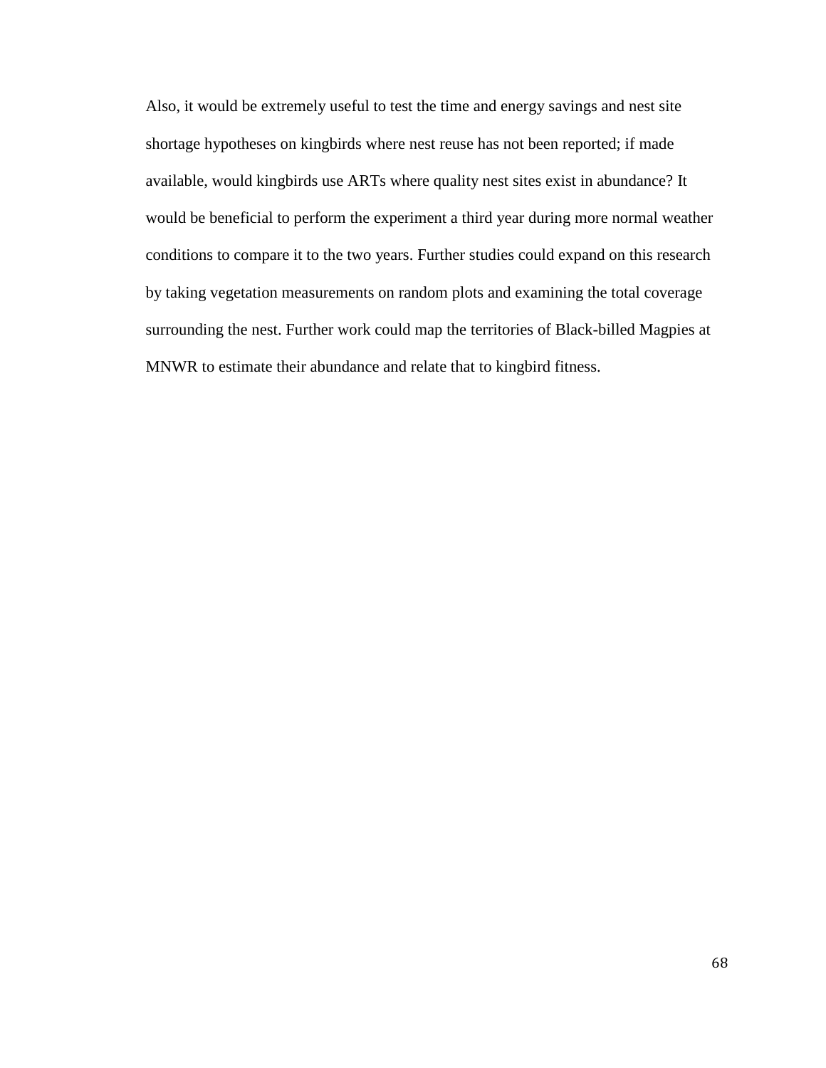Also, it would be extremely useful to test the time and energy savings and nest site shortage hypotheses on kingbirds where nest reuse has not been reported; if made available, would kingbirds use ARTs where quality nest sites exist in abundance? It would be beneficial to perform the experiment a third year during more normal weather conditions to compare it to the two years. Further studies could expand on this research by taking vegetation measurements on random plots and examining the total coverage surrounding the nest. Further work could map the territories of Black-billed Magpies at MNWR to estimate their abundance and relate that to kingbird fitness.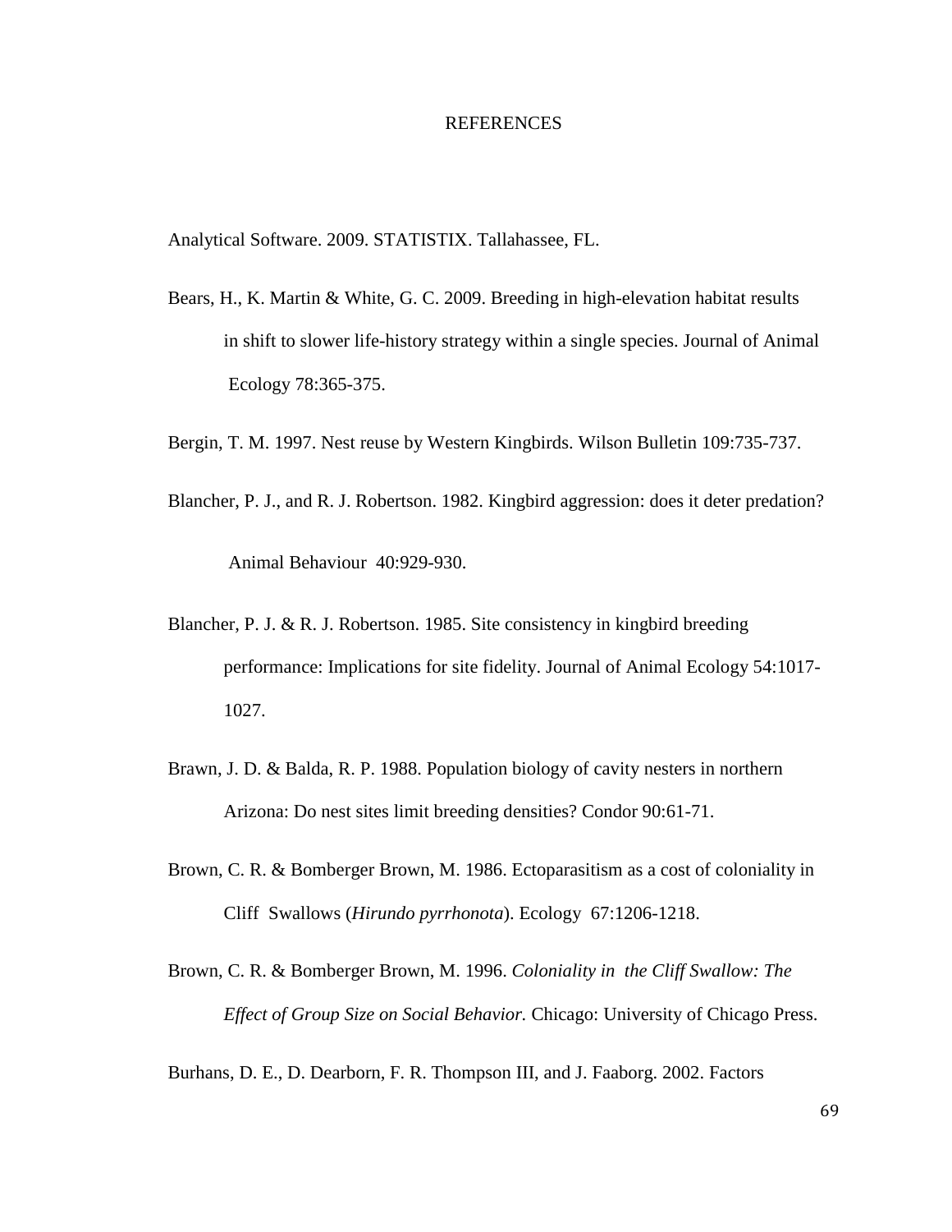# REFERENCES

Analytical Software. 2009. STATISTIX. Tallahassee, FL.

Bears, H., K. Martin & White, G. C. 2009. Breeding in high-elevation habitat results in shift to slower life-history strategy within a single species. Journal of Animal Ecology 78:365-375.

Bergin, T. M. 1997. Nest reuse by Western Kingbirds. Wilson Bulletin 109:735-737.

Blancher, P. J., and R. J. Robertson. 1982. Kingbird aggression: does it deter predation? Animal Behaviour 40:929-930.

Blancher, P. J. & R. J. Robertson. 1985. Site consistency in kingbird breeding performance: Implications for site fidelity. Journal of Animal Ecology 54:1017-1027.

Brawn, J. D. & Balda, R. P. 1988. Population biology of cavity nesters in northern Arizona: Do nest sites limit breeding densities? Condor 90:61-71.

Brown, C. R. & Bomberger Brown, M. 1986. Ectoparasitism as a cost of coloniality in Cliff Swallows (*Hirundo pyrrhonota*). Ecology 67:1206-1218.

Brown, C. R. & Bomberger Brown, M. 1996. *Coloniality in the Cliff Swallow: The Effect of Group Size on Social Behavior.* Chicago: University of Chicago Press.

Burhans, D. E., D. Dearborn, F. R. Thompson III, and J. Faaborg. 2002. Factors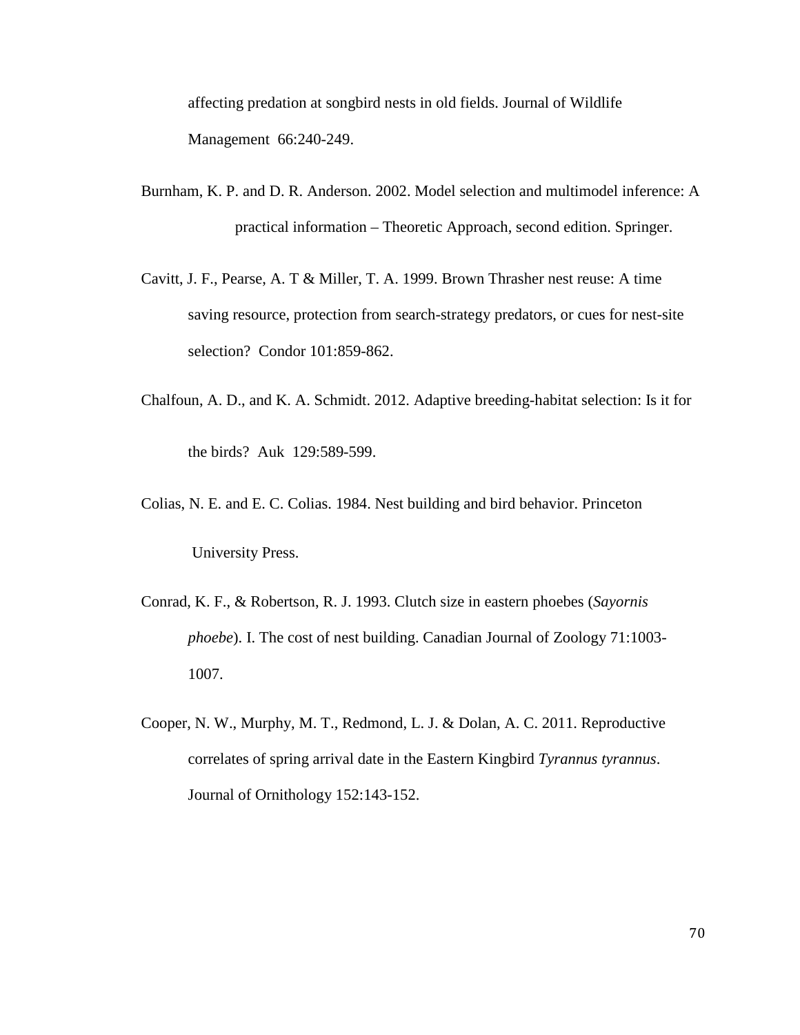affecting predation at songbird nests in old fields. Journal of Wildlife Management 66:240-249.

Burnham, K. P. and D. R. Anderson. 2002. Model selection and multimodel inference: A practical information – Theoretic Approach, second edition. Springer.

Cavitt, J. F., Pearse, A. T & Miller, T. A. 1999. Brown Thrasher nest reuse: A time saving resource, protection from search-strategy predators, or cues for nest-site selection? Condor 101:859-862.

Chalfoun, A. D., and K. A. Schmidt. 2012. Adaptive breeding-habitat selection: Is it for the birds? Auk 129:589-599.

Colias, N. E. and E. C. Colias. 1984. Nest building and bird behavior. Princeton University Press.

Conrad, K. F., & Robertson, R. J. 1993. Clutch size in eastern phoebes (*Sayornis phoebe*). I. The cost of nest building. Canadian Journal of Zoology 71:1003-1007.

Cooper, N. W., Murphy, M. T., Redmond, L. J. & Dolan, A. C. 2011. Reproductive correlates of spring arrival date in the Eastern Kingbird *Tyrannus tyrannus*. Journal of Ornithology 152:143-152.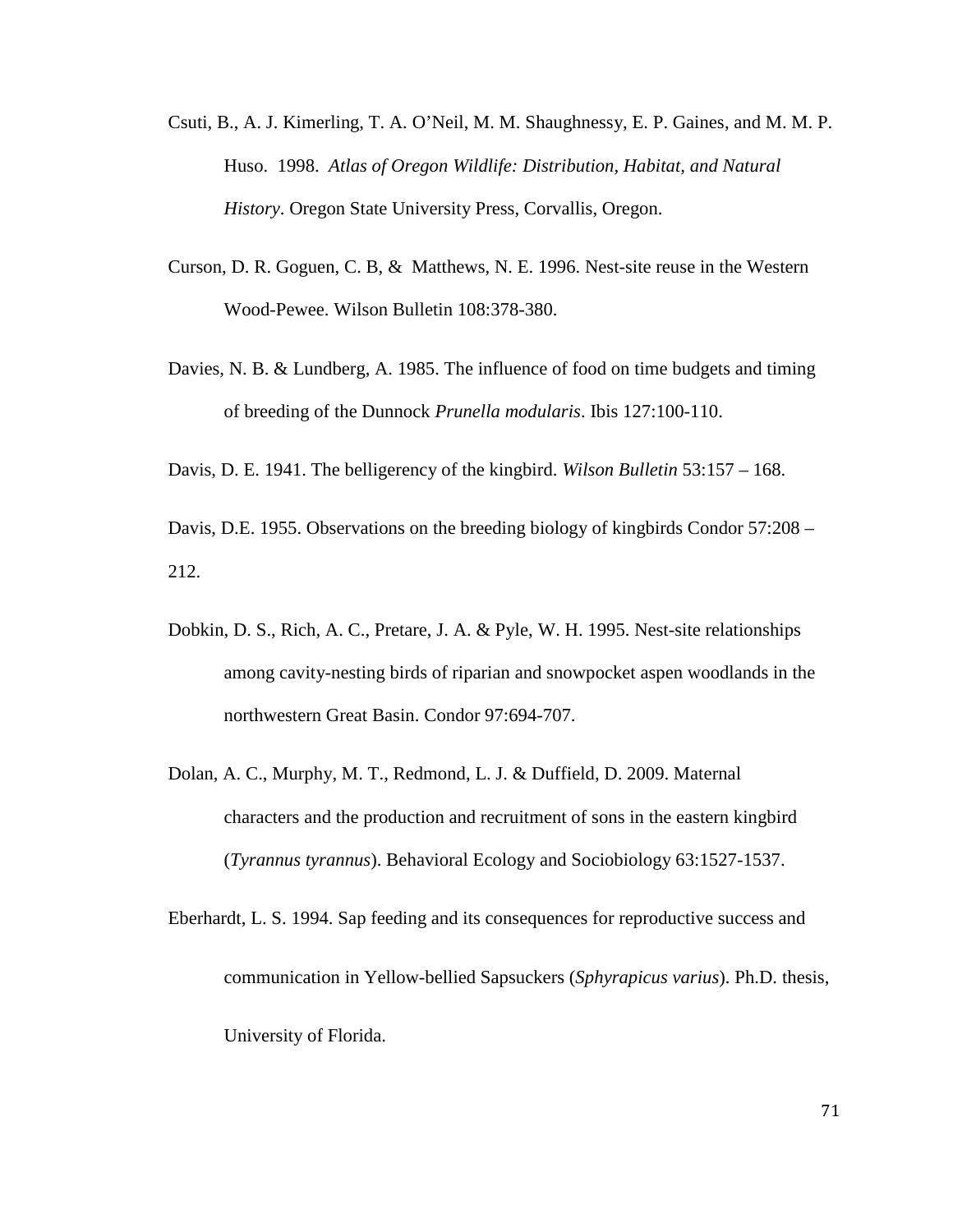Csuti, B., A. J. Kimerling, T. A. O'Neil, M. M. Shaughnessy, E. P. Gaines, and M. M. P. Huso. 1998. *Atlas of Oregon Wildlife: Distribution, Habitat, and Natural History*. Oregon State University Press, Corvallis, Oregon.

Curson, D. R. Goguen, C. B, & Matthews, N. E. 1996. Nest-site reuse in the Western Wood-Pewee. Wilson Bulletin 108:378-380.

Davies, N. B. & Lundberg, A. 1985. The influence of food on time budgets and timing of breeding of the Dunnock *Prunella modularis*. Ibis 127:100-110.

Davis, D. E. 1941. The belligerency of the kingbird. *Wilson Bulletin* 53:157 – 168.

Davis, D.E. 1955. Observations on the breeding biology of kingbirds Condor 57:208 – 212.

Dobkin, D. S., Rich, A. C., Pretare, J. A. & Pyle, W. H. 1995. Nest-site relationships among cavity-nesting birds of riparian and snowpocket aspen woodlands in the northwestern Great Basin. Condor 97:694-707.

Dolan, A. C., Murphy, M. T., Redmond, L. J. & Duffield, D. 2009. Maternal characters and the production and recruitment of sons in the eastern kingbird (*Tyrannus tyrannus*). Behavioral Ecology and Sociobiology 63:1527-1537.

Eberhardt, L. S. 1994. Sap feeding and its consequences for reproductive success and communication in Yellow-bellied Sapsuckers (*Sphyrapicus varius*). Ph.D. thesis, University of Florida.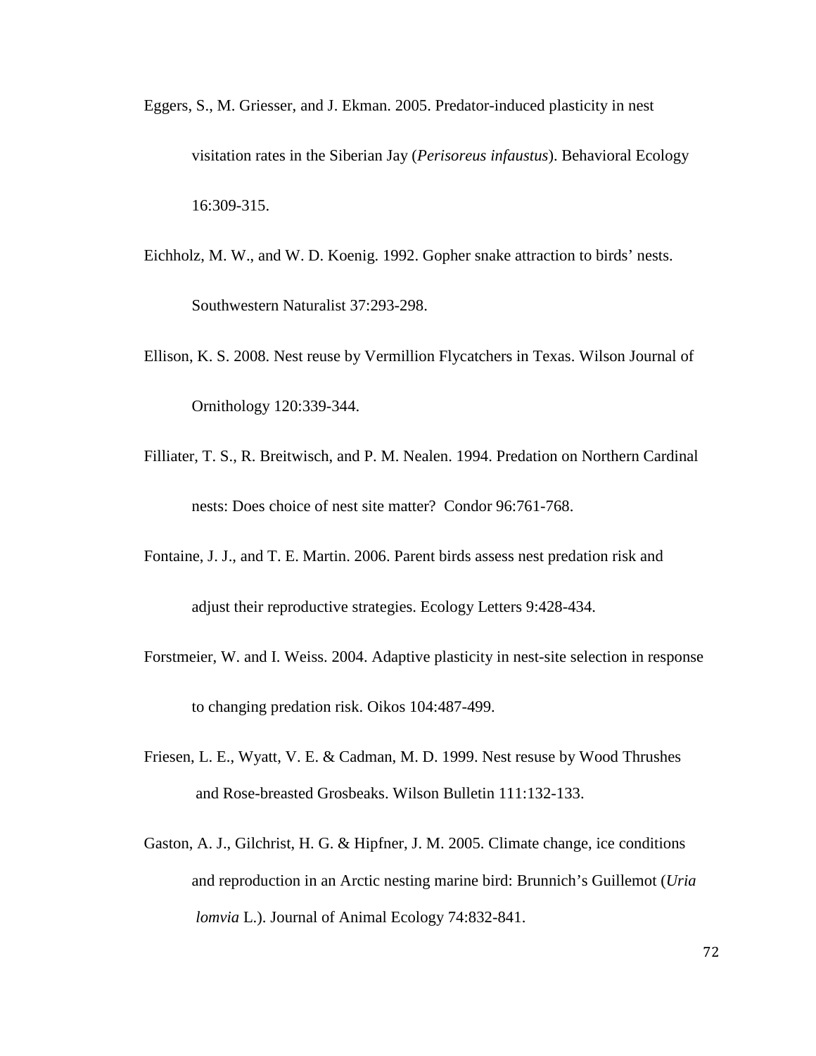Eggers, S., M. Griesser, and J. Ekman. 2005. Predator-induced plasticity in nest visitation rates in the Siberian Jay (*Perisoreus infaustus*). Behavioral Ecology 16:309-315.

Eichholz, M. W., and W. D. Koenig. 1992. Gopher snake attraction to birds' nests. Southwestern Naturalist 37:293-298.

Ellison, K. S. 2008. Nest reuse by Vermillion Flycatchers in Texas. Wilson Journal of Ornithology 120:339-344.

Filliater, T. S., R. Breitwisch, and P. M. Nealen. 1994. Predation on Northern Cardinal nests: Does choice of nest site matter? Condor 96:761-768.

Fontaine, J. J., and T. E. Martin. 2006. Parent birds assess nest predation risk and adjust their reproductive strategies. Ecology Letters 9:428-434.

Forstmeier, W. and I. Weiss. 2004. Adaptive plasticity in nest-site selection in response to changing predation risk. Oikos 104:487-499.

Friesen, L. E., Wyatt, V. E. & Cadman, M. D. 1999. Nest resuse by Wood Thrushes and Rose-breasted Grosbeaks. Wilson Bulletin 111:132-133.

Gaston, A. J., Gilchrist, H. G. & Hipfner, J. M. 2005. Climate change, ice conditions and reproduction in an Arctic nesting marine bird: Brunnich's Guillemot (*Uria lomvia* L.). Journal of Animal Ecology 74:832-841.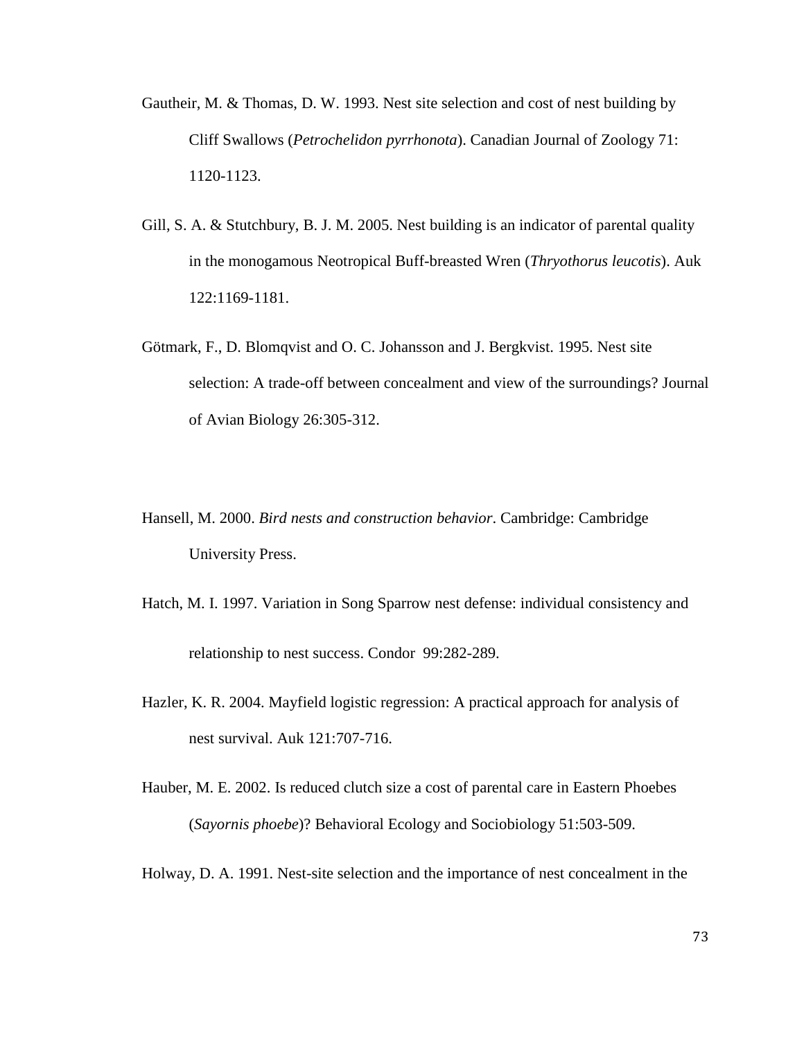Gautheir, M. & Thomas, D. W. 1993. Nest site selection and cost of nest building by Cliff Swallows (*Petrochelidon pyrrhonota*). Canadian Journal of Zoology 71: 1120-1123.

Gill, S. A. & Stutchbury, B. J. M. 2005. Nest building is an indicator of parental quality in the monogamous Neotropical Buff-breasted Wren (*Thryothorus leucotis*). Auk 122:1169-1181.

Götmark, F., D. Blomqvist and O. C. Johansson and J. Bergkvist. 1995. Nest site selection: A trade-off between concealment and view of the surroundings? Journal of Avian Biology 26:305-312.

Hansell, M. 2000. *Bird nests and construction behavior*. Cambridge: Cambridge University Press.

Hatch, M. I. 1997. Variation in Song Sparrow nest defense: individual consistency and relationship to nest success. Condor 99:282-289.

Hazler, K. R. 2004. Mayfield logistic regression: A practical approach for analysis of nest survival. Auk 121:707-716.

Hauber, M. E. 2002. Is reduced clutch size a cost of parental care in Eastern Phoebes (*Sayornis phoebe*)? Behavioral Ecology and Sociobiology 51:503-509.

Holway, D. A. 1991. Nest-site selection and the importance of nest concealment in the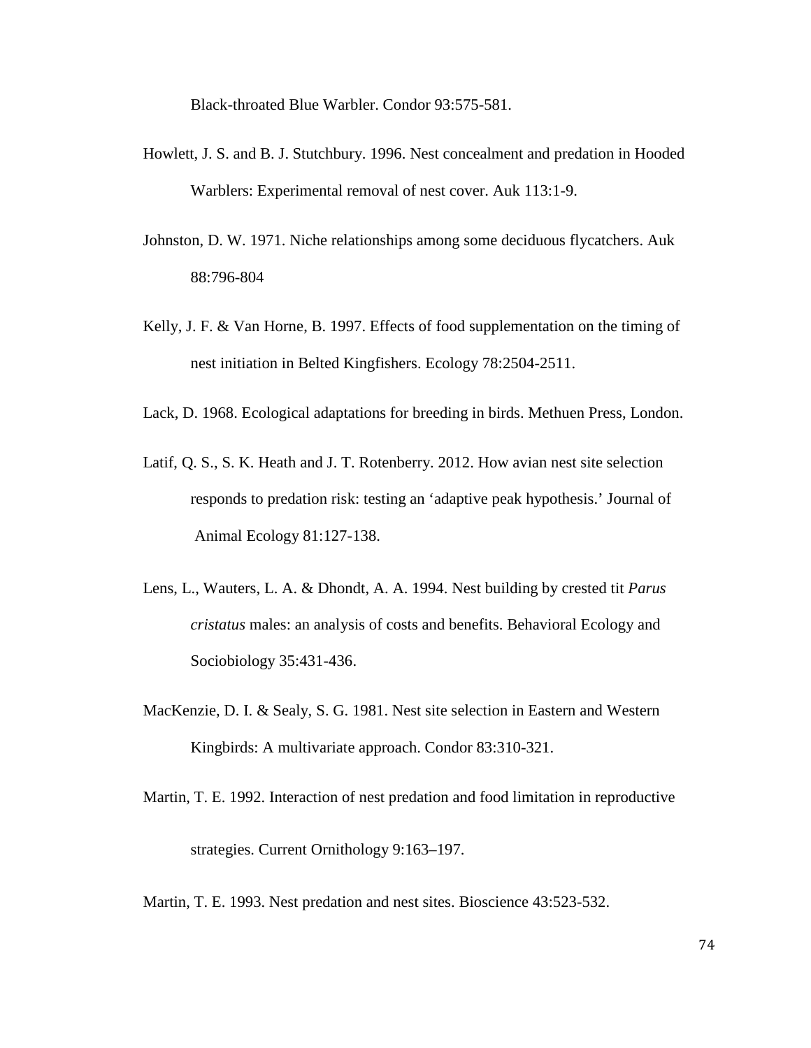Black-throated Blue Warbler. Condor 93:575-581.

Howlett, J. S. and B. J. Stutchbury. 1996. Nest concealment and predation in Hooded Warblers: Experimental removal of nest cover. Auk 113:1-9.

Johnston, D. W. 1971. Niche relationships among some deciduous flycatchers. Auk 88:796-804

Kelly, J. F. & Van Horne, B. 1997. Effects of food supplementation on the timing of nest initiation in Belted Kingfishers. Ecology 78:2504-2511.

Lack, D. 1968. Ecological adaptations for breeding in birds. Methuen Press, London.

Latif, Q. S., S. K. Heath and J. T. Rotenberry. 2012. How avian nest site selection responds to predation risk: testing an 'adaptive peak hypothesis.' Journal of Animal Ecology 81:127-138.

Lens, L., Wauters, L. A. & Dhondt, A. A. 1994. Nest building by crested tit *Parus cristatus* males: an analysis of costs and benefits. Behavioral Ecology and Sociobiology 35:431-436.

MacKenzie, D. I. & Sealy, S. G. 1981. Nest site selection in Eastern and Western Kingbirds: A multivariate approach. Condor 83:310-321.

Martin, T. E. 1992. Interaction of nest predation and food limitation in reproductive strategies. Current Ornithology 9:163–197.

Martin, T. E. 1993. Nest predation and nest sites. Bioscience 43:523-532.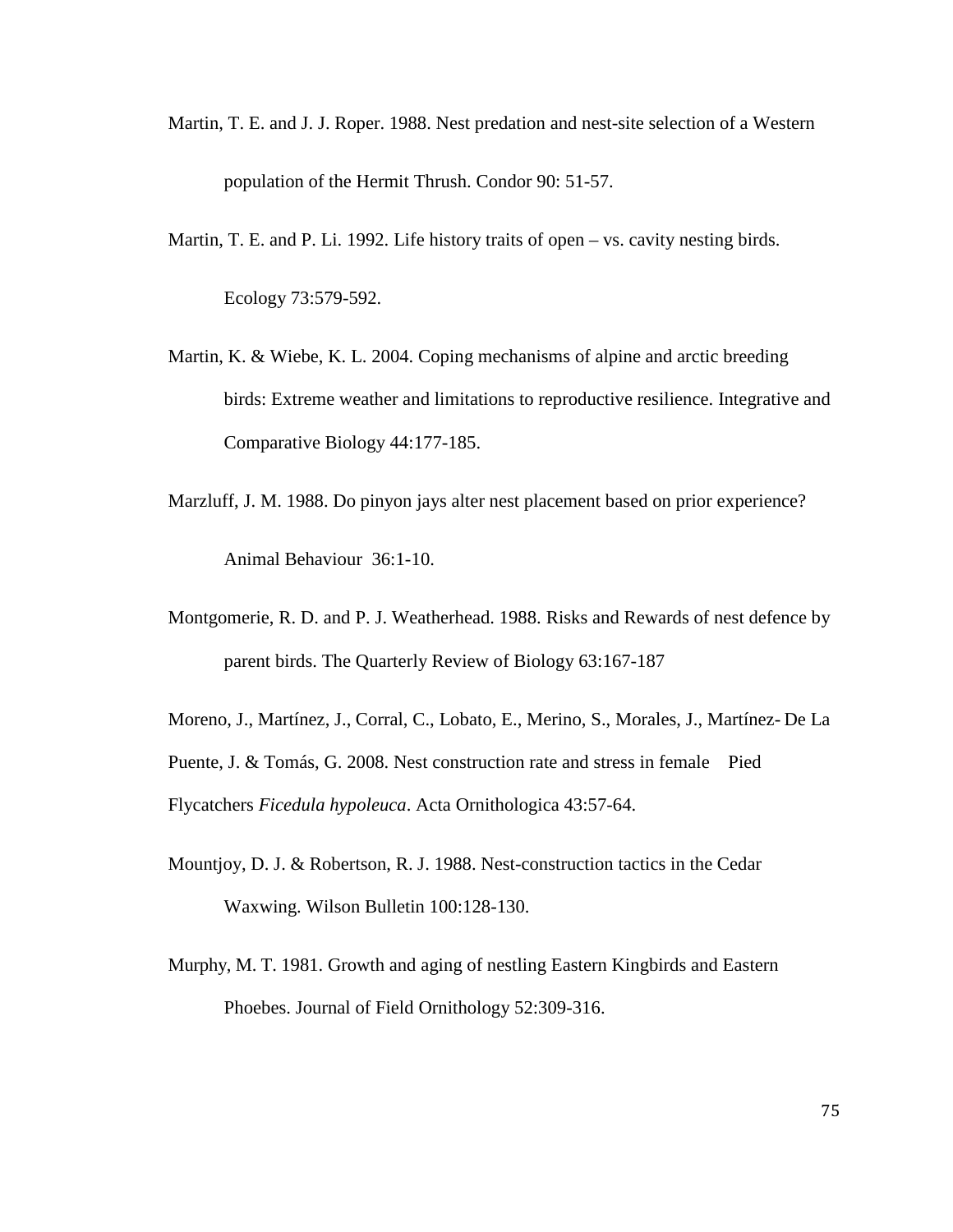Martin, T. E. and J. J. Roper. 1988. Nest predation and nest-site selection of a Western population of the Hermit Thrush. Condor 90: 51-57.

Martin, T. E. and P. Li. 1992. Life history traits of open – vs. cavity nesting birds. Ecology 73:579-592.

Martin, K. & Wiebe, K. L. 2004. Coping mechanisms of alpine and arctic breeding birds: Extreme weather and limitations to reproductive resilience. Integrative and Comparative Biology 44:177-185.

Marzluff, J. M. 1988. Do pinyon jays alter nest placement based on prior experience? Animal Behaviour 36:1-10.

Montgomerie, R. D. and P. J. Weatherhead. 1988. Risks and Rewards of nest defence by parent birds. The Quarterly Review of Biology 63:167-187

Moreno, J., Martínez, J., Corral, C., Lobato, E., Merino, S., Morales, J., Martínez- De La Puente, J. & Tomás, G. 2008. Nest construction rate and stress in female Pied Flycatchers *Ficedula hypoleuca*. Acta Ornithologica 43:57-64.

Mountjoy, D. J. & Robertson, R. J. 1988. Nest-construction tactics in the Cedar Waxwing. Wilson Bulletin 100:128-130.

Murphy, M. T. 1981. Growth and aging of nestling Eastern Kingbirds and Eastern Phoebes. Journal of Field Ornithology 52:309-316.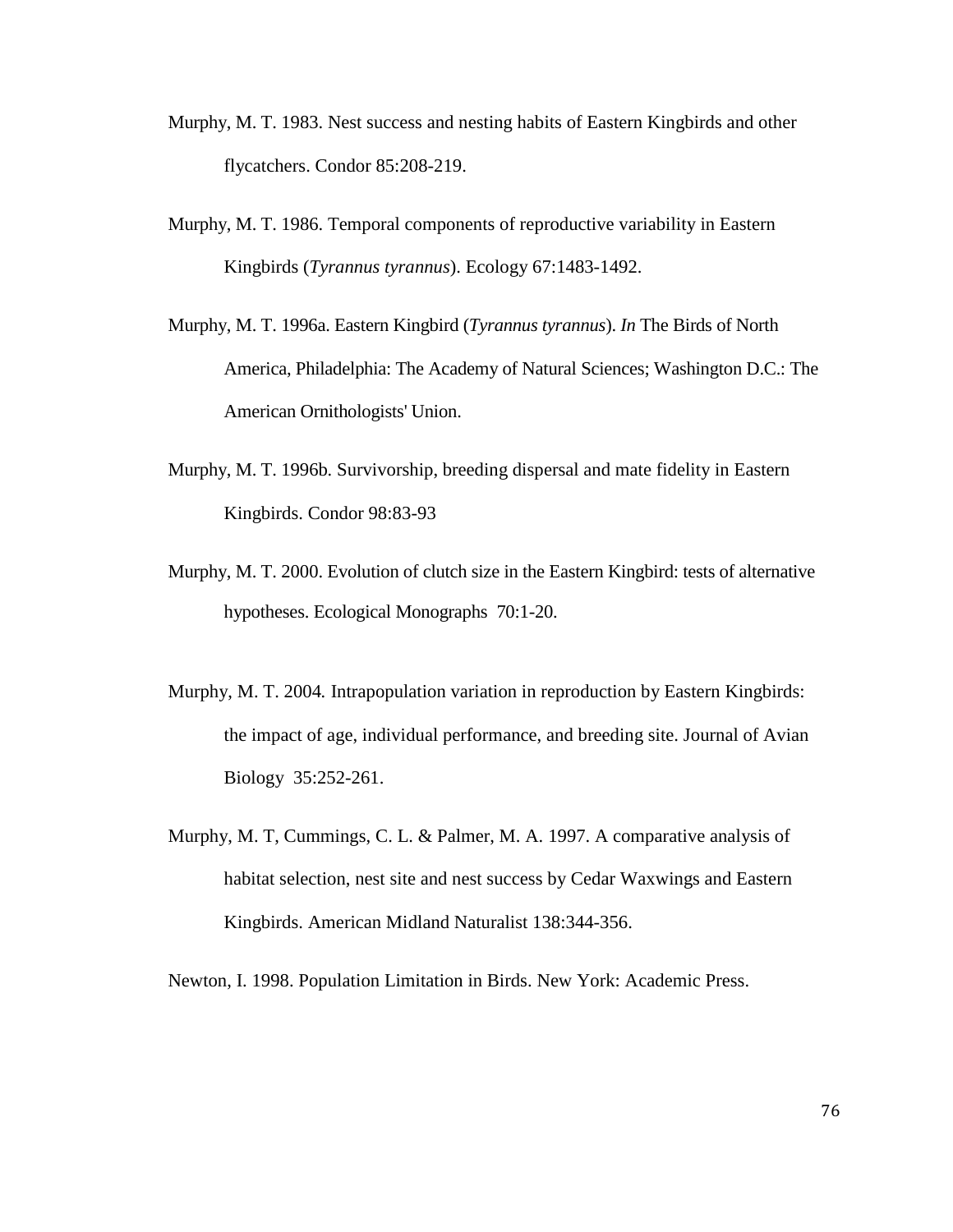Murphy, M. T. 1983. Nest success and nesting habits of Eastern Kingbirds and other flycatchers. Condor 85:208-219.

Murphy, M. T. 1986. Temporal components of reproductive variability in Eastern Kingbirds (*Tyrannus tyrannus*). Ecology 67:1483-1492.

Murphy, M. T. 1996a. Eastern Kingbird (*Tyrannus tyrannus*). *In* The Birds of North America, Philadelphia: The Academy of Natural Sciences; Washington D.C.: The American Ornithologists' Union.

Murphy, M. T. 1996b. Survivorship, breeding dispersal and mate fidelity in Eastern Kingbirds. Condor 98:83-93

Murphy, M. T. 2000. Evolution of clutch size in the Eastern Kingbird: tests of alternative hypotheses. Ecological Monographs 70:1-20.

Murphy, M. T. 2004. Intrapopulation variation in reproduction by Eastern Kingbirds: the impact of age, individual performance, and breeding site. Journal of Avian Biology 35:252-261.

Murphy, M. T, Cummings, C. L. & Palmer, M. A. 1997. A comparative analysis of habitat selection, nest site and nest success by Cedar Waxwings and Eastern Kingbirds. American Midland Naturalist 138:344-356.

Newton, I. 1998. Population Limitation in Birds. New York: Academic Press.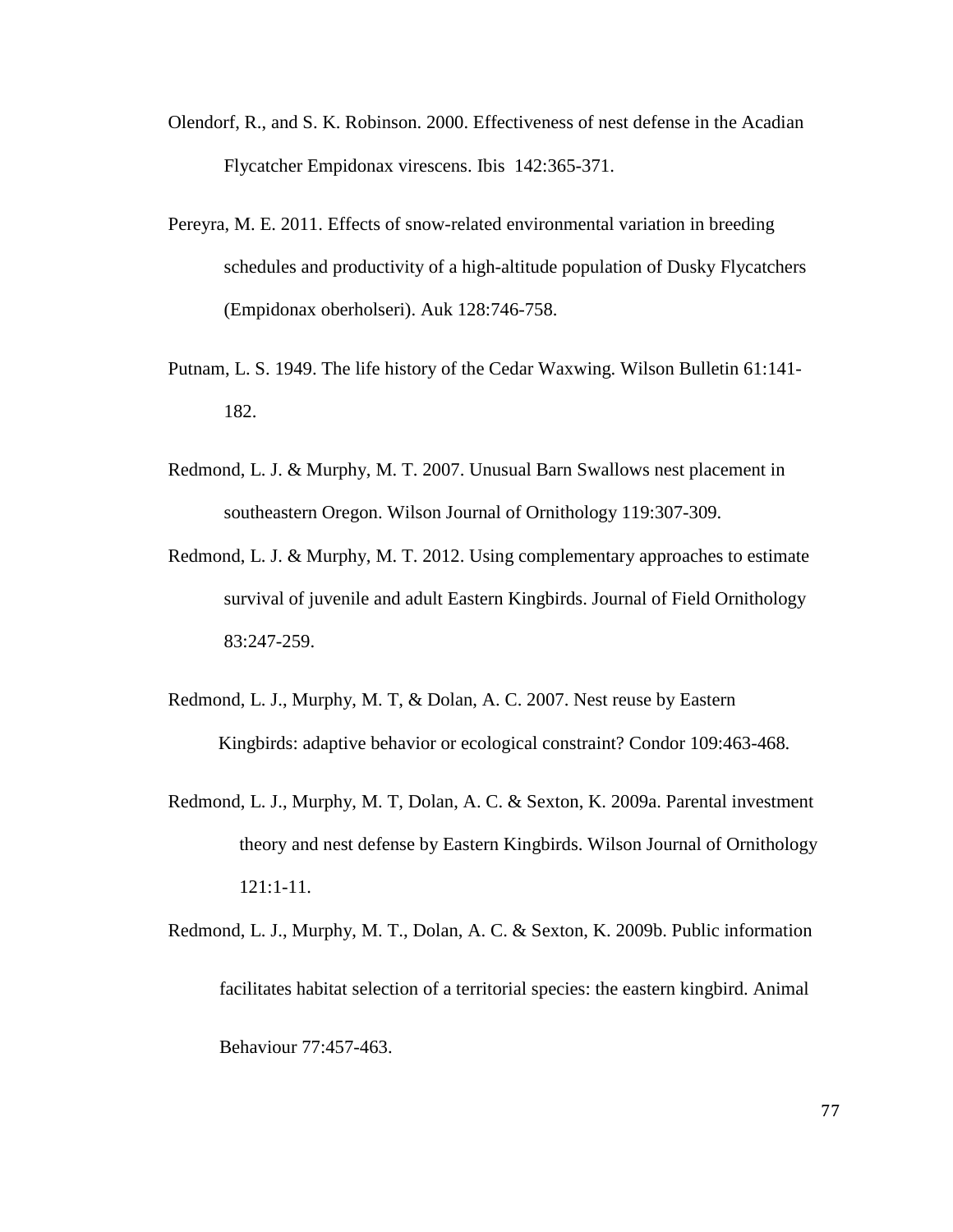Olendorf, R., and S. K. Robinson. 2000. Effectiveness of nest defense in the Acadian Flycatcher Empidonax virescens. Ibis 142:365-371.

Pereyra, M. E. 2011. Effects of snow-related environmental variation in breeding schedules and productivity of a high-altitude population of Dusky Flycatchers (Empidonax oberholseri). Auk 128:746-758.

Putnam, L. S. 1949. The life history of the Cedar Waxwing. Wilson Bulletin 61:141-182.

Redmond, L. J. & Murphy, M. T. 2007. Unusual Barn Swallows nest placement in southeastern Oregon. Wilson Journal of Ornithology 119:307-309.

Redmond, L. J. & Murphy, M. T. 2012. Using complementary approaches to estimate survival of juvenile and adult Eastern Kingbirds. Journal of Field Ornithology 83:247-259.

Redmond, L. J., Murphy, M. T, & Dolan, A. C. 2007. Nest reuse by Eastern Kingbirds: adaptive behavior or ecological constraint? Condor 109:463-468.

Redmond, L. J., Murphy, M. T, Dolan, A. C. & Sexton, K. 2009a. Parental investment theory and nest defense by Eastern Kingbirds. Wilson Journal of Ornithology 121:1-11.

Redmond, L. J., Murphy, M. T., Dolan, A. C. & Sexton, K. 2009b. Public information facilitates habitat selection of a territorial species: the eastern kingbird. Animal Behaviour 77:457-463.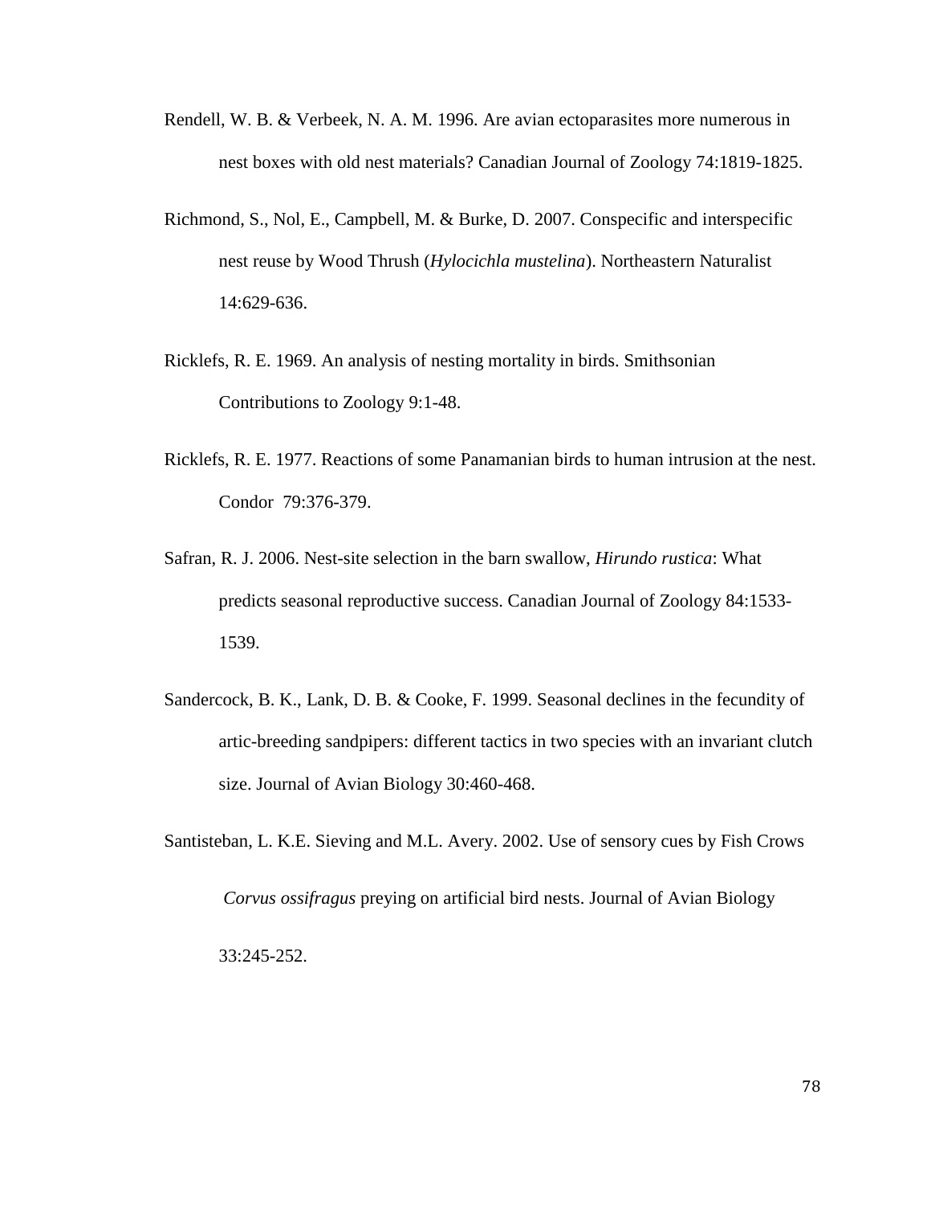Rendell, W. B. & Verbeek, N. A. M. 1996. Are avian ectoparasites more numerous in nest boxes with old nest materials? Canadian Journal of Zoology 74:1819-1825.

Richmond, S., Nol, E., Campbell, M. & Burke, D. 2007. Conspecific and interspecific nest reuse by Wood Thrush (*Hylocichla mustelina*). Northeastern Naturalist 14:629-636.

Ricklefs, R. E. 1969. An analysis of nesting mortality in birds. Smithsonian Contributions to Zoology 9:1-48.

Ricklefs, R. E. 1977. Reactions of some Panamanian birds to human intrusion at the nest. Condor 79:376-379.

Safran, R. J. 2006. Nest-site selection in the barn swallow, *Hirundo rustica*: What predicts seasonal reproductive success. Canadian Journal of Zoology 84:1533-1539.

Sandercock, B. K., Lank, D. B. & Cooke, F. 1999. Seasonal declines in the fecundity of artic-breeding sandpipers: different tactics in two species with an invariant clutch size. Journal of Avian Biology 30:460-468.

Santisteban, L. K.E. Sieving and M.L. Avery. 2002. Use of sensory cues by Fish Crows *Corvus ossifragus* preying on artificial bird nests. Journal of Avian Biology 33:245-252.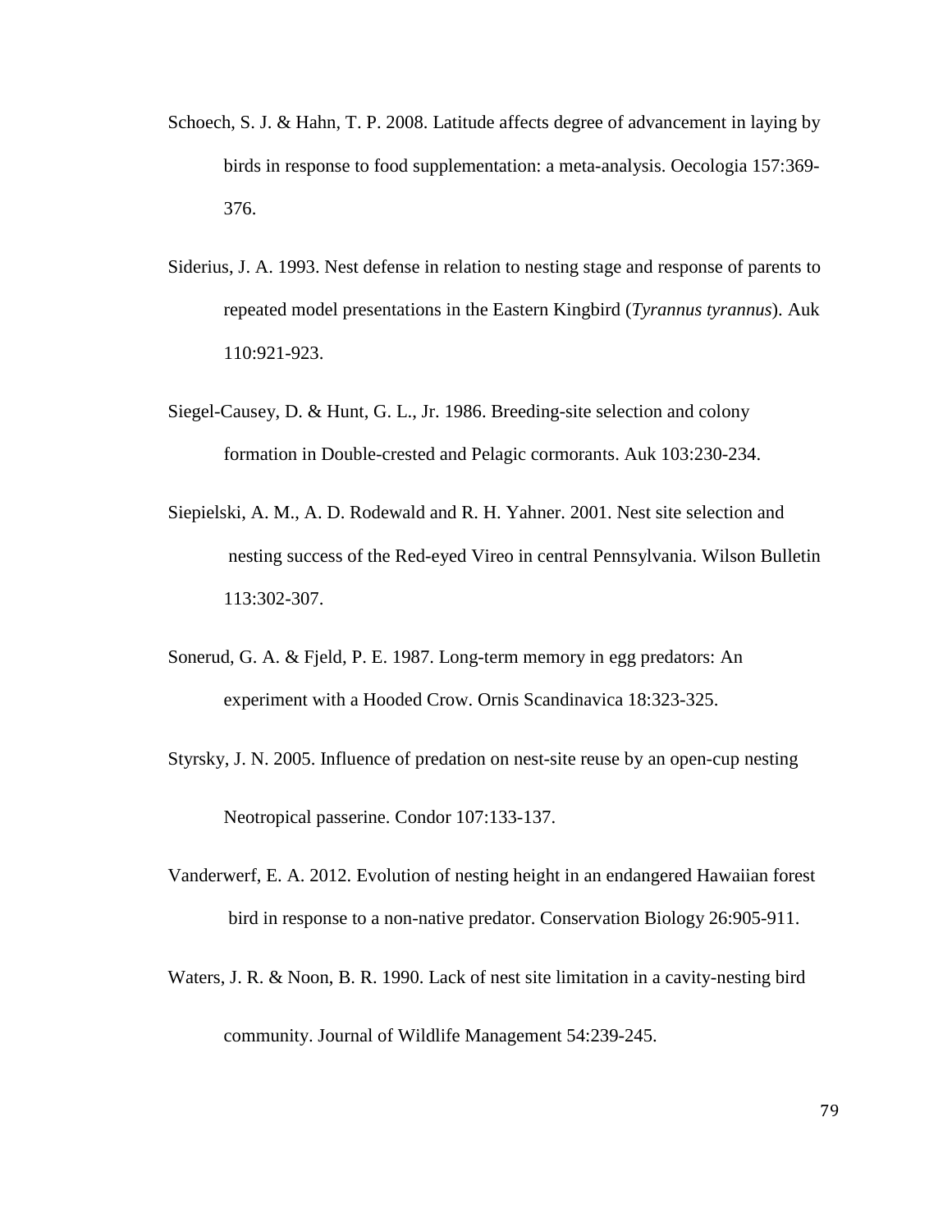Schoech, S. J. & Hahn, T. P. 2008. Latitude affects degree of advancement in laying by birds in response to food supplementation: a meta-analysis. Oecologia 157:369-376.

Siderius, J. A. 1993. Nest defense in relation to nesting stage and response of parents to repeated model presentations in the Eastern Kingbird (*Tyrannus tyrannus*). Auk 110:921-923.

Siegel-Causey, D. & Hunt, G. L., Jr. 1986. Breeding-site selection and colony formation in Double-crested and Pelagic cormorants. Auk 103:230-234.

Siepielski, A. M., A. D. Rodewald and R. H. Yahner. 2001. Nest site selection and nesting success of the Red-eyed Vireo in central Pennsylvania. Wilson Bulletin 113:302-307.

Sonerud, G. A. & Fjeld, P. E. 1987. Long-term memory in egg predators: An experiment with a Hooded Crow. Ornis Scandinavica 18:323-325.

Styrsky, J. N. 2005. Influence of predation on nest-site reuse by an open-cup nesting Neotropical passerine. Condor 107:133-137.

Vanderwerf, E. A. 2012. Evolution of nesting height in an endangered Hawaiian forest bird in response to a non-native predator. Conservation Biology 26:905-911.

Waters, J. R. & Noon, B. R. 1990. Lack of nest site limitation in a cavity-nesting bird community. Journal of Wildlife Management 54:239-245.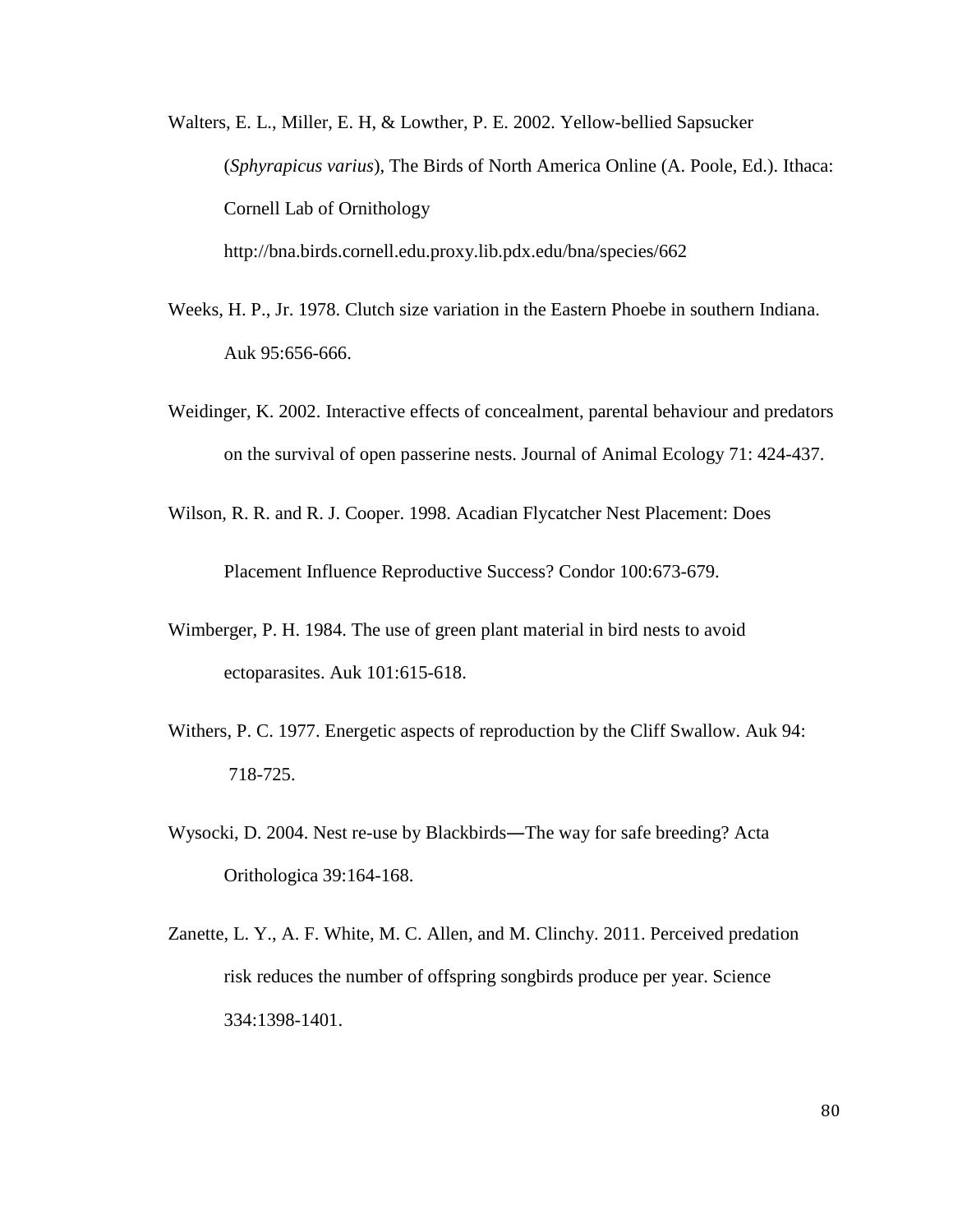Walters, E. L., Miller, E. H, & Lowther, P. E. 2002. Yellow-bellied Sapsucker (*Sphyrapicus varius*), The Birds of North America Online (A. Poole, Ed.). Ithaca: Cornell Lab of Ornithology http://bna.birds.cornell.edu.proxy.lib.pdx.edu/bna/species/662

Weeks, H. P., Jr. 1978. Clutch size variation in the Eastern Phoebe in southern Indiana. Auk 95:656-666.

Weidinger, K. 2002. Interactive effects of concealment, parental behaviour and predators on the survival of open passerine nests. Journal of Animal Ecology 71: 424-437.

Wilson, R. R. and R. J. Cooper. 1998. Acadian Flycatcher Nest Placement: Does Placement Influence Reproductive Success? Condor 100:673-679.

Wimberger, P. H. 1984. The use of green plant material in bird nests to avoid ectoparasites. Auk 101:615-618.

Withers, P. C. 1977. Energetic aspects of reproduction by the Cliff Swallow. Auk 94: 718-725.

Wysocki, D. 2004. Nest re-use by Blackbirds—The way for safe breeding? Acta Orithologica 39:164-168.

Zanette, L. Y., A. F. White, M. C. Allen, and M. Clinchy. 2011. Perceived predation risk reduces the number of offspring songbirds produce per year. Science 334:1398-1401.